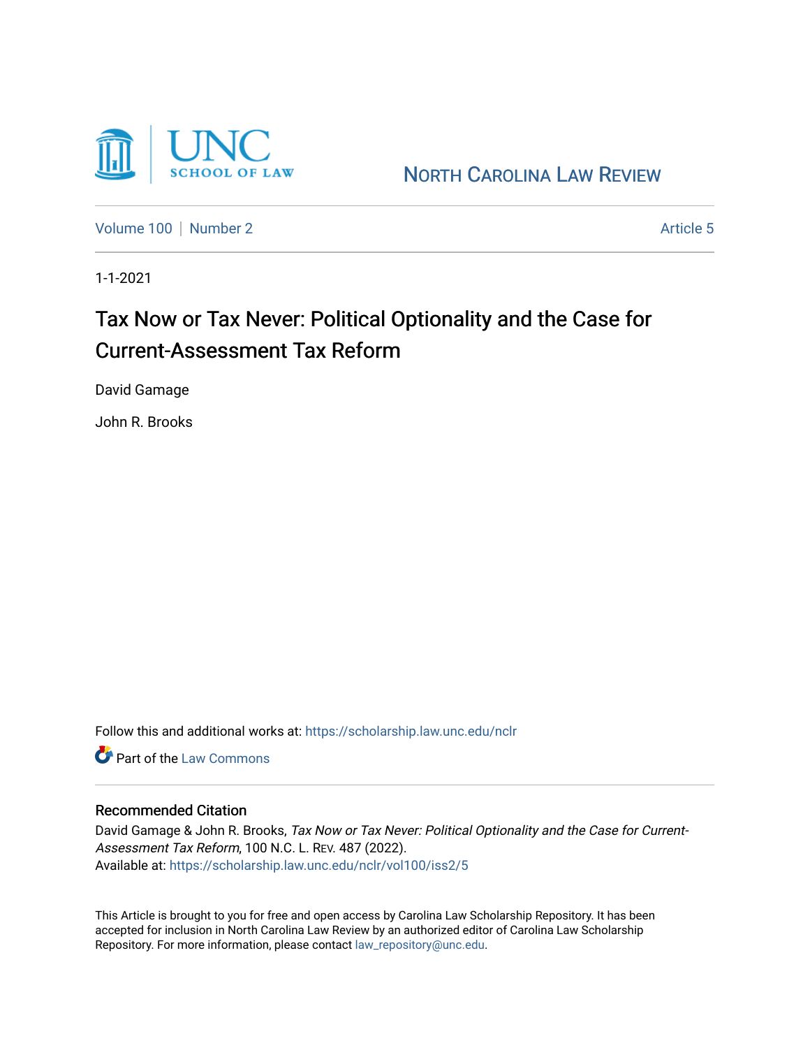NORTH CAROLINA LAW REVIEW

Volume 100 | Number 2 Article 5

1-1-2021

# Tax Now or Tax Never: Political Optionality and the Case for Current-Assessment Tax Reform

David Gamage

John R. Brooks

Follow this and additional works at: https://scholarship.law.unc.edu/nclr

Part of the Law Commons

## Recommended Citation

David Gamage & John R. Brooks, *Tax Now or Tax Never: Political Optionality and the Case for Current-Assessment Tax Reform*, 100 N.C. L. REV. 487 (2022).
Available at: https://scholarship.law.unc.edu/nclr/vol100/iss2/5

This Article is brought to you for free and open access by Carolina Law Scholarship Repository. It has been accepted for inclusion in North Carolina Law Review by an authorized editor of Carolina Law Scholarship Repository. For more information, please contact law_repository@unc.edu.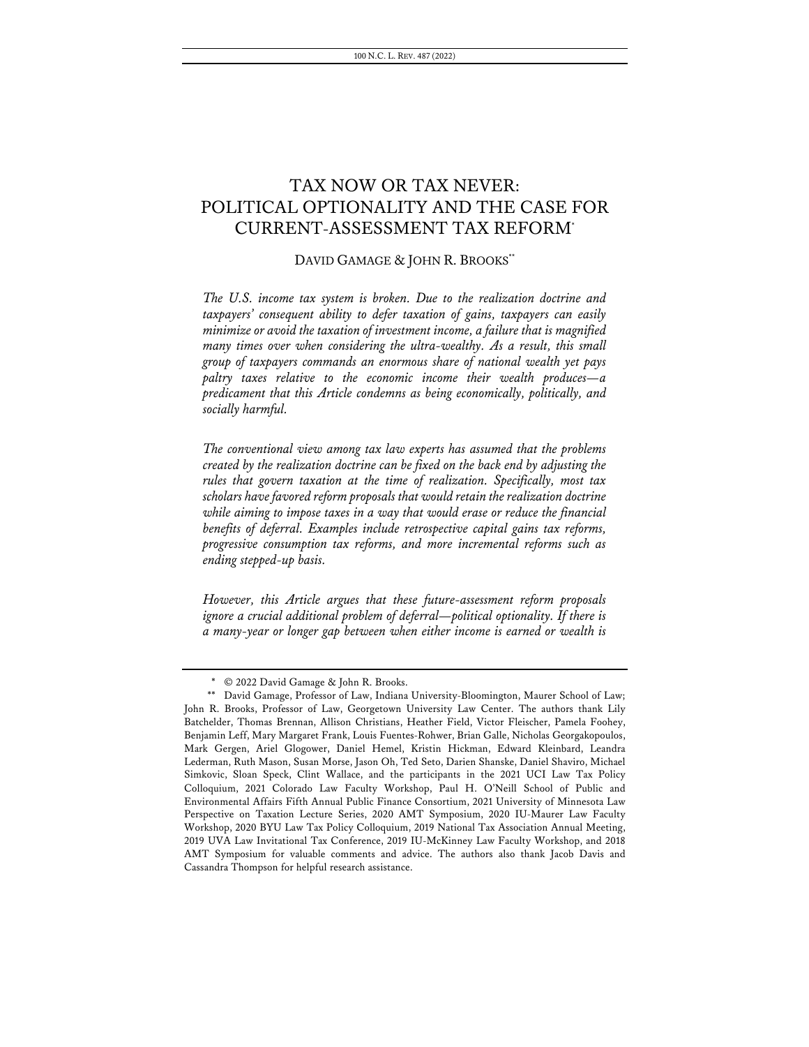# TAX NOW OR TAX NEVER: POLITICAL OPTIONALITY AND THE CASE FOR CURRENT-ASSESSMENT TAX REFORM*

DAVID GAMAGE & JOHN R. BROOKS**

*The U.S. income tax system is broken. Due to the realization doctrine and taxpayers' consequent ability to defer taxation of gains, taxpayers can easily minimize or avoid the taxation of investment income, a failure that is magnified many times over when considering the ultra-wealthy. As a result, this small group of taxpayers commands an enormous share of national wealth yet pays paltry taxes relative to the economic income their wealth produces—a predicament that this Article condemns as being economically, politically, and socially harmful.*

*The conventional view among tax law experts has assumed that the problems created by the realization doctrine can be fixed on the back end by adjusting the rules that govern taxation at the time of realization. Specifically, most tax scholars have favored reform proposals that would retain the realization doctrine while aiming to impose taxes in a way that would erase or reduce the financial benefits of deferral. Examples include retrospective capital gains tax reforms, progressive consumption tax reforms, and more incremental reforms such as ending stepped-up basis.*

*However, this Article argues that these future-assessment reform proposals ignore a crucial additional problem of deferral—political optionality. If there is a many-year or longer gap between when either income is earned or wealth is*

---

\* © 2022 David Gamage & John R. Brooks.

\*\* David Gamage, Professor of Law, Indiana University-Bloomington, Maurer School of Law; John R. Brooks, Professor of Law, Georgetown University Law Center. The authors thank Lily Batchelder, Thomas Brennan, Allison Christians, Heather Field, Victor Fleischer, Pamela Foohey, Benjamin Leff, Mary Margaret Frank, Louis Fuentes-Rohwer, Brian Galle, Nicholas Georgakopoulos, Mark Gergen, Ariel Glogower, Daniel Hemel, Kristin Hickman, Edward Kleinbard, Leandra Lederman, Ruth Mason, Susan Morse, Jason Oh, Ted Seto, Darien Shanske, Daniel Shaviro, Michael Simkovic, Sloan Speck, Clint Wallace, and the participants in the 2021 UCI Law Tax Policy Colloquium, 2021 Colorado Law Faculty Workshop, Paul H. O'Neill School of Public and Environmental Affairs Fifth Annual Public Finance Consortium, 2021 University of Minnesota Law Perspective on Taxation Lecture Series, 2020 AMT Symposium, 2020 IU-Maurer Law Faculty Workshop, 2020 BYU Law Tax Policy Colloquium, 2019 National Tax Association Annual Meeting, 2019 UVA Law Invitational Tax Conference, 2019 IU-McKinney Law Faculty Workshop, and 2018 AMT Symposium for valuable comments and advice. The authors also thank Jacob Davis and Cassandra Thompson for helpful research assistance.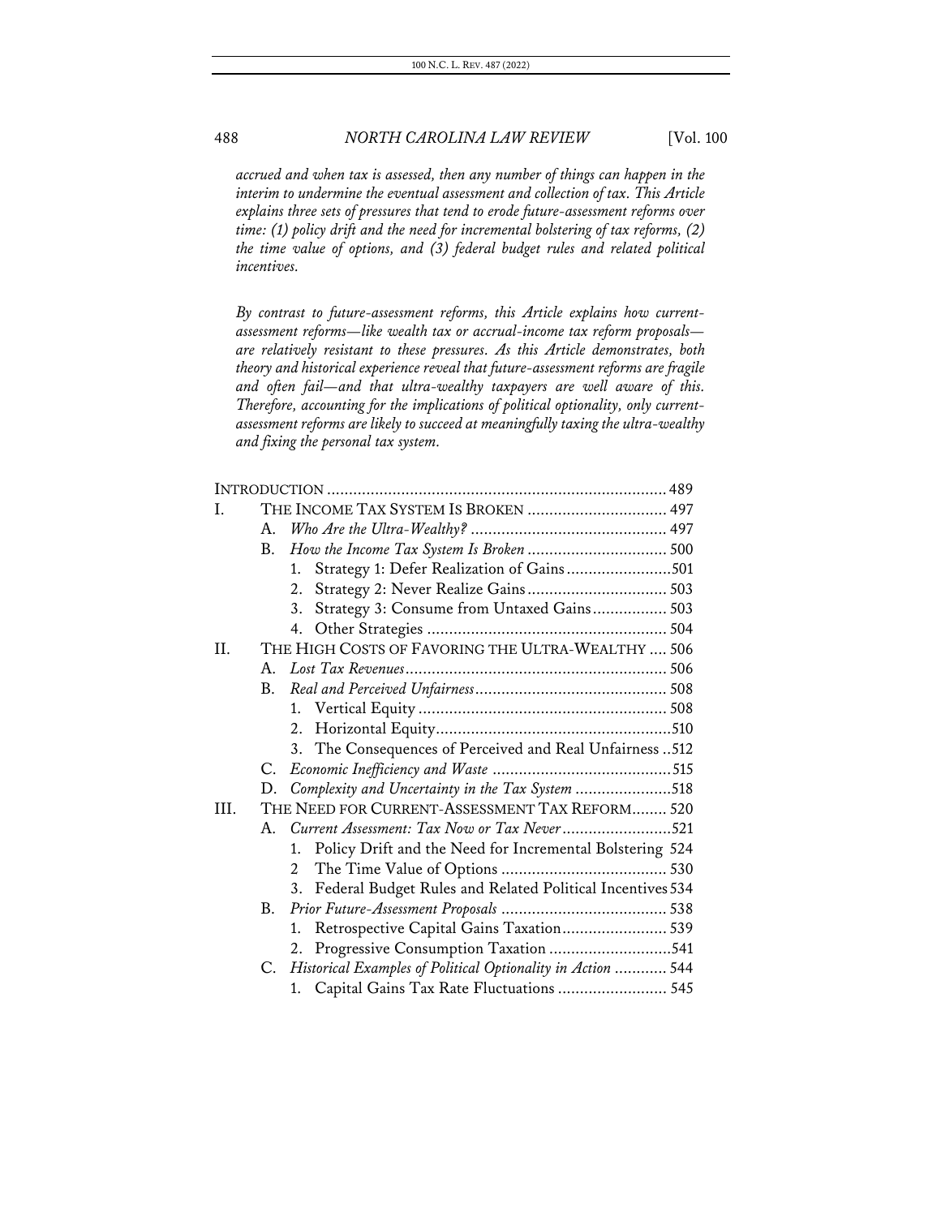*accrued and when tax is assessed, then any number of things can happen in the interim to undermine the eventual assessment and collection of tax. This Article explains three sets of pressures that tend to erode future-assessment reforms over time: (1) policy drift and the need for incremental bolstering of tax reforms, (2) the time value of options, and (3) federal budget rules and related political incentives.*

*By contrast to future-assessment reforms, this Article explains how current-assessment reforms—like wealth tax or accrual-income tax reform proposals—are relatively resistant to these pressures. As this Article demonstrates, both theory and historical experience reveal that future-assessment reforms are fragile and often fail—and that ultra-wealthy taxpayers are well aware of this. Therefore, accounting for the implications of political optionality, only current-assessment reforms are likely to succeed at meaningfully taxing the ultra-wealthy and fixing the personal tax system.*

INTRODUCTION .......... 489

I. THE INCOME TAX SYSTEM IS BROKEN .......... 497
   - A. *Who Are the Ultra-Wealthy?* .......... 497
   - B. *How the Income Tax System Is Broken* .......... 500
     1. Strategy 1: Defer Realization of Gains .......... 501
     2. Strategy 2: Never Realize Gains .......... 503
     3. Strategy 3: Consume from Untaxed Gains .......... 503
     4. Other Strategies .......... 504

II. THE HIGH COSTS OF FAVORING THE ULTRA-WEALTHY .......... 506
   - A. *Lost Tax Revenues* .......... 506
   - B. *Real and Perceived Unfairness* .......... 508
     1. Vertical Equity .......... 508
     2. Horizontal Equity .......... 510
     3. The Consequences of Perceived and Real Unfairness .......... 512
   - C. *Economic Inefficiency and Waste* .......... 515
   - D. *Complexity and Uncertainty in the Tax System* .......... 518

III. THE NEED FOR CURRENT-ASSESSMENT TAX REFORM .......... 520
   - A. *Current Assessment: Tax Now or Tax Never* .......... 521
     1. Policy Drift and the Need for Incremental Bolstering .......... 524
     2. The Time Value of Options .......... 530
     3. Federal Budget Rules and Related Political Incentives .......... 534
   - B. *Prior Future-Assessment Proposals* .......... 538
     1. Retrospective Capital Gains Taxation .......... 539
     2. Progressive Consumption Taxation .......... 541
   - C. *Historical Examples of Political Optionality in Action* .......... 544
     1. Capital Gains Tax Rate Fluctuations .......... 545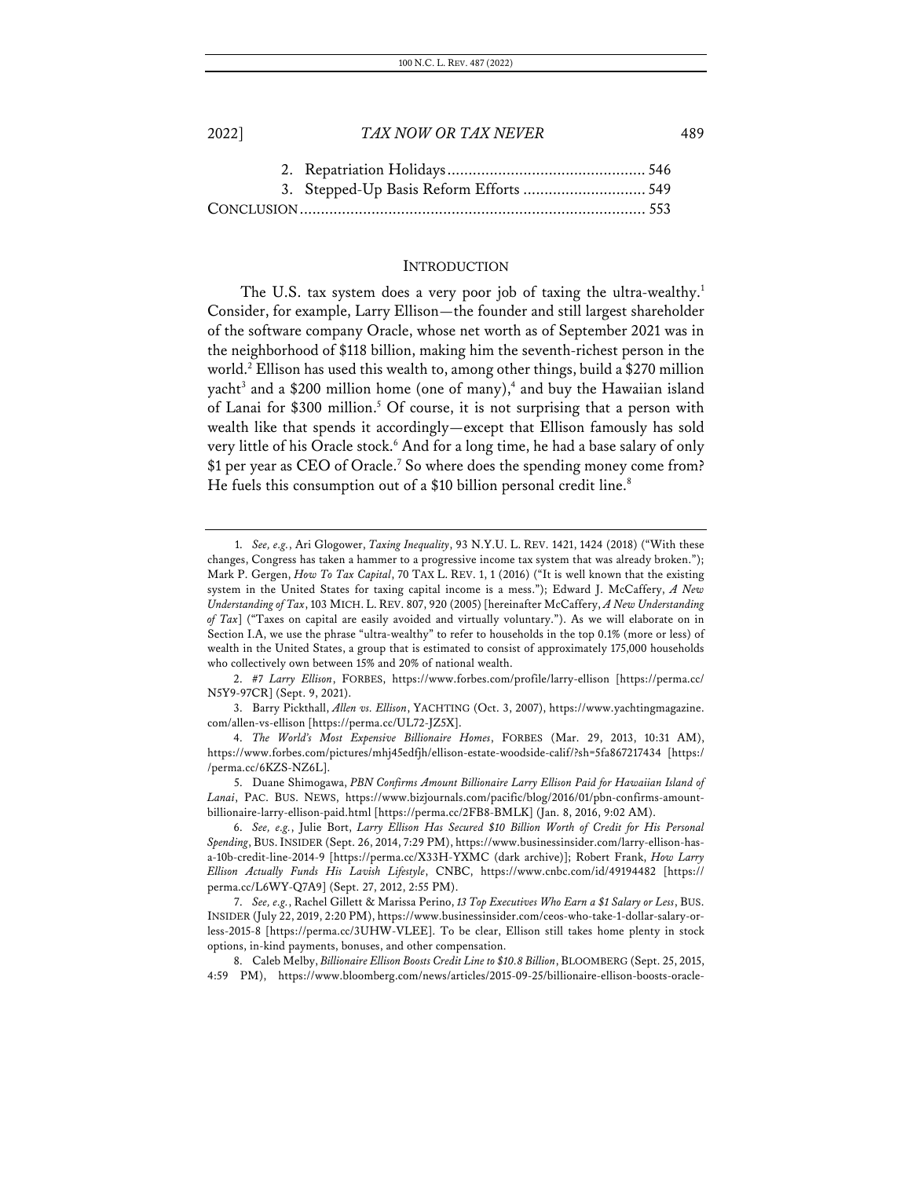2. Repatriation Holidays ............................................. 546
3. Stepped-Up Basis Reform Efforts ............................ 549

CONCLUSION ................................................................................ 553

## INTRODUCTION

The U.S. tax system does a very poor job of taxing the ultra-wealthy.[1] Consider, for example, Larry Ellison—the founder and still largest shareholder of the software company Oracle, whose net worth as of September 2021 was in the neighborhood of $118 billion, making him the seventh-richest person in the world.[2] Ellison has used this wealth to, among other things, build a $270 million yacht[3] and a $200 million home (one of many),[4] and buy the Hawaiian island of Lanai for $300 million.[5] Of course, it is not surprising that a person with wealth like that spends it accordingly—except that Ellison famously has sold very little of his Oracle stock.[6] And for a long time, he had a base salary of only $1 per year as CEO of Oracle.[7] So where does the spending money come from? He fuels this consumption out of a $10 billion personal credit line.[8]

---

1. *See, e.g.*, Ari Glogower, *Taxing Inequality*, 93 N.Y.U. L. REV. 1421, 1424 (2018) ("With these changes, Congress has taken a hammer to a progressive income tax system that was already broken."); Mark P. Gergen, *How To Tax Capital*, 70 TAX L. REV. 1, 1 (2016) ("It is well known that the existing system in the United States for taxing capital income is a mess."); Edward J. McCaffery, *A New Understanding of Tax*, 103 MICH. L. REV. 807, 920 (2005) [hereinafter McCaffery, *A New Understanding of Tax*] ("Taxes on capital are easily avoided and virtually voluntary."). As we will elaborate on in Section I.A, we use the phrase "ultra-wealthy" to refer to households in the top 0.1% (more or less) of wealth in the United States, a group that is estimated to consist of approximately 175,000 households who collectively own between 15% and 20% of national wealth.

2. *#7 Larry Ellison*, FORBES, https://www.forbes.com/profile/larry-ellison [https://perma.cc/N5Y9-97CR] (Sept. 9, 2021).

3. Barry Pickthall, *Allen vs. Ellison*, YACHTING (Oct. 3, 2007), https://www.yachtingmagazine.com/allen-vs-ellison [https://perma.cc/UL72-JZ5X].

4. *The World's Most Expensive Billionaire Homes*, FORBES (Mar. 29, 2013, 10:31 AM), https://www.forbes.com/pictures/mhj45edfjh/ellison-estate-woodside-calif/?sh=5fa867217434 [https://perma.cc/6KZS-NZ6L].

5. Duane Shimogawa, *PBN Confirms Amount Billionaire Larry Ellison Paid for Hawaiian Island of Lanai*, PAC. BUS. NEWS, https://www.bizjournals.com/pacific/blog/2016/01/pbn-confirms-amount-billionaire-larry-ellison-paid.html [https://perma.cc/2FB8-BMLK] (Jan. 8, 2016, 9:02 AM).

6. *See, e.g.*, Julie Bort, *Larry Ellison Has Secured $10 Billion Worth of Credit for His Personal Spending*, BUS. INSIDER (Sept. 26, 2014, 7:29 PM), https://www.businessinsider.com/larry-ellison-has-a-10b-credit-line-2014-9 [https://perma.cc/X33H-YXMC (dark archive)]; Robert Frank, *How Larry Ellison Actually Funds His Lavish Lifestyle*, CNBC, https://www.cnbc.com/id/49194482 [https://perma.cc/L6WY-Q7A9] (Sept. 27, 2012, 2:55 PM).

7. *See, e.g.*, Rachel Gillett & Marissa Perino, *13 Top Executives Who Earn a $1 Salary or Less*, BUS. INSIDER (July 22, 2019, 2:20 PM), https://www.businessinsider.com/ceos-who-take-1-dollar-salary-or-less-2015-8 [https://perma.cc/3UHW-VLEE]. To be clear, Ellison still takes home plenty in stock options, in-kind payments, bonuses, and other compensation.

8. Caleb Melby, *Billionaire Ellison Boosts Credit Line to $10.8 Billion*, BLOOMBERG (Sept. 25, 2015, 4:59 PM), https://www.bloomberg.com/news/articles/2015-09-25/billionaire-ellison-boosts-oracle-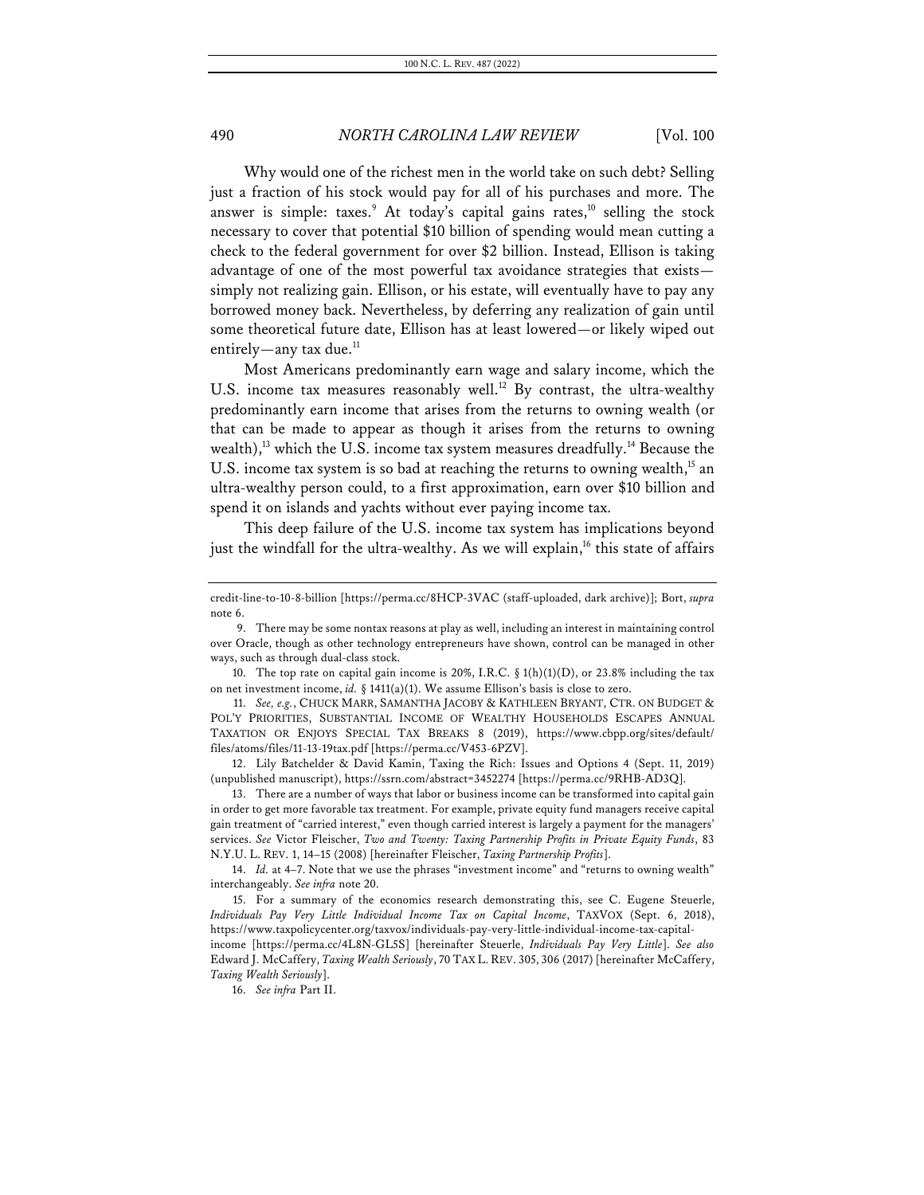Why would one of the richest men in the world take on such debt? Selling just a fraction of his stock would pay for all of his purchases and more. The answer is simple: taxes.[9] At today's capital gains rates,[10] selling the stock necessary to cover that potential $10 billion of spending would mean cutting a check to the federal government for over $2 billion. Instead, Ellison is taking advantage of one of the most powerful tax avoidance strategies that exists—simply not realizing gain. Ellison, or his estate, will eventually have to pay any borrowed money back. Nevertheless, by deferring any realization of gain until some theoretical future date, Ellison has at least lowered—or likely wiped out entirely—any tax due.[11]

Most Americans predominantly earn wage and salary income, which the U.S. income tax measures reasonably well.[12] By contrast, the ultra-wealthy predominantly earn income that arises from the returns to owning wealth (or that can be made to appear as though it arises from the returns to owning wealth),[13] which the U.S. income tax system measures dreadfully.[14] Because the U.S. income tax system is so bad at reaching the returns to owning wealth,[15] an ultra-wealthy person could, to a first approximation, earn over $10 billion and spend it on islands and yachts without ever paying income tax.

This deep failure of the U.S. income tax system has implications beyond just the windfall for the ultra-wealthy. As we will explain,[16] this state of affairs

---

credit-line-to-10-8-billion [https://perma.cc/8HCP-3VAC (staff-uploaded, dark archive)]; Bort, *supra* note 6.

9. There may be some nontax reasons at play as well, including an interest in maintaining control over Oracle, though as other technology entrepreneurs have shown, control can be managed in other ways, such as through dual-class stock.

10. The top rate on capital gain income is 20%, I.R.C. § 1(h)(1)(D), or 23.8% including the tax on net investment income, *id.* § 1411(a)(1). We assume Ellison's basis is close to zero.

11. *See, e.g.*, CHUCK MARR, SAMANTHA JACOBY & KATHLEEN BRYANT, CTR. ON BUDGET & POL'Y PRIORITIES, SUBSTANTIAL INCOME OF WEALTHY HOUSEHOLDS ESCAPES ANNUAL TAXATION OR ENJOYS SPECIAL TAX BREAKS 8 (2019), https://www.cbpp.org/sites/default/files/atoms/files/11-13-19tax.pdf [https://perma.cc/V453-6PZV].

12. Lily Batchelder & David Kamin, Taxing the Rich: Issues and Options 4 (Sept. 11, 2019) (unpublished manuscript), https://ssrn.com/abstract=3452274 [https://perma.cc/9RHB-AD3Q].

13. There are a number of ways that labor or business income can be transformed into capital gain in order to get more favorable tax treatment. For example, private equity fund managers receive capital gain treatment of "carried interest," even though carried interest is largely a payment for the managers' services. *See* Victor Fleischer, *Two and Twenty: Taxing Partnership Profits in Private Equity Funds*, 83 N.Y.U. L. REV. 1, 14–15 (2008) [hereinafter Fleischer, *Taxing Partnership Profits*].

14. *Id.* at 4–7. Note that we use the phrases "investment income" and "returns to owning wealth" interchangeably. *See infra* note 20.

15. For a summary of the economics research demonstrating this, see C. Eugene Steuerle, *Individuals Pay Very Little Individual Income Tax on Capital Income*, TAXVOX (Sept. 6, 2018), https://www.taxpolicycenter.org/taxvox/individuals-pay-very-little-individual-income-tax-capital-income [https://perma.cc/4L8N-GL5S] [hereinafter Steuerle, *Individuals Pay Very Little*]. *See also* Edward J. McCaffery, *Taxing Wealth Seriously*, 70 TAX L. REV. 305, 306 (2017) [hereinafter McCaffery, *Taxing Wealth Seriously*].

16. *See infra* Part II.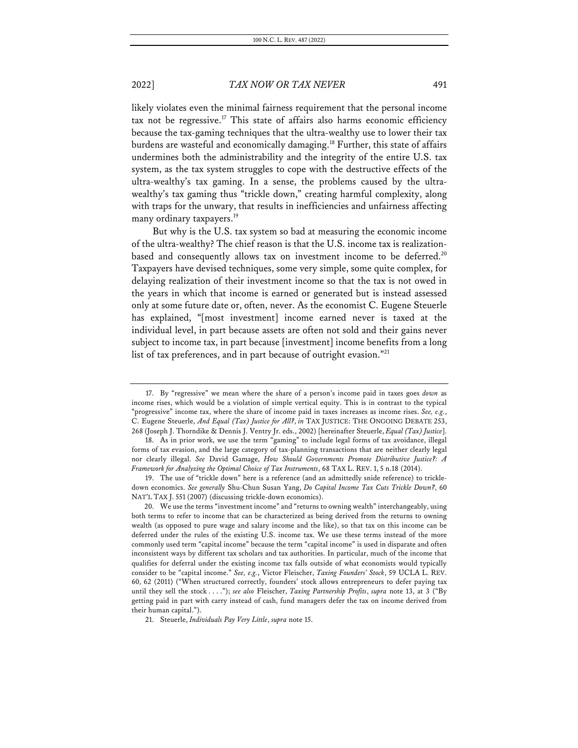likely violates even the minimal fairness requirement that the personal income tax not be regressive.[17] This state of affairs also harms economic efficiency because the tax-gaming techniques that the ultra-wealthy use to lower their tax burdens are wasteful and economically damaging.[18] Further, this state of affairs undermines both the administrability and the integrity of the entire U.S. tax system, as the tax system struggles to cope with the destructive effects of the ultra-wealthy's tax gaming. In a sense, the problems caused by the ultra-wealthy's tax gaming thus "trickle down," creating harmful complexity, along with traps for the unwary, that results in inefficiencies and unfairness affecting many ordinary taxpayers.[19]

But why is the U.S. tax system so bad at measuring the economic income of the ultra-wealthy? The chief reason is that the U.S. income tax is realization-based and consequently allows tax on investment income to be deferred.[20] Taxpayers have devised techniques, some very simple, some quite complex, for delaying realization of their investment income so that the tax is not owed in the years in which that income is earned or generated but is instead assessed only at some future date or, often, never. As the economist C. Eugene Steuerle has explained, "[most investment] income earned never is taxed at the individual level, in part because assets are often not sold and their gains never subject to income tax, in part because [investment] income benefits from a long list of tax preferences, and in part because of outright evasion."[21]

---

17. By "regressive" we mean where the share of a person's income paid in taxes goes *down* as income rises, which would be a violation of simple vertical equity. This is in contrast to the typical "progressive" income tax, where the share of income paid in taxes increases as income rises. *See, e.g.*, C. Eugene Steuerle, *And Equal (Tax) Justice for All?*, *in* TAX JUSTICE: THE ONGOING DEBATE 253, 268 (Joseph J. Thorndike & Dennis J. Ventry Jr. eds., 2002) [hereinafter Steuerle, *Equal (Tax) Justice*].

18. As in prior work, we use the term "gaming" to include legal forms of tax avoidance, illegal forms of tax evasion, and the large category of tax-planning transactions that are neither clearly legal nor clearly illegal. *See* David Gamage, *How Should Governments Promote Distributive Justice?: A Framework for Analyzing the Optimal Choice of Tax Instruments*, 68 TAX L. REV. 1, 5 n.18 (2014).

19. The use of "trickle down" here is a reference (and an admittedly snide reference) to trickle-down economics. *See generally* Shu-Chun Susan Yang, *Do Capital Income Tax Cuts Trickle Down?*, 60 NAT'L TAX J. 551 (2007) (discussing trickle-down economics).

20. We use the terms "investment income" and "returns to owning wealth" interchangeably, using both terms to refer to income that can be characterized as being derived from the returns to owning wealth (as opposed to pure wage and salary income and the like), so that tax on this income can be deferred under the rules of the existing U.S. income tax. We use these terms instead of the more commonly used term "capital income" because the term "capital income" is used in disparate and often inconsistent ways by different tax scholars and tax authorities. In particular, much of the income that qualifies for deferral under the existing income tax falls outside of what economists would typically consider to be "capital income." *See, e.g.*, Victor Fleischer, *Taxing Founders' Stock*, 59 UCLA L. REV. 60, 62 (2011) ("When structured correctly, founders' stock allows entrepreneurs to defer paying tax until they sell the stock . . . ."); *see also* Fleischer, *Taxing Partnership Profits*, *supra* note 13, at 3 ("By getting paid in part with carry instead of cash, fund managers defer the tax on income derived from their human capital.").

21. Steuerle, *Individuals Pay Very Little*, *supra* note 15.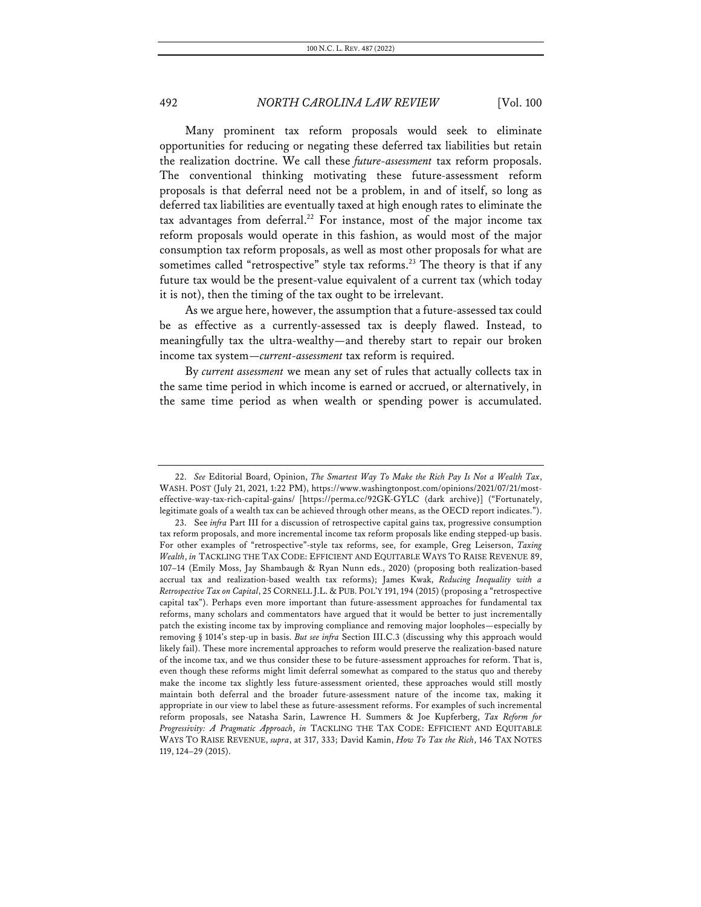Many prominent tax reform proposals would seek to eliminate opportunities for reducing or negating these deferred tax liabilities but retain the realization doctrine. We call these *future-assessment* tax reform proposals. The conventional thinking motivating these future-assessment reform proposals is that deferral need not be a problem, in and of itself, so long as deferred tax liabilities are eventually taxed at high enough rates to eliminate the tax advantages from deferral.[22] For instance, most of the major income tax reform proposals would operate in this fashion, as would most of the major consumption tax reform proposals, as well as most other proposals for what are sometimes called "retrospective" style tax reforms.[23] The theory is that if any future tax would be the present-value equivalent of a current tax (which today it is not), then the timing of the tax ought to be irrelevant.

As we argue here, however, the assumption that a future-assessed tax could be as effective as a currently-assessed tax is deeply flawed. Instead, to meaningfully tax the ultra-wealthy—and thereby start to repair our broken income tax system—*current-assessment* tax reform is required.

By *current assessment* we mean any set of rules that actually collects tax in the same time period in which income is earned or accrued, or alternatively, in the same time period as when wealth or spending power is accumulated.

---

22. *See* Editorial Board, Opinion, *The Smartest Way To Make the Rich Pay Is Not a Wealth Tax*, WASH. POST (July 21, 2021, 1:22 PM), https://www.washingtonpost.com/opinions/2021/07/21/most-effective-way-tax-rich-capital-gains/ [https://perma.cc/92GK-GYLC (dark archive)] ("Fortunately, legitimate goals of a wealth tax can be achieved through other means, as the OECD report indicates.").

23. See *infra* Part III for a discussion of retrospective capital gains tax, progressive consumption tax reform proposals, and more incremental income tax reform proposals like ending stepped-up basis. For other examples of "retrospective"-style tax reforms, see, for example, Greg Leiserson, *Taxing Wealth*, *in* TACKLING THE TAX CODE: EFFICIENT AND EQUITABLE WAYS TO RAISE REVENUE 89, 107–14 (Emily Moss, Jay Shambaugh & Ryan Nunn eds., 2020) (proposing both realization-based accrual tax and realization-based wealth tax reforms); James Kwak, *Reducing Inequality with a Retrospective Tax on Capital*, 25 CORNELL J.L. & PUB. POL'Y 191, 194 (2015) (proposing a "retrospective capital tax"). Perhaps even more important than future-assessment approaches for fundamental tax reforms, many scholars and commentators have argued that it would be better to just incrementally patch the existing income tax by improving compliance and removing major loopholes—especially by removing § 1014's step-up in basis. *But see infra* Section III.C.3 (discussing why this approach would likely fail). These more incremental approaches to reform would preserve the realization-based nature of the income tax, and we thus consider these to be future-assessment approaches for reform. That is, even though these reforms might limit deferral somewhat as compared to the status quo and thereby make the income tax slightly less future-assessment oriented, these approaches would still mostly maintain both deferral and the broader future-assessment nature of the income tax, making it appropriate in our view to label these as future-assessment reforms. For examples of such incremental reform proposals, see Natasha Sarin, Lawrence H. Summers & Joe Kupferberg, *Tax Reform for Progressivity: A Pragmatic Approach*, *in* TACKLING THE TAX CODE: EFFICIENT AND EQUITABLE WAYS TO RAISE REVENUE, *supra*, at 317, 333; David Kamin, *How To Tax the Rich*, 146 TAX NOTES 119, 124–29 (2015).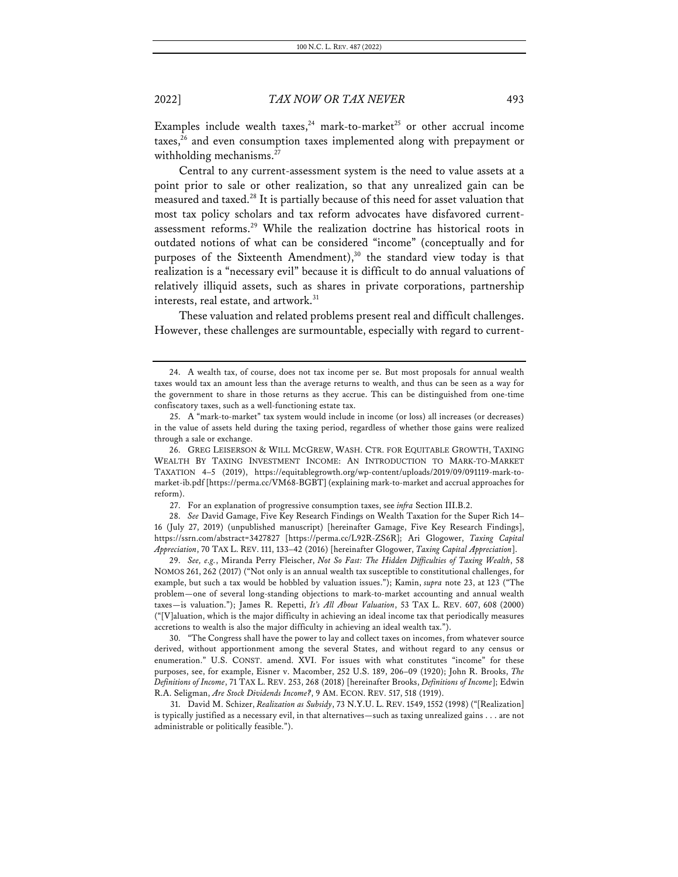Examples include wealth taxes,[24] mark-to-market[25] or other accrual income taxes,[26] and even consumption taxes implemented along with prepayment or withholding mechanisms.[27]

Central to any current-assessment system is the need to value assets at a point prior to sale or other realization, so that any unrealized gain can be measured and taxed.[28] It is partially because of this need for asset valuation that most tax policy scholars and tax reform advocates have disfavored current-assessment reforms.[29] While the realization doctrine has historical roots in outdated notions of what can be considered "income" (conceptually and for purposes of the Sixteenth Amendment),[30] the standard view today is that realization is a "necessary evil" because it is difficult to do annual valuations of relatively illiquid assets, such as shares in private corporations, partnership interests, real estate, and artwork.[31]

These valuation and related problems present real and difficult challenges. However, these challenges are surmountable, especially with regard to current-

---

24. A wealth tax, of course, does not tax income per se. But most proposals for annual wealth taxes would tax an amount less than the average returns to wealth, and thus can be seen as a way for the government to share in those returns as they accrue. This can be distinguished from one-time confiscatory taxes, such as a well-functioning estate tax.

25. A "mark-to-market" tax system would include in income (or loss) all increases (or decreases) in the value of assets held during the taxing period, regardless of whether those gains were realized through a sale or exchange.

26. GREG LEISERSON & WILL MCGREW, WASH. CTR. FOR EQUITABLE GROWTH, TAXING WEALTH BY TAXING INVESTMENT INCOME: AN INTRODUCTION TO MARK-TO-MARKET TAXATION 4–5 (2019), https://equitablegrowth.org/wp-content/uploads/2019/09/091119-mark-to-market-ib.pdf [https://perma.cc/VM68-BGBT] (explaining mark-to-market and accrual approaches for reform).

27. For an explanation of progressive consumption taxes, see *infra* Section III.B.2.

28. *See* David Gamage, Five Key Research Findings on Wealth Taxation for the Super Rich 14–16 (July 27, 2019) (unpublished manuscript) [hereinafter Gamage, Five Key Research Findings], https://ssrn.com/abstract=3427827 [https://perma.cc/L92R-ZS6R]; Ari Glogower, *Taxing Capital Appreciation*, 70 TAX L. REV. 111, 133–42 (2016) [hereinafter Glogower, *Taxing Capital Appreciation*].

29. *See, e.g.*, Miranda Perry Fleischer, *Not So Fast: The Hidden Difficulties of Taxing Wealth*, 58 NOMOS 261, 262 (2017) ("Not only is an annual wealth tax susceptible to constitutional challenges, for example, but such a tax would be hobbled by valuation issues."); Kamin, *supra* note 23, at 123 ("The problem—one of several long-standing objections to mark-to-market accounting and annual wealth taxes—is valuation."); James R. Repetti, *It's All About Valuation*, 53 TAX L. REV. 607, 608 (2000) ("[V]aluation, which is the major difficulty in achieving an ideal income tax that periodically measures accretions to wealth is also the major difficulty in achieving an ideal wealth tax.").

30. "The Congress shall have the power to lay and collect taxes on incomes, from whatever source derived, without apportionment among the several States, and without regard to any census or enumeration." U.S. CONST. amend. XVI. For issues with what constitutes "income" for these purposes, see, for example, Eisner v. Macomber, 252 U.S. 189, 206–09 (1920); John R. Brooks, *The Definitions of Income*, 71 TAX L. REV. 253, 268 (2018) [hereinafter Brooks, *Definitions of Income*]; Edwin R.A. Seligman, *Are Stock Dividends Income?*, 9 AM. ECON. REV. 517, 518 (1919).

31. David M. Schizer, *Realization as Subsidy*, 73 N.Y.U. L. REV. 1549, 1552 (1998) ("[Realization] is typically justified as a necessary evil, in that alternatives—such as taxing unrealized gains . . . are not administrable or politically feasible.").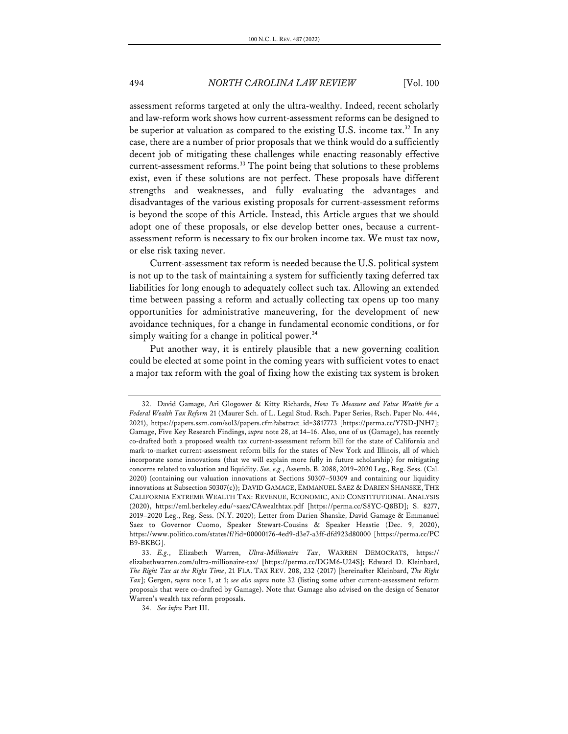assessment reforms targeted at only the ultra-wealthy. Indeed, recent scholarly and law-reform work shows how current-assessment reforms can be designed to be superior at valuation as compared to the existing U.S. income tax.[32] In any case, there are a number of prior proposals that we think would do a sufficiently decent job of mitigating these challenges while enacting reasonably effective current-assessment reforms.[33] The point being that solutions to these problems exist, even if these solutions are not perfect. These proposals have different strengths and weaknesses, and fully evaluating the advantages and disadvantages of the various existing proposals for current-assessment reforms is beyond the scope of this Article. Instead, this Article argues that we should adopt one of these proposals, or else develop better ones, because a current-assessment reform is necessary to fix our broken income tax. We must tax now, or else risk taxing never.

Current-assessment tax reform is needed because the U.S. political system is not up to the task of maintaining a system for sufficiently taxing deferred tax liabilities for long enough to adequately collect such tax. Allowing an extended time between passing a reform and actually collecting tax opens up too many opportunities for administrative maneuvering, for the development of new avoidance techniques, for a change in fundamental economic conditions, or for simply waiting for a change in political power.[34]

Put another way, it is entirely plausible that a new governing coalition could be elected at some point in the coming years with sufficient votes to enact a major tax reform with the goal of fixing how the existing tax system is broken

---

32. David Gamage, Ari Glogower & Kitty Richards, *How To Measure and Value Wealth for a Federal Wealth Tax Reform* 21 (Maurer Sch. of L. Legal Stud. Rsch. Paper Series, Rsch. Paper No. 444, 2021), https://papers.ssrn.com/sol3/papers.cfm?abstract_id=3817773 [https://perma.cc/Y7SD-JNH7]; Gamage, Five Key Research Findings, *supra* note 28, at 14–16. Also, one of us (Gamage), has recently co-drafted both a proposed wealth tax current-assessment reform bill for the state of California and mark-to-market current-assessment reform bills for the states of New York and Illinois, all of which incorporate some innovations (that we will explain more fully in future scholarship) for mitigating concerns related to valuation and liquidity. *See, e.g.*, Assemb. B. 2088, 2019–2020 Leg., Reg. Sess. (Cal. 2020) (containing our valuation innovations at Sections 50307–50309 and containing our liquidity innovations at Subsection 50307(c)); DAVID GAMAGE, EMMANUEL SAEZ & DARIEN SHANSKE, THE CALIFORNIA EXTREME WEALTH TAX: REVENUE, ECONOMIC, AND CONSTITUTIONAL ANALYSIS (2020), https://eml.berkeley.edu/~saez/CAwealthtax.pdf [https://perma.cc/S8YC-Q8BD]; S. 8277, 2019–2020 Leg., Reg. Sess. (N.Y. 2020); Letter from Darien Shanske, David Gamage & Emmanuel Saez to Governor Cuomo, Speaker Stewart-Cousins & Speaker Heastie (Dec. 9, 2020), https://www.politico.com/states/f/?id=00000176-4ed9-d3e7-a3ff-dfd923d80000 [https://perma.cc/PCB9-BKBG].

33. *E.g.*, Elizabeth Warren, *Ultra-Millionaire Tax*, WARREN DEMOCRATS, https://elizabethwarren.com/ultra-millionaire-tax/ [https://perma.cc/DGM6-U24S]; Edward D. Kleinbard, *The Right Tax at the Right Time*, 21 FLA. TAX REV. 208, 232 (2017) [hereinafter Kleinbard, *The Right Tax*]; Gergen, *supra* note 1, at 1; *see also supra* note 32 (listing some other current-assessment reform proposals that were co-drafted by Gamage). Note that Gamage also advised on the design of Senator Warren's wealth tax reform proposals.

34. *See infra* Part III.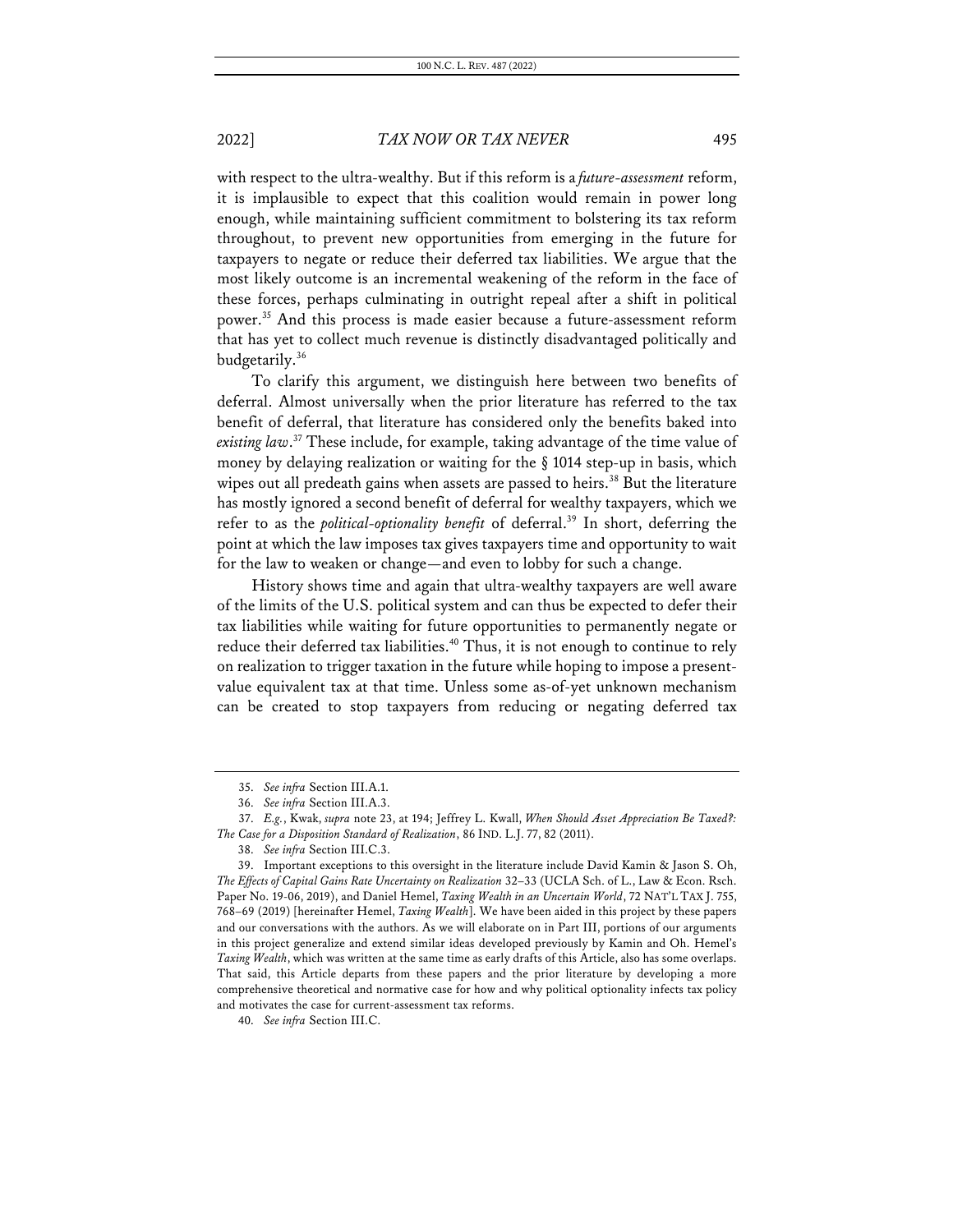with respect to the ultra-wealthy. But if this reform is a *future-assessment* reform, it is implausible to expect that this coalition would remain in power long enough, while maintaining sufficient commitment to bolstering its tax reform throughout, to prevent new opportunities from emerging in the future for taxpayers to negate or reduce their deferred tax liabilities. We argue that the most likely outcome is an incremental weakening of the reform in the face of these forces, perhaps culminating in outright repeal after a shift in political power.[35] And this process is made easier because a future-assessment reform that has yet to collect much revenue is distinctly disadvantaged politically and budgetarily.[36]

To clarify this argument, we distinguish here between two benefits of deferral. Almost universally when the prior literature has referred to the tax benefit of deferral, that literature has considered only the benefits baked into *existing law*.[37] These include, for example, taking advantage of the time value of money by delaying realization or waiting for the § 1014 step-up in basis, which wipes out all predeath gains when assets are passed to heirs.[38] But the literature has mostly ignored a second benefit of deferral for wealthy taxpayers, which we refer to as the *political-optionality benefit* of deferral.[39] In short, deferring the point at which the law imposes tax gives taxpayers time and opportunity to wait for the law to weaken or change—and even to lobby for such a change.

History shows time and again that ultra-wealthy taxpayers are well aware of the limits of the U.S. political system and can thus be expected to defer their tax liabilities while waiting for future opportunities to permanently negate or reduce their deferred tax liabilities.[40] Thus, it is not enough to continue to rely on realization to trigger taxation in the future while hoping to impose a present-value equivalent tax at that time. Unless some as-of-yet unknown mechanism can be created to stop taxpayers from reducing or negating deferred tax

---

35. *See infra* Section III.A.1.

36. *See infra* Section III.A.3.

37. *E.g.*, Kwak, *supra* note 23, at 194; Jeffrey L. Kwall, *When Should Asset Appreciation Be Taxed?: The Case for a Disposition Standard of Realization*, 86 IND. L.J. 77, 82 (2011).

38. *See infra* Section III.C.3.

39. Important exceptions to this oversight in the literature include David Kamin & Jason S. Oh, *The Effects of Capital Gains Rate Uncertainty on Realization* 32–33 (UCLA Sch. of L., Law & Econ. Rsch. Paper No. 19-06, 2019), and Daniel Hemel, *Taxing Wealth in an Uncertain World*, 72 NAT'L TAX J. 755, 768–69 (2019) [hereinafter Hemel, *Taxing Wealth*]. We have been aided in this project by these papers and our conversations with the authors. As we will elaborate on in Part III, portions of our arguments in this project generalize and extend similar ideas developed previously by Kamin and Oh. Hemel's *Taxing Wealth*, which was written at the same time as early drafts of this Article, also has some overlaps. That said, this Article departs from these papers and the prior literature by developing a more comprehensive theoretical and normative case for how and why political optionality infects tax policy and motivates the case for current-assessment tax reforms.

40. *See infra* Section III.C.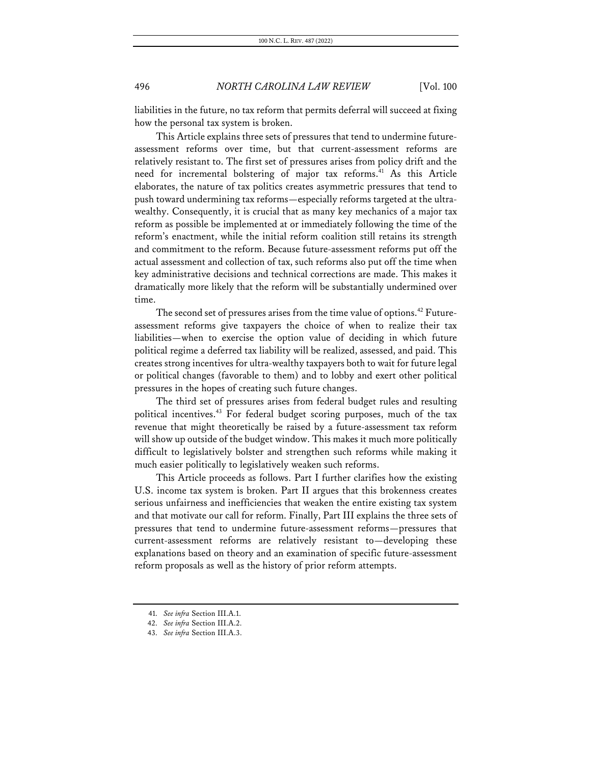liabilities in the future, no tax reform that permits deferral will succeed at fixing how the personal tax system is broken.

This Article explains three sets of pressures that tend to undermine future-assessment reforms over time, but that current-assessment reforms are relatively resistant to. The first set of pressures arises from policy drift and the need for incremental bolstering of major tax reforms.[41] As this Article elaborates, the nature of tax politics creates asymmetric pressures that tend to push toward undermining tax reforms—especially reforms targeted at the ultra-wealthy. Consequently, it is crucial that as many key mechanics of a major tax reform as possible be implemented at or immediately following the time of the reform's enactment, while the initial reform coalition still retains its strength and commitment to the reform. Because future-assessment reforms put off the actual assessment and collection of tax, such reforms also put off the time when key administrative decisions and technical corrections are made. This makes it dramatically more likely that the reform will be substantially undermined over time.

The second set of pressures arises from the time value of options.[42] Future-assessment reforms give taxpayers the choice of when to realize their tax liabilities—when to exercise the option value of deciding in which future political regime a deferred tax liability will be realized, assessed, and paid. This creates strong incentives for ultra-wealthy taxpayers both to wait for future legal or political changes (favorable to them) and to lobby and exert other political pressures in the hopes of creating such future changes.

The third set of pressures arises from federal budget rules and resulting political incentives.[43] For federal budget scoring purposes, much of the tax revenue that might theoretically be raised by a future-assessment tax reform will show up outside of the budget window. This makes it much more politically difficult to legislatively bolster and strengthen such reforms while making it much easier politically to legislatively weaken such reforms.

This Article proceeds as follows. Part I further clarifies how the existing U.S. income tax system is broken. Part II argues that this brokenness creates serious unfairness and inefficiencies that weaken the entire existing tax system and that motivate our call for reform. Finally, Part III explains the three sets of pressures that tend to undermine future-assessment reforms—pressures that current-assessment reforms are relatively resistant to—developing these explanations based on theory and an examination of specific future-assessment reform proposals as well as the history of prior reform attempts.

---

41. *See infra* Section III.A.1.

42. *See infra* Section III.A.2.

43. *See infra* Section III.A.3.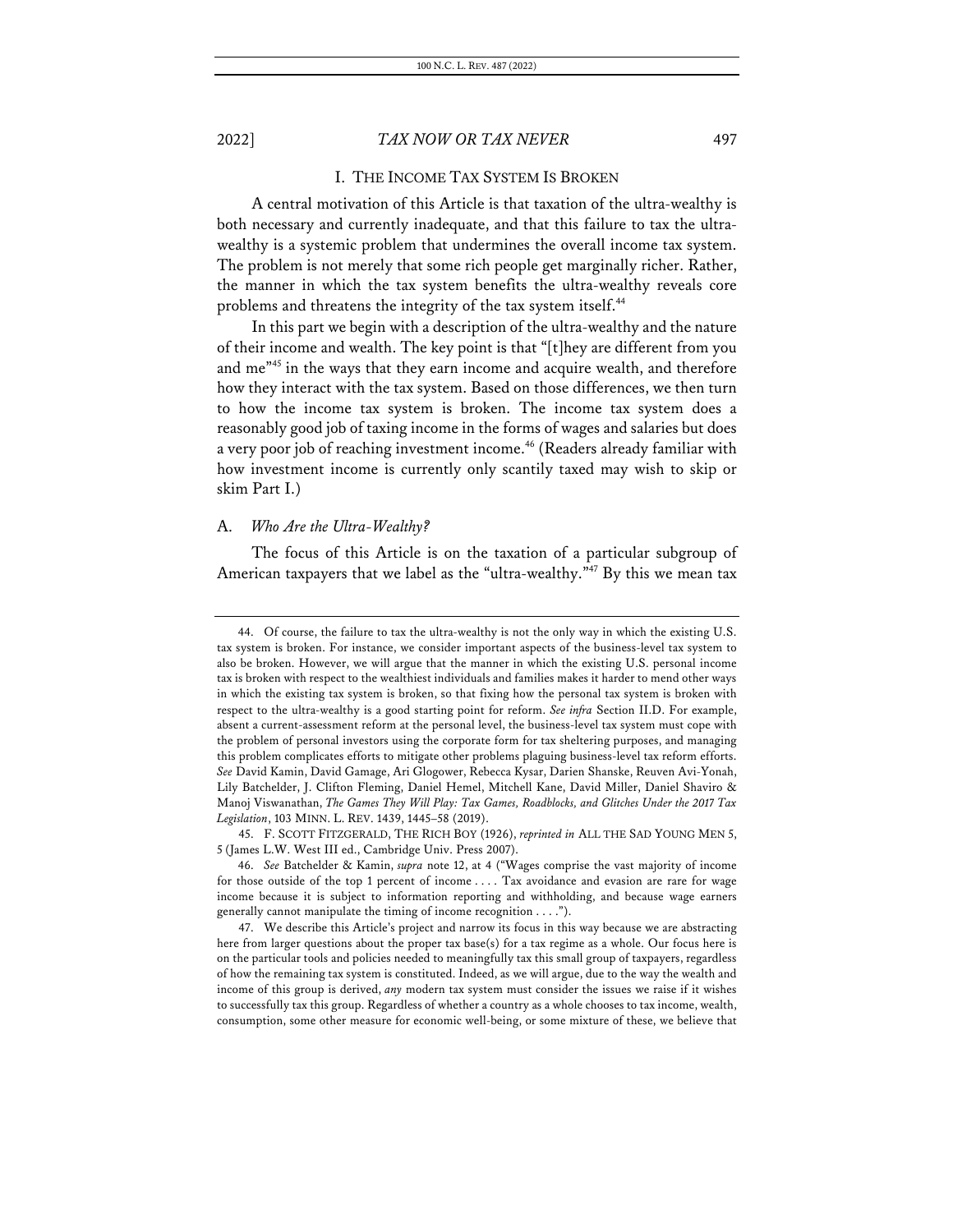## I. THE INCOME TAX SYSTEM IS BROKEN

A central motivation of this Article is that taxation of the ultra-wealthy is both necessary and currently inadequate, and that this failure to tax the ultra-wealthy is a systemic problem that undermines the overall income tax system. The problem is not merely that some rich people get marginally richer. Rather, the manner in which the tax system benefits the ultra-wealthy reveals core problems and threatens the integrity of the tax system itself.[44]

In this part we begin with a description of the ultra-wealthy and the nature of their income and wealth. The key point is that "[t]hey are different from you and me"[45] in the ways that they earn income and acquire wealth, and therefore how they interact with the tax system. Based on those differences, we then turn to how the income tax system is broken. The income tax system does a reasonably good job of taxing income in the forms of wages and salaries but does a very poor job of reaching investment income.[46] (Readers already familiar with how investment income is currently only scantily taxed may wish to skip or skim Part I.)

### A. *Who Are the Ultra-Wealthy?*

The focus of this Article is on the taxation of a particular subgroup of American taxpayers that we label as the "ultra-wealthy."[47] By this we mean tax

---

44. Of course, the failure to tax the ultra-wealthy is not the only way in which the existing U.S. tax system is broken. For instance, we consider important aspects of the business-level tax system to also be broken. However, we will argue that the manner in which the existing U.S. personal income tax is broken with respect to the wealthiest individuals and families makes it harder to mend other ways in which the existing tax system is broken, so that fixing how the personal tax system is broken with respect to the ultra-wealthy is a good starting point for reform. *See infra* Section II.D. For example, absent a current-assessment reform at the personal level, the business-level tax system must cope with the problem of personal investors using the corporate form for tax sheltering purposes, and managing this problem complicates efforts to mitigate other problems plaguing business-level tax reform efforts. *See* David Kamin, David Gamage, Ari Glogower, Rebecca Kysar, Darien Shanske, Reuven Avi-Yonah, Lily Batchelder, J. Clifton Fleming, Daniel Hemel, Mitchell Kane, David Miller, Daniel Shaviro & Manoj Viswanathan, *The Games They Will Play: Tax Games, Roadblocks, and Glitches Under the 2017 Tax Legislation*, 103 MINN. L. REV. 1439, 1445–58 (2019).

45. F. SCOTT FITZGERALD, THE RICH BOY (1926), *reprinted in* ALL THE SAD YOUNG MEN 5, 5 (James L.W. West III ed., Cambridge Univ. Press 2007).

46. *See* Batchelder & Kamin, *supra* note 12, at 4 ("Wages comprise the vast majority of income for those outside of the top 1 percent of income . . . . Tax avoidance and evasion are rare for wage income because it is subject to information reporting and withholding, and because wage earners generally cannot manipulate the timing of income recognition . . . .").

47. We describe this Article's project and narrow its focus in this way because we are abstracting here from larger questions about the proper tax base(s) for a tax regime as a whole. Our focus here is on the particular tools and policies needed to meaningfully tax this small group of taxpayers, regardless of how the remaining tax system is constituted. Indeed, as we will argue, due to the way the wealth and income of this group is derived, *any* modern tax system must consider the issues we raise if it wishes to successfully tax this group. Regardless of whether a country as a whole chooses to tax income, wealth, consumption, some other measure for economic well-being, or some mixture of these, we believe that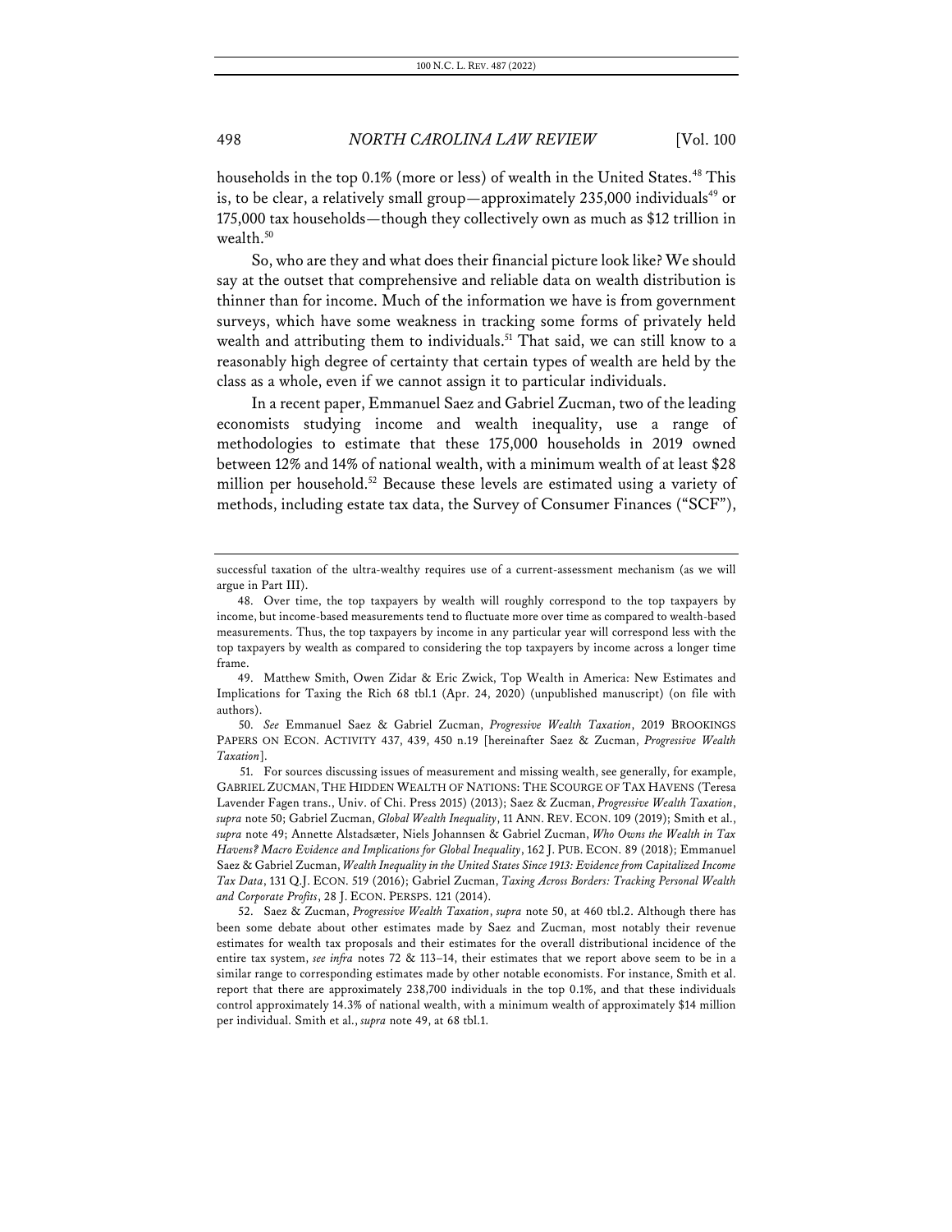households in the top 0.1% (more or less) of wealth in the United States.[48] This is, to be clear, a relatively small group—approximately 235,000 individuals[49] or 175,000 tax households—though they collectively own as much as $12 trillion in wealth.[50]

So, who are they and what does their financial picture look like? We should say at the outset that comprehensive and reliable data on wealth distribution is thinner than for income. Much of the information we have is from government surveys, which have some weakness in tracking some forms of privately held wealth and attributing them to individuals.[51] That said, we can still know to a reasonably high degree of certainty that certain types of wealth are held by the class as a whole, even if we cannot assign it to particular individuals.

In a recent paper, Emmanuel Saez and Gabriel Zucman, two of the leading economists studying income and wealth inequality, use a range of methodologies to estimate that these 175,000 households in 2019 owned between 12% and 14% of national wealth, with a minimum wealth of at least $28 million per household.[52] Because these levels are estimated using a variety of methods, including estate tax data, the Survey of Consumer Finances ("SCF"),

---

successful taxation of the ultra-wealthy requires use of a current-assessment mechanism (as we will argue in Part III).

48. Over time, the top taxpayers by wealth will roughly correspond to the top taxpayers by income, but income-based measurements tend to fluctuate more over time as compared to wealth-based measurements. Thus, the top taxpayers by income in any particular year will correspond less with the top taxpayers by wealth as compared to considering the top taxpayers by income across a longer time frame.

49. Matthew Smith, Owen Zidar & Eric Zwick, Top Wealth in America: New Estimates and Implications for Taxing the Rich 68 tbl.1 (Apr. 24, 2020) (unpublished manuscript) (on file with authors).

50. *See* Emmanuel Saez & Gabriel Zucman, *Progressive Wealth Taxation*, 2019 BROOKINGS PAPERS ON ECON. ACTIVITY 437, 439, 450 n.19 [hereinafter Saez & Zucman, *Progressive Wealth Taxation*].

51. For sources discussing issues of measurement and missing wealth, see generally, for example, GABRIEL ZUCMAN, THE HIDDEN WEALTH OF NATIONS: THE SCOURGE OF TAX HAVENS (Teresa Lavender Fagen trans., Univ. of Chi. Press 2015) (2013); Saez & Zucman, *Progressive Wealth Taxation*, *supra* note 50; Gabriel Zucman, *Global Wealth Inequality*, 11 ANN. REV. ECON. 109 (2019); Smith et al., *supra* note 49; Annette Alstadsæter, Niels Johannsen & Gabriel Zucman, *Who Owns the Wealth in Tax Havens? Macro Evidence and Implications for Global Inequality*, 162 J. PUB. ECON. 89 (2018); Emmanuel Saez & Gabriel Zucman, *Wealth Inequality in the United States Since 1913: Evidence from Capitalized Income Tax Data*, 131 Q.J. ECON. 519 (2016); Gabriel Zucman, *Taxing Across Borders: Tracking Personal Wealth and Corporate Profits*, 28 J. ECON. PERSPS. 121 (2014).

52. Saez & Zucman, *Progressive Wealth Taxation*, *supra* note 50, at 460 tbl.2. Although there has been some debate about other estimates made by Saez and Zucman, most notably their revenue estimates for wealth tax proposals and their estimates for the overall distributional incidence of the entire tax system, *see infra* notes 72 & 113–14, their estimates that we report above seem to be in a similar range to corresponding estimates made by other notable economists. For instance, Smith et al. report that there are approximately 238,700 individuals in the top 0.1%, and that these individuals control approximately 14.3% of national wealth, with a minimum wealth of approximately $14 million per individual. Smith et al., *supra* note 49, at 68 tbl.1.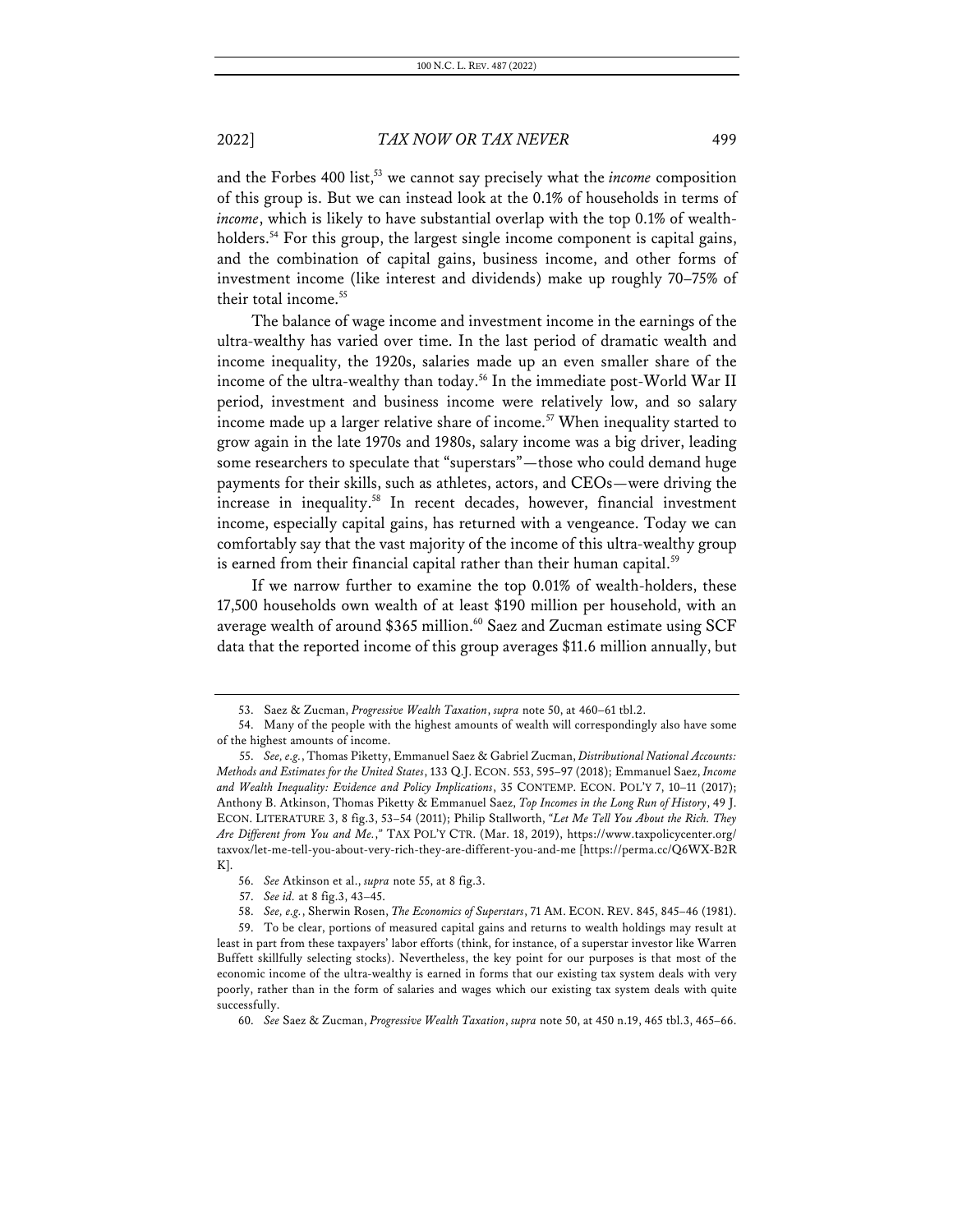and the Forbes 400 list,[53] we cannot say precisely what the *income* composition of this group is. But we can instead look at the 0.1% of households in terms of *income*, which is likely to have substantial overlap with the top 0.1% of wealth-holders.[54] For this group, the largest single income component is capital gains, and the combination of capital gains, business income, and other forms of investment income (like interest and dividends) make up roughly 70–75% of their total income.[55]

The balance of wage income and investment income in the earnings of the ultra-wealthy has varied over time. In the last period of dramatic wealth and income inequality, the 1920s, salaries made up an even smaller share of the income of the ultra-wealthy than today.[56] In the immediate post-World War II period, investment and business income were relatively low, and so salary income made up a larger relative share of income.[57] When inequality started to grow again in the late 1970s and 1980s, salary income was a big driver, leading some researchers to speculate that "superstars"—those who could demand huge payments for their skills, such as athletes, actors, and CEOs—were driving the increase in inequality.[58] In recent decades, however, financial investment income, especially capital gains, has returned with a vengeance. Today we can comfortably say that the vast majority of the income of this ultra-wealthy group is earned from their financial capital rather than their human capital.[59]

If we narrow further to examine the top 0.01% of wealth-holders, these 17,500 households own wealth of at least $190 million per household, with an average wealth of around $365 million.[60] Saez and Zucman estimate using SCF data that the reported income of this group averages $11.6 million annually, but

---

53. Saez & Zucman, *Progressive Wealth Taxation*, *supra* note 50, at 460–61 tbl.2.

54. Many of the people with the highest amounts of wealth will correspondingly also have some of the highest amounts of income.

55. *See, e.g.*, Thomas Piketty, Emmanuel Saez & Gabriel Zucman, *Distributional National Accounts: Methods and Estimates for the United States*, 133 Q.J. ECON. 553, 595–97 (2018); Emmanuel Saez, *Income and Wealth Inequality: Evidence and Policy Implications*, 35 CONTEMP. ECON. POL'Y 7, 10–11 (2017); Anthony B. Atkinson, Thomas Piketty & Emmanuel Saez, *Top Incomes in the Long Run of History*, 49 J. ECON. LITERATURE 3, 8 fig.3, 53–54 (2011); Philip Stallworth, *"Let Me Tell You About the Rich. They Are Different from You and Me.*," TAX POL'Y CTR. (Mar. 18, 2019), https://www.taxpolicycenter.org/taxvox/let-me-tell-you-about-very-rich-they-are-different-you-and-me [https://perma.cc/Q6WX-B2RK].

56. *See* Atkinson et al., *supra* note 55, at 8 fig.3.

57. *See id.* at 8 fig.3, 43–45.

58. *See, e.g.*, Sherwin Rosen, *The Economics of Superstars*, 71 AM. ECON. REV. 845, 845–46 (1981).

59. To be clear, portions of measured capital gains and returns to wealth holdings may result at least in part from these taxpayers' labor efforts (think, for instance, of a superstar investor like Warren Buffett skillfully selecting stocks). Nevertheless, the key point for our purposes is that most of the economic income of the ultra-wealthy is earned in forms that our existing tax system deals with very poorly, rather than in the form of salaries and wages which our existing tax system deals with quite successfully.

60. *See* Saez & Zucman, *Progressive Wealth Taxation*, *supra* note 50, at 450 n.19, 465 tbl.3, 465–66.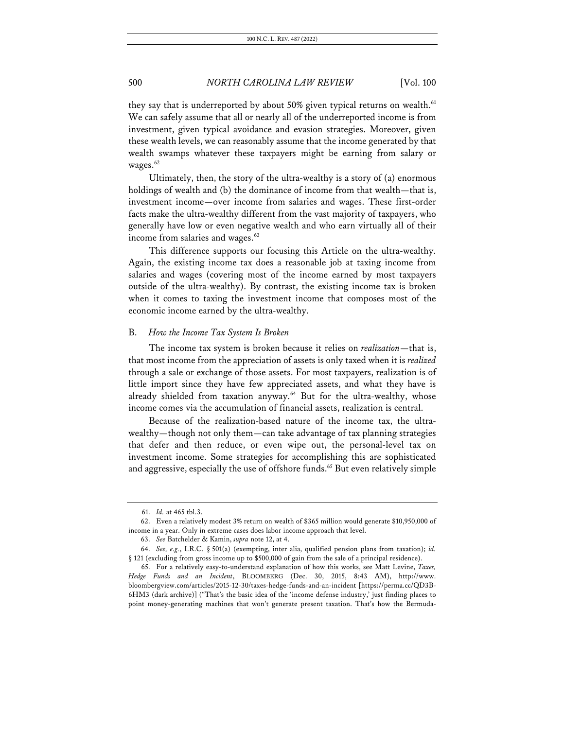they say that is underreported by about 50% given typical returns on wealth.[61] We can safely assume that all or nearly all of the underreported income is from investment, given typical avoidance and evasion strategies. Moreover, given these wealth levels, we can reasonably assume that the income generated by that wealth swamps whatever these taxpayers might be earning from salary or wages.[62]

Ultimately, then, the story of the ultra-wealthy is a story of (a) enormous holdings of wealth and (b) the dominance of income from that wealth—that is, investment income—over income from salaries and wages. These first-order facts make the ultra-wealthy different from the vast majority of taxpayers, who generally have low or even negative wealth and who earn virtually all of their income from salaries and wages.[63]

This difference supports our focusing this Article on the ultra-wealthy. Again, the existing income tax does a reasonable job at taxing income from salaries and wages (covering most of the income earned by most taxpayers outside of the ultra-wealthy). By contrast, the existing income tax is broken when it comes to taxing the investment income that composes most of the economic income earned by the ultra-wealthy.

## B. *How the Income Tax System Is Broken*

The income tax system is broken because it relies on *realization*—that is, that most income from the appreciation of assets is only taxed when it is *realized* through a sale or exchange of those assets. For most taxpayers, realization is of little import since they have few appreciated assets, and what they have is already shielded from taxation anyway.[64] But for the ultra-wealthy, whose income comes via the accumulation of financial assets, realization is central.

Because of the realization-based nature of the income tax, the ultra-wealthy—though not only them—can take advantage of tax planning strategies that defer and then reduce, or even wipe out, the personal-level tax on investment income. Some strategies for accomplishing this are sophisticated and aggressive, especially the use of offshore funds.[65] But even relatively simple

---

61. *Id.* at 465 tbl.3.

62. Even a relatively modest 3% return on wealth of $365 million would generate $10,950,000 of income in a year. Only in extreme cases does labor income approach that level.

63. *See* Batchelder & Kamin, *supra* note 12, at 4.

64. *See, e.g.*, I.R.C. § 501(a) (exempting, inter alia, qualified pension plans from taxation); *id.* § 121 (excluding from gross income up to $500,000 of gain from the sale of a principal residence).

65. For a relatively easy-to-understand explanation of how this works, see Matt Levine, *Taxes, Hedge Funds and an Incident*, BLOOMBERG (Dec. 30, 2015, 8:43 AM), http://www.bloombergview.com/articles/2015-12-30/taxes-hedge-funds-and-an-incident [https://perma.cc/QD3B-6HM3 (dark archive)] ("That's the basic idea of the 'income defense industry,' just finding places to point money-generating machines that won't generate present taxation. That's how the Bermuda-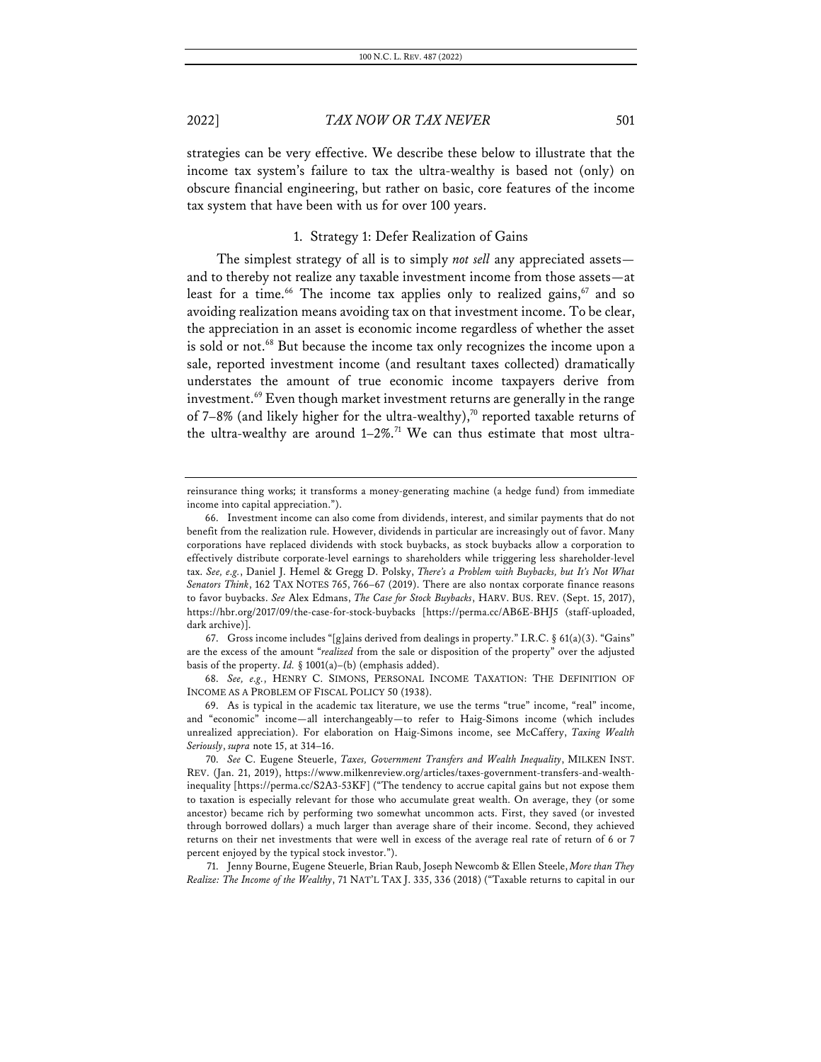strategies can be very effective. We describe these below to illustrate that the income tax system's failure to tax the ultra-wealthy is based not (only) on obscure financial engineering, but rather on basic, core features of the income tax system that have been with us for over 100 years.

### 1. Strategy 1: Defer Realization of Gains

The simplest strategy of all is to simply *not sell* any appreciated assets—and to thereby not realize any taxable investment income from those assets—at least for a time.[66] The income tax applies only to realized gains,[67] and so avoiding realization means avoiding tax on that investment income. To be clear, the appreciation in an asset is economic income regardless of whether the asset is sold or not.[68] But because the income tax only recognizes the income upon a sale, reported investment income (and resultant taxes collected) dramatically understates the amount of true economic income taxpayers derive from investment.[69] Even though market investment returns are generally in the range of 7–8% (and likely higher for the ultra-wealthy),[70] reported taxable returns of the ultra-wealthy are around 1–2%.[71] We can thus estimate that most ultra-

---

reinsurance thing works; it transforms a money-generating machine (a hedge fund) from immediate income into capital appreciation.").

66. Investment income can also come from dividends, interest, and similar payments that do not benefit from the realization rule. However, dividends in particular are increasingly out of favor. Many corporations have replaced dividends with stock buybacks, as stock buybacks allow a corporation to effectively distribute corporate-level earnings to shareholders while triggering less shareholder-level tax. *See, e.g.*, Daniel J. Hemel & Gregg D. Polsky, *There's a Problem with Buybacks, but It's Not What Senators Think*, 162 TAX NOTES 765, 766–67 (2019). There are also nontax corporate finance reasons to favor buybacks. *See* Alex Edmans, *The Case for Stock Buybacks*, HARV. BUS. REV. (Sept. 15, 2017), https://hbr.org/2017/09/the-case-for-stock-buybacks [https://perma.cc/AB6E-BHJ5 (staff-uploaded, dark archive)].

67. Gross income includes "[g]ains derived from dealings in property." I.R.C. § 61(a)(3). "Gains" are the excess of the amount "*realized* from the sale or disposition of the property" over the adjusted basis of the property. *Id.* § 1001(a)–(b) (emphasis added).

68. *See, e.g.*, HENRY C. SIMONS, PERSONAL INCOME TAXATION: THE DEFINITION OF INCOME AS A PROBLEM OF FISCAL POLICY 50 (1938).

69. As is typical in the academic tax literature, we use the terms "true" income, "real" income, and "economic" income—all interchangeably—to refer to Haig-Simons income (which includes unrealized appreciation). For elaboration on Haig-Simons income, see McCaffery, *Taxing Wealth Seriously*, *supra* note 15, at 314–16.

70. *See* C. Eugene Steuerle, *Taxes, Government Transfers and Wealth Inequality*, MILKEN INST. REV. (Jan. 21, 2019), https://www.milkenreview.org/articles/taxes-government-transfers-and-wealth-inequality [https://perma.cc/S2A3-53KF] ("The tendency to accrue capital gains but not expose them to taxation is especially relevant for those who accumulate great wealth. On average, they (or some ancestor) became rich by performing two somewhat uncommon acts. First, they saved (or invested through borrowed dollars) a much larger than average share of their income. Second, they achieved returns on their net investments that were well in excess of the average real rate of return of 6 or 7 percent enjoyed by the typical stock investor.").

71. Jenny Bourne, Eugene Steuerle, Brian Raub, Joseph Newcomb & Ellen Steele, *More than They Realize: The Income of the Wealthy*, 71 NAT'L TAX J. 335, 336 (2018) ("Taxable returns to capital in our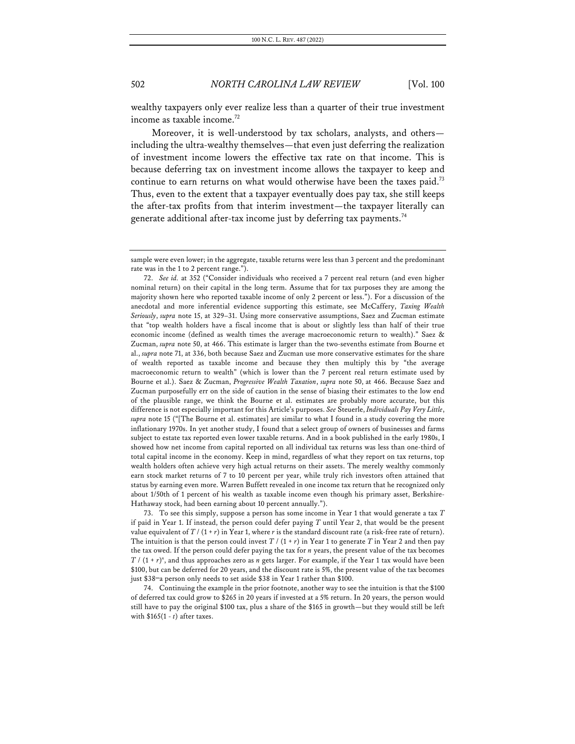wealthy taxpayers only ever realize less than a quarter of their true investment income as taxable income.[72]

Moreover, it is well-understood by tax scholars, analysts, and others—including the ultra-wealthy themselves—that even just deferring the realization of investment income lowers the effective tax rate on that income. This is because deferring tax on investment income allows the taxpayer to keep and continue to earn returns on what would otherwise have been the taxes paid.[73] Thus, even to the extent that a taxpayer eventually does pay tax, she still keeps the after-tax profits from that interim investment—the taxpayer literally can generate additional after-tax income just by deferring tax payments.[74]

---

sample were even lower; in the aggregate, taxable returns were less than 3 percent and the predominant rate was in the 1 to 2 percent range.").

72. *See id.* at 352 ("Consider individuals who received a 7 percent real return (and even higher nominal return) on their capital in the long term. Assume that for tax purposes they are among the majority shown here who reported taxable income of only 2 percent or less."). For a discussion of the anecdotal and more inferential evidence supporting this estimate, see McCaffery, *Taxing Wealth Seriously*, *supra* note 15, at 329–31. Using more conservative assumptions, Saez and Zucman estimate that "top wealth holders have a fiscal income that is about or slightly less than half of their true economic income (defined as wealth times the average macroeconomic return to wealth)." Saez & Zucman, *supra* note 50, at 466. This estimate is larger than the two-sevenths estimate from Bourne et al., *supra* note 71, at 336, both because Saez and Zucman use more conservative estimates for the share of wealth reported as taxable income and because they then multiply this by "the average macroeconomic return to wealth" (which is lower than the 7 percent real return estimate used by Bourne et al.). Saez & Zucman, *Progressive Wealth Taxation*, *supra* note 50, at 466. Because Saez and Zucman purposefully err on the side of caution in the sense of biasing their estimates to the low end of the plausible range, we think the Bourne et al. estimates are probably more accurate, but this difference is not especially important for this Article's purposes. *See* Steuerle, *Individuals Pay Very Little*, *supra* note 15 ("[The Bourne et al. estimates] are similar to what I found in a study covering the more inflationary 1970s. In yet another study, I found that a select group of owners of businesses and farms subject to estate tax reported even lower taxable returns. And in a book published in the early 1980s, I showed how net income from capital reported on all individual tax returns was less than one-third of total capital income in the economy. Keep in mind, regardless of what they report on tax returns, top wealth holders often achieve very high actual returns on their assets. The merely wealthy commonly earn stock market returns of 7 to 10 percent per year, while truly rich investors often attained that status by earning even more. Warren Buffett revealed in one income tax return that he recognized only about 1/50th of 1 percent of his wealth as taxable income even though his primary asset, Berkshire-Hathaway stock, had been earning about 10 percent annually.").

73. To see this simply, suppose a person has some income in Year 1 that would generate a tax $T$ if paid in Year 1. If instead, the person could defer paying $T$ until Year 2, that would be the present value equivalent of $T / (1 + r)$ in Year 1, where $r$ is the standard discount rate (a risk-free rate of return). The intuition is that the person could invest $T / (1 + r)$ in Year 1 to generate $T$ in Year 2 and then pay the tax owed. If the person could defer paying the tax for $n$ years, the present value of the tax becomes $T / (1 + r)^n$, and thus approaches zero as $n$ gets larger. For example, if the Year 1 tax would have been $100, but can be deferred for 20 years, and the discount rate is 5%, the present value of the tax becomes just $38–a person only needs to set aside $38 in Year 1 rather than $100.

74. Continuing the example in the prior footnote, another way to see the intuition is that the $100 of deferred tax could grow to $265 in 20 years if invested at a 5% return. In 20 years, the person would still have to pay the original $100 tax, plus a share of the $165 in growth—but they would still be left with $165(1 - $t$) after taxes.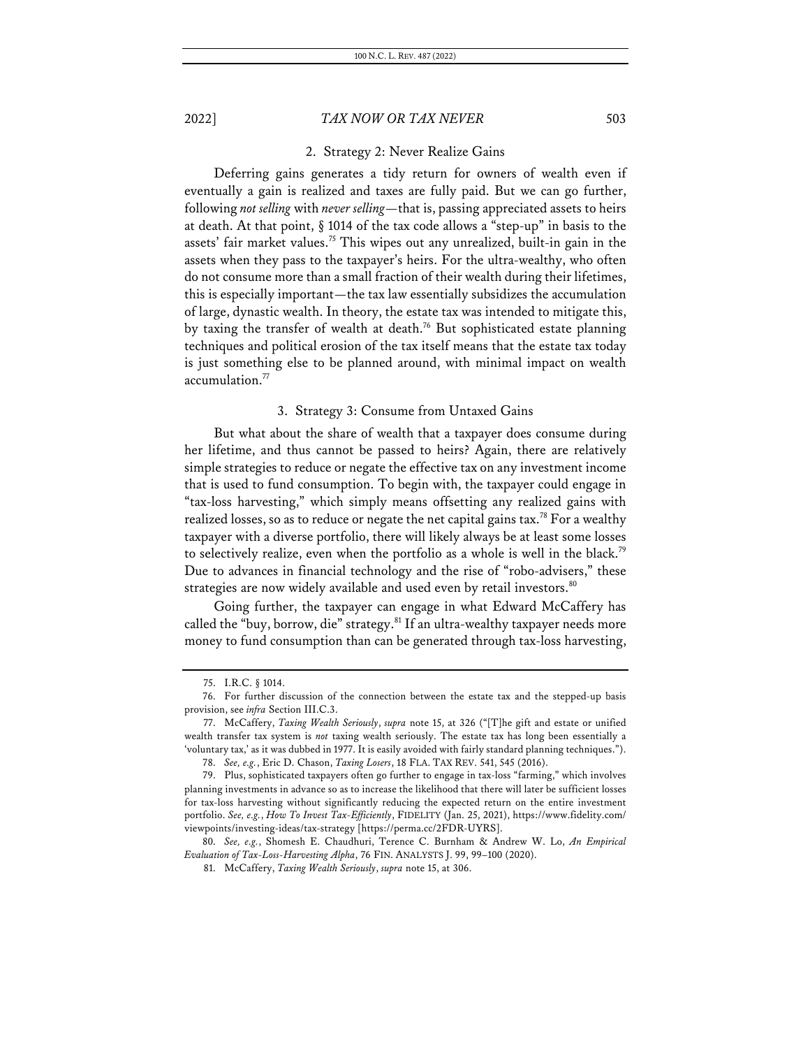### 2. Strategy 2: Never Realize Gains

Deferring gains generates a tidy return for owners of wealth even if eventually a gain is realized and taxes are fully paid. But we can go further, following *not selling* with *never selling*—that is, passing appreciated assets to heirs at death. At that point, § 1014 of the tax code allows a "step-up" in basis to the assets' fair market values.[75] This wipes out any unrealized, built-in gain in the assets when they pass to the taxpayer's heirs. For the ultra-wealthy, who often do not consume more than a small fraction of their wealth during their lifetimes, this is especially important—the tax law essentially subsidizes the accumulation of large, dynastic wealth. In theory, the estate tax was intended to mitigate this, by taxing the transfer of wealth at death.[76] But sophisticated estate planning techniques and political erosion of the tax itself means that the estate tax today is just something else to be planned around, with minimal impact on wealth accumulation.[77]

### 3. Strategy 3: Consume from Untaxed Gains

But what about the share of wealth that a taxpayer does consume during her lifetime, and thus cannot be passed to heirs? Again, there are relatively simple strategies to reduce or negate the effective tax on any investment income that is used to fund consumption. To begin with, the taxpayer could engage in "tax-loss harvesting," which simply means offsetting any realized gains with realized losses, so as to reduce or negate the net capital gains tax.[78] For a wealthy taxpayer with a diverse portfolio, there will likely always be at least some losses to selectively realize, even when the portfolio as a whole is well in the black.[79] Due to advances in financial technology and the rise of "robo-advisers," these strategies are now widely available and used even by retail investors.[80]

Going further, the taxpayer can engage in what Edward McCaffery has called the "buy, borrow, die" strategy.[81] If an ultra-wealthy taxpayer needs more money to fund consumption than can be generated through tax-loss harvesting,

---

75. I.R.C. § 1014.

76. For further discussion of the connection between the estate tax and the stepped-up basis provision, see *infra* Section III.C.3.

77. McCaffery, *Taxing Wealth Seriously*, *supra* note 15, at 326 ("[T]he gift and estate or unified wealth transfer tax system is *not* taxing wealth seriously. The estate tax has long been essentially a 'voluntary tax,' as it was dubbed in 1977. It is easily avoided with fairly standard planning techniques.").

78. *See, e.g.*, Eric D. Chason, *Taxing Losers*, 18 FLA. TAX REV. 541, 545 (2016).

79. Plus, sophisticated taxpayers often go further to engage in tax-loss "farming," which involves planning investments in advance so as to increase the likelihood that there will later be sufficient losses for tax-loss harvesting without significantly reducing the expected return on the entire investment portfolio. *See, e.g.*, *How To Invest Tax-Efficiently*, FIDELITY (Jan. 25, 2021), https://www.fidelity.com/viewpoints/investing-ideas/tax-strategy [https://perma.cc/2FDR-UYRS].

80. *See, e.g.*, Shomesh E. Chaudhuri, Terence C. Burnham & Andrew W. Lo, *An Empirical Evaluation of Tax-Loss-Harvesting Alpha*, 76 FIN. ANALYSTS J. 99, 99–100 (2020).

81. McCaffery, *Taxing Wealth Seriously*, *supra* note 15, at 306.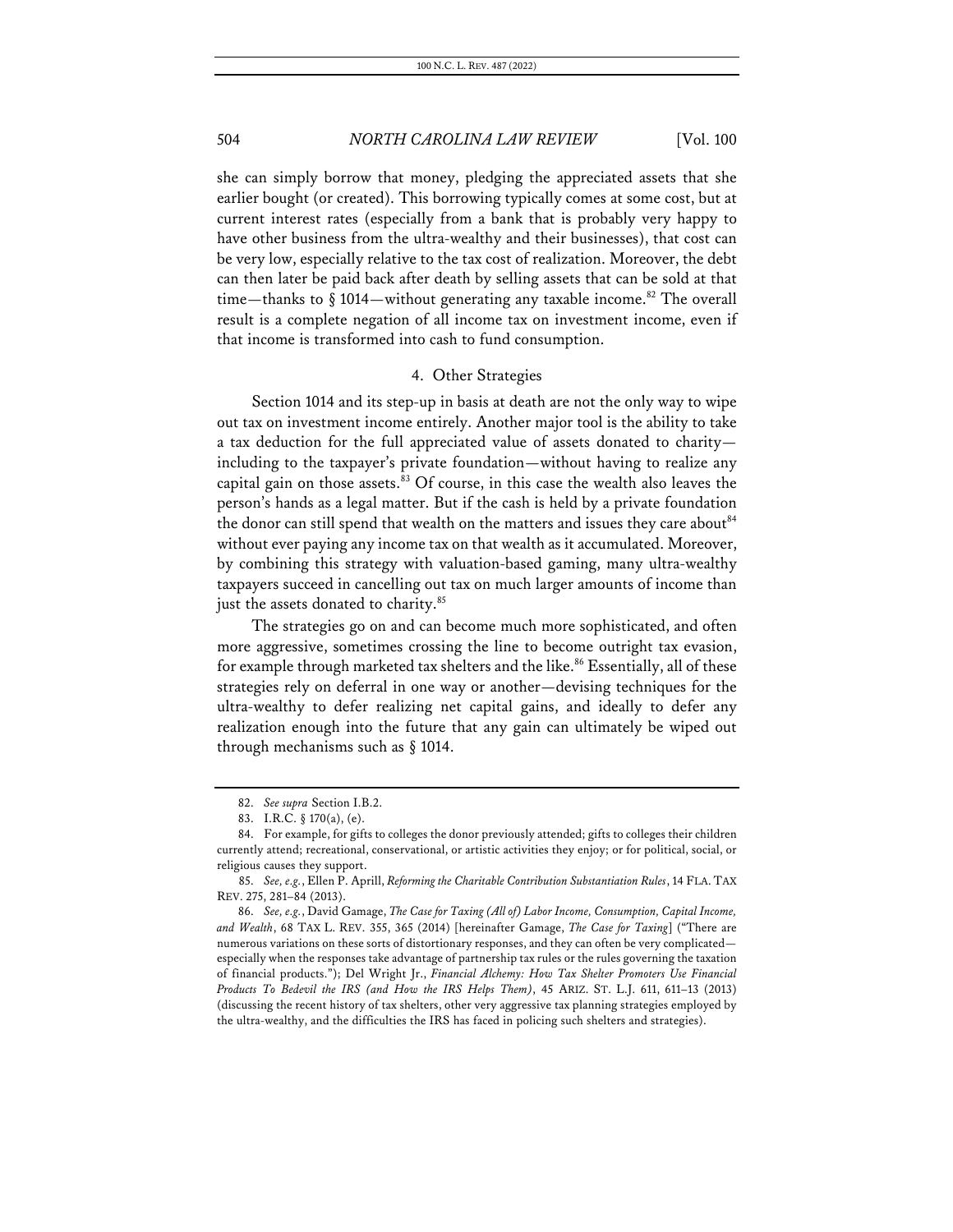she can simply borrow that money, pledging the appreciated assets that she earlier bought (or created). This borrowing typically comes at some cost, but at current interest rates (especially from a bank that is probably very happy to have other business from the ultra-wealthy and their businesses), that cost can be very low, especially relative to the tax cost of realization. Moreover, the debt can then later be paid back after death by selling assets that can be sold at that time—thanks to § 1014—without generating any taxable income.[82] The overall result is a complete negation of all income tax on investment income, even if that income is transformed into cash to fund consumption.

#### 4. Other Strategies

Section 1014 and its step-up in basis at death are not the only way to wipe out tax on investment income entirely. Another major tool is the ability to take a tax deduction for the full appreciated value of assets donated to charity—including to the taxpayer's private foundation—without having to realize any capital gain on those assets.[83] Of course, in this case the wealth also leaves the person's hands as a legal matter. But if the cash is held by a private foundation the donor can still spend that wealth on the matters and issues they care about[84] without ever paying any income tax on that wealth as it accumulated. Moreover, by combining this strategy with valuation-based gaming, many ultra-wealthy taxpayers succeed in cancelling out tax on much larger amounts of income than just the assets donated to charity.[85]

The strategies go on and can become much more sophisticated, and often more aggressive, sometimes crossing the line to become outright tax evasion, for example through marketed tax shelters and the like.[86] Essentially, all of these strategies rely on deferral in one way or another—devising techniques for the ultra-wealthy to defer realizing net capital gains, and ideally to defer any realization enough into the future that any gain can ultimately be wiped out through mechanisms such as § 1014.

---

82. *See supra* Section I.B.2.

83. I.R.C. § 170(a), (e).

84. For example, for gifts to colleges the donor previously attended; gifts to colleges their children currently attend; recreational, conservational, or artistic activities they enjoy; or for political, social, or religious causes they support.

85. *See, e.g.*, Ellen P. Aprill, *Reforming the Charitable Contribution Substantiation Rules*, 14 FLA. TAX REV. 275, 281–84 (2013).

86. *See, e.g.*, David Gamage, *The Case for Taxing (All of) Labor Income, Consumption, Capital Income, and Wealth*, 68 TAX L. REV. 355, 365 (2014) [hereinafter Gamage, *The Case for Taxing*] ("There are numerous variations on these sorts of distortionary responses, and they can often be very complicated—especially when the responses take advantage of partnership tax rules or the rules governing the taxation of financial products."); Del Wright Jr., *Financial Alchemy: How Tax Shelter Promoters Use Financial Products To Bedevil the IRS (and How the IRS Helps Them)*, 45 ARIZ. ST. L.J. 611, 611–13 (2013) (discussing the recent history of tax shelters, other very aggressive tax planning strategies employed by the ultra-wealthy, and the difficulties the IRS has faced in policing such shelters and strategies).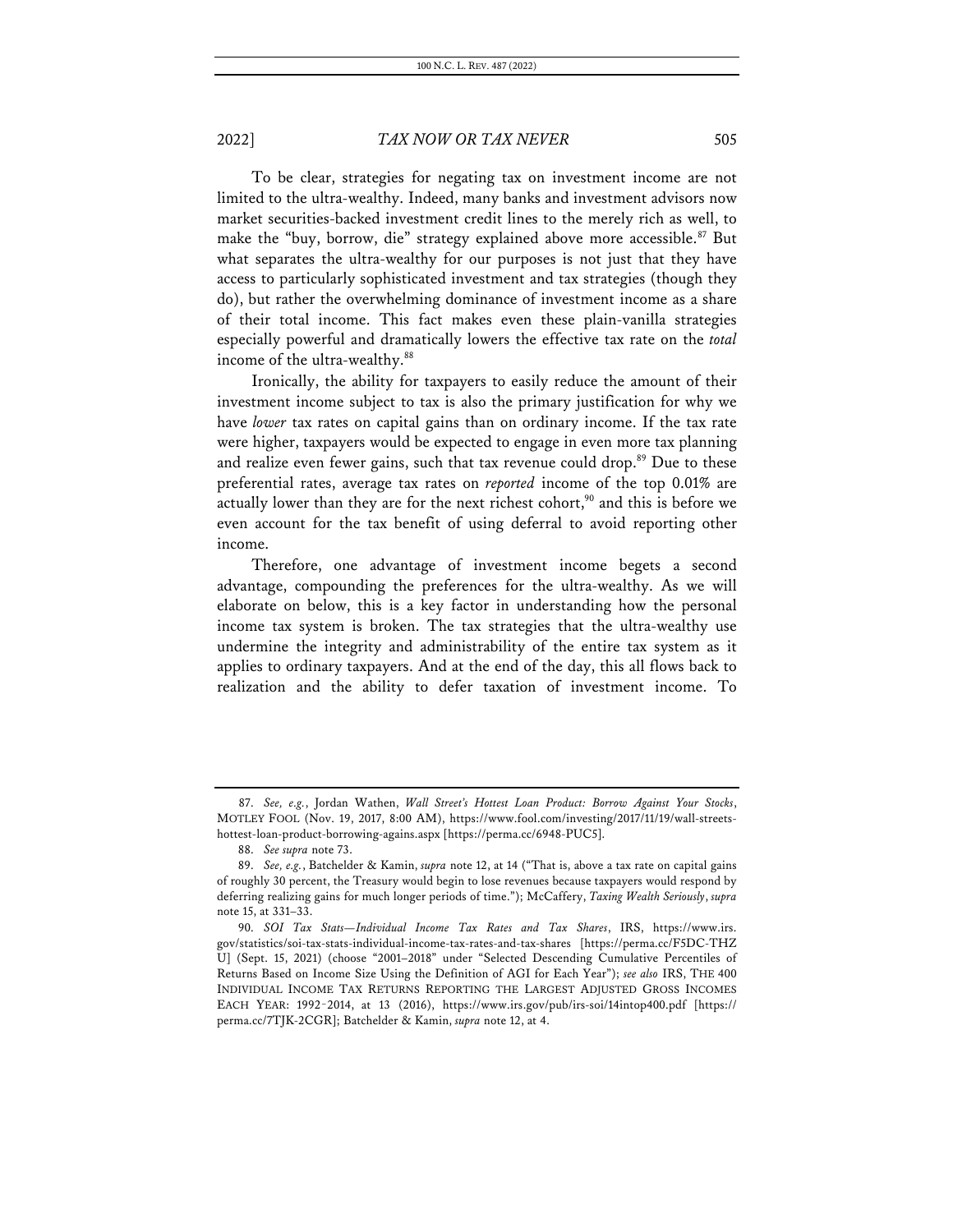To be clear, strategies for negating tax on investment income are not limited to the ultra-wealthy. Indeed, many banks and investment advisors now market securities-backed investment credit lines to the merely rich as well, to make the "buy, borrow, die" strategy explained above more accessible.[87] But what separates the ultra-wealthy for our purposes is not just that they have access to particularly sophisticated investment and tax strategies (though they do), but rather the overwhelming dominance of investment income as a share of their total income. This fact makes even these plain-vanilla strategies especially powerful and dramatically lowers the effective tax rate on the *total* income of the ultra-wealthy.[88]

Ironically, the ability for taxpayers to easily reduce the amount of their investment income subject to tax is also the primary justification for why we have *lower* tax rates on capital gains than on ordinary income. If the tax rate were higher, taxpayers would be expected to engage in even more tax planning and realize even fewer gains, such that tax revenue could drop.[89] Due to these preferential rates, average tax rates on *reported* income of the top 0.01% are actually lower than they are for the next richest cohort,[90] and this is before we even account for the tax benefit of using deferral to avoid reporting other income.

Therefore, one advantage of investment income begets a second advantage, compounding the preferences for the ultra-wealthy. As we will elaborate on below, this is a key factor in understanding how the personal income tax system is broken. The tax strategies that the ultra-wealthy use undermine the integrity and administrability of the entire tax system as it applies to ordinary taxpayers. And at the end of the day, this all flows back to realization and the ability to defer taxation of investment income. To

---

87. *See, e.g.*, Jordan Wathen, *Wall Street's Hottest Loan Product: Borrow Against Your Stocks*, MOTLEY FOOL (Nov. 19, 2017, 8:00 AM), https://www.fool.com/investing/2017/11/19/wall-streets-hottest-loan-product-borrowing-agains.aspx [https://perma.cc/6948-PUC5].

88. *See supra* note 73.

89. *See, e.g.*, Batchelder & Kamin, *supra* note 12, at 14 ("That is, above a tax rate on capital gains of roughly 30 percent, the Treasury would begin to lose revenues because taxpayers would respond by deferring realizing gains for much longer periods of time."); McCaffery, *Taxing Wealth Seriously*, *supra* note 15, at 331–33.

90. *SOI Tax Stats—Individual Income Tax Rates and Tax Shares*, IRS, https://www.irs.gov/statistics/soi-tax-stats-individual-income-tax-rates-and-tax-shares [https://perma.cc/F5DC-THZU] (Sept. 15, 2021) (choose "2001–2018" under "Selected Descending Cumulative Percentiles of Returns Based on Income Size Using the Definition of AGI for Each Year"); *see also* IRS, THE 400 INDIVIDUAL INCOME TAX RETURNS REPORTING THE LARGEST ADJUSTED GROSS INCOMES EACH YEAR: 1992–2014, at 13 (2016), https://www.irs.gov/pub/irs-soi/14intop400.pdf [https://perma.cc/7TJK-2CGR]; Batchelder & Kamin, *supra* note 12, at 4.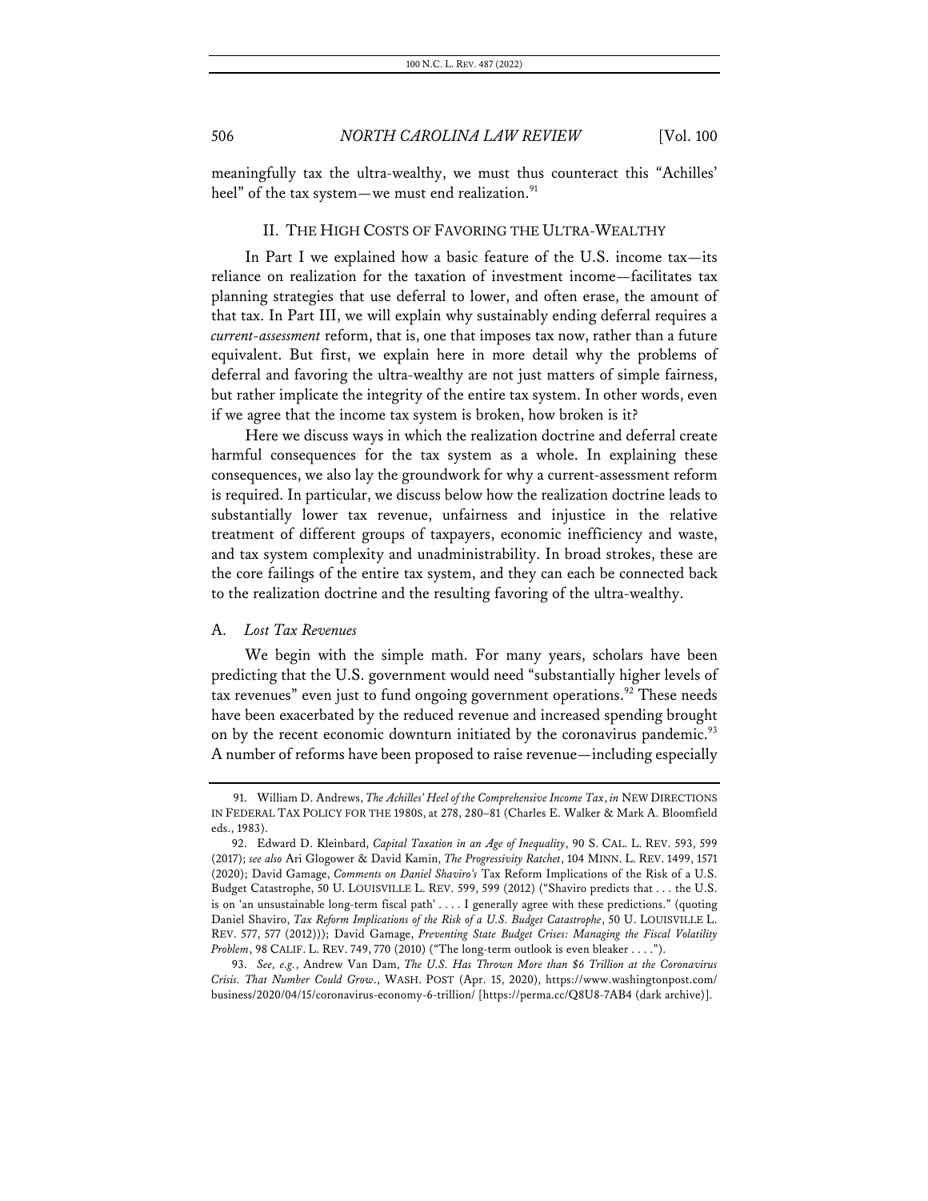meaningfully tax the ultra-wealthy, we must thus counteract this "Achilles' heel" of the tax system—we must end realization.[91]

## II. THE HIGH COSTS OF FAVORING THE ULTRA-WEALTHY

In Part I we explained how a basic feature of the U.S. income tax—its reliance on realization for the taxation of investment income—facilitates tax planning strategies that use deferral to lower, and often erase, the amount of that tax. In Part III, we will explain why sustainably ending deferral requires a *current-assessment* reform, that is, one that imposes tax now, rather than a future equivalent. But first, we explain here in more detail why the problems of deferral and favoring the ultra-wealthy are not just matters of simple fairness, but rather implicate the integrity of the entire tax system. In other words, even if we agree that the income tax system is broken, how broken is it?

Here we discuss ways in which the realization doctrine and deferral create harmful consequences for the tax system as a whole. In explaining these consequences, we also lay the groundwork for why a current-assessment reform is required. In particular, we discuss below how the realization doctrine leads to substantially lower tax revenue, unfairness and injustice in the relative treatment of different groups of taxpayers, economic inefficiency and waste, and tax system complexity and unadministrability. In broad strokes, these are the core failings of the entire tax system, and they can each be connected back to the realization doctrine and the resulting favoring of the ultra-wealthy.

### A. *Lost Tax Revenues*

We begin with the simple math. For many years, scholars have been predicting that the U.S. government would need "substantially higher levels of tax revenues" even just to fund ongoing government operations.[92] These needs have been exacerbated by the reduced revenue and increased spending brought on by the recent economic downturn initiated by the coronavirus pandemic.[93] A number of reforms have been proposed to raise revenue—including especially

---

91. William D. Andrews, *The Achilles' Heel of the Comprehensive Income Tax*, *in* NEW DIRECTIONS IN FEDERAL TAX POLICY FOR THE 1980S, at 278, 280–81 (Charles E. Walker & Mark A. Bloomfield eds., 1983).

92. Edward D. Kleinbard, *Capital Taxation in an Age of Inequality*, 90 S. CAL. L. REV. 593, 599 (2017); *see also* Ari Glogower & David Kamin, *The Progressivity Ratchet*, 104 MINN. L. REV. 1499, 1571 (2020); David Gamage, *Comments on Daniel Shaviro's* Tax Reform Implications of the Risk of a U.S. Budget Catastrophe, 50 U. LOUISVILLE L. REV. 599, 599 (2012) ("Shaviro predicts that . . . the U.S. is on 'an unsustainable long-term fiscal path' . . . . I generally agree with these predictions." (quoting Daniel Shaviro, *Tax Reform Implications of the Risk of a U.S. Budget Catastrophe*, 50 U. LOUISVILLE L. REV. 577, 577 (2012))); David Gamage, *Preventing State Budget Crises: Managing the Fiscal Volatility Problem*, 98 CALIF. L. REV. 749, 770 (2010) ("The long-term outlook is even bleaker . . . .").

93. *See, e.g.*, Andrew Van Dam, *The U.S. Has Thrown More than $6 Trillion at the Coronavirus Crisis. That Number Could Grow.*, WASH. POST (Apr. 15, 2020), https://www.washingtonpost.com/business/2020/04/15/coronavirus-economy-6-trillion/ [https://perma.cc/Q8U8-7AB4 (dark archive)].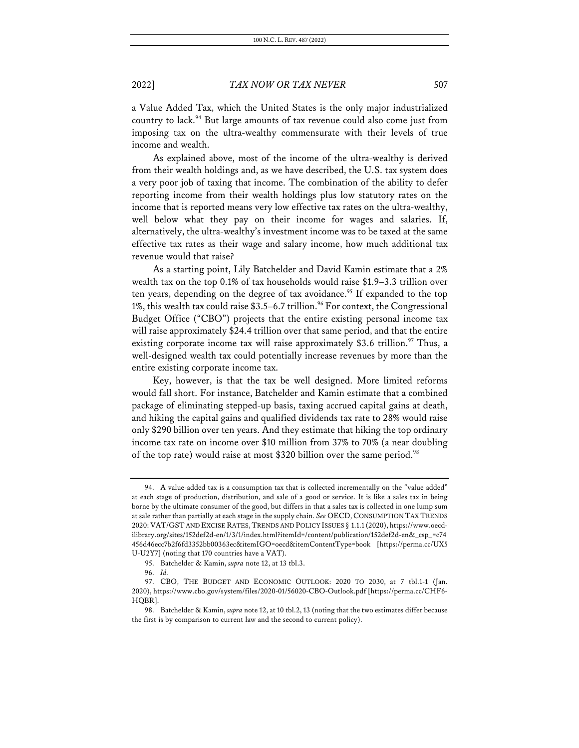a Value Added Tax, which the United States is the only major industrialized country to lack.[94] But large amounts of tax revenue could also come just from imposing tax on the ultra-wealthy commensurate with their levels of true income and wealth.

As explained above, most of the income of the ultra-wealthy is derived from their wealth holdings and, as we have described, the U.S. tax system does a very poor job of taxing that income. The combination of the ability to defer reporting income from their wealth holdings plus low statutory rates on the income that is reported means very low effective tax rates on the ultra-wealthy, well below what they pay on their income for wages and salaries. If, alternatively, the ultra-wealthy's investment income was to be taxed at the same effective tax rates as their wage and salary income, how much additional tax revenue would that raise?

As a starting point, Lily Batchelder and David Kamin estimate that a 2% wealth tax on the top 0.1% of tax households would raise $1.9–3.3 trillion over ten years, depending on the degree of tax avoidance.[95] If expanded to the top 1%, this wealth tax could raise $3.5–6.7 trillion.[96] For context, the Congressional Budget Office ("CBO") projects that the entire existing personal income tax will raise approximately $24.4 trillion over that same period, and that the entire existing corporate income tax will raise approximately $3.6 trillion.[97] Thus, a well-designed wealth tax could potentially increase revenues by more than the entire existing corporate income tax.

Key, however, is that the tax be well designed. More limited reforms would fall short. For instance, Batchelder and Kamin estimate that a combined package of eliminating stepped-up basis, taxing accrued capital gains at death, and hiking the capital gains and qualified dividends tax rate to 28% would raise only $290 billion over ten years. And they estimate that hiking the top ordinary income tax rate on income over $10 million from 37% to 70% (a near doubling of the top rate) would raise at most $320 billion over the same period.[98]

---

94. A value-added tax is a consumption tax that is collected incrementally on the "value added" at each stage of production, distribution, and sale of a good or service. It is like a sales tax in being borne by the ultimate consumer of the good, but differs in that a sales tax is collected in one lump sum at sale rather than partially at each stage in the supply chain. *See* OECD, CONSUMPTION TAX TRENDS 2020: VAT/GST AND EXCISE RATES, TRENDS AND POLICY ISSUES § 1.1.1 (2020), https://www.oecd-ilibrary.org/sites/152def2d-en/1/3/1/index.html?itemId=/content/publication/152def2d-en&_csp_=c74456d46ecc7b2f6fd3352bb00363ec&itemIGO=oecd&itemContentType=book [https://perma.cc/UX5U-U2Y7] (noting that 170 countries have a VAT).

95. Batchelder & Kamin, *supra* note 12, at 13 tbl.3.

96. *Id.*

97. CBO, THE BUDGET AND ECONOMIC OUTLOOK: 2020 TO 2030, at 7 tbl.1-1 (Jan. 2020), https://www.cbo.gov/system/files/2020-01/56020-CBO-Outlook.pdf [https://perma.cc/CHF6-HQBR].

98. Batchelder & Kamin, *supra* note 12, at 10 tbl.2, 13 (noting that the two estimates differ because the first is by comparison to current law and the second to current policy).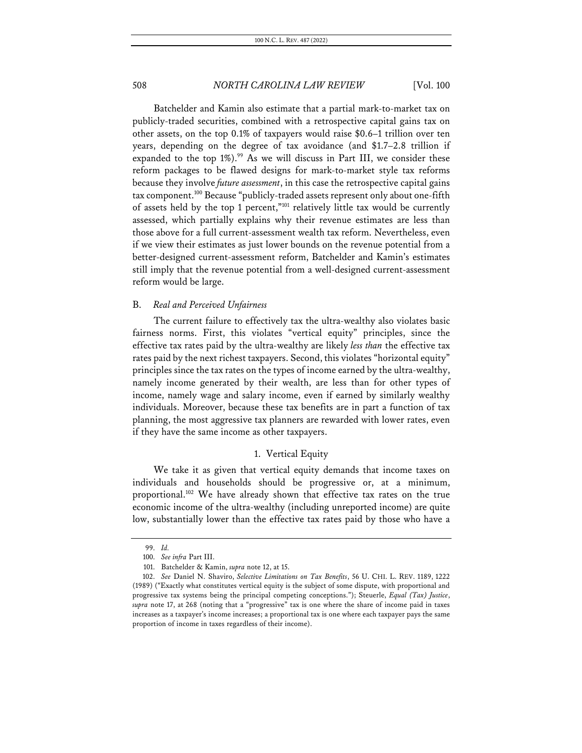Batchelder and Kamin also estimate that a partial mark-to-market tax on publicly-traded securities, combined with a retrospective capital gains tax on other assets, on the top 0.1% of taxpayers would raise $0.6–1 trillion over ten years, depending on the degree of tax avoidance (and $1.7–2.8 trillion if expanded to the top 1%).[99] As we will discuss in Part III, we consider these reform packages to be flawed designs for mark-to-market style tax reforms because they involve *future assessment*, in this case the retrospective capital gains tax component.[100] Because "publicly-traded assets represent only about one-fifth of assets held by the top 1 percent,"[101] relatively little tax would be currently assessed, which partially explains why their revenue estimates are less than those above for a full current-assessment wealth tax reform. Nevertheless, even if we view their estimates as just lower bounds on the revenue potential from a better-designed current-assessment reform, Batchelder and Kamin's estimates still imply that the revenue potential from a well-designed current-assessment reform would be large.

## B. *Real and Perceived Unfairness*

The current failure to effectively tax the ultra-wealthy also violates basic fairness norms. First, this violates "vertical equity" principles, since the effective tax rates paid by the ultra-wealthy are likely *less than* the effective tax rates paid by the next richest taxpayers. Second, this violates "horizontal equity" principles since the tax rates on the types of income earned by the ultra-wealthy, namely income generated by their wealth, are less than for other types of income, namely wage and salary income, even if earned by similarly wealthy individuals. Moreover, because these tax benefits are in part a function of tax planning, the most aggressive tax planners are rewarded with lower rates, even if they have the same income as other taxpayers.

### 1. Vertical Equity

We take it as given that vertical equity demands that income taxes on individuals and households should be progressive or, at a minimum, proportional.[102] We have already shown that effective tax rates on the true economic income of the ultra-wealthy (including unreported income) are quite low, substantially lower than the effective tax rates paid by those who have a

---

99. *Id.*

100. *See infra* Part III.

101. Batchelder & Kamin, *supra* note 12, at 15.

102. *See* Daniel N. Shaviro, *Selective Limitations on Tax Benefits*, 56 U. CHI. L. REV. 1189, 1222 (1989) ("Exactly what constitutes vertical equity is the subject of some dispute, with proportional and progressive tax systems being the principal competing conceptions."); Steuerle, *Equal (Tax) Justice*, *supra* note 17, at 268 (noting that a "progressive" tax is one where the share of income paid in taxes increases as a taxpayer's income increases; a proportional tax is one where each taxpayer pays the same proportion of income in taxes regardless of their income).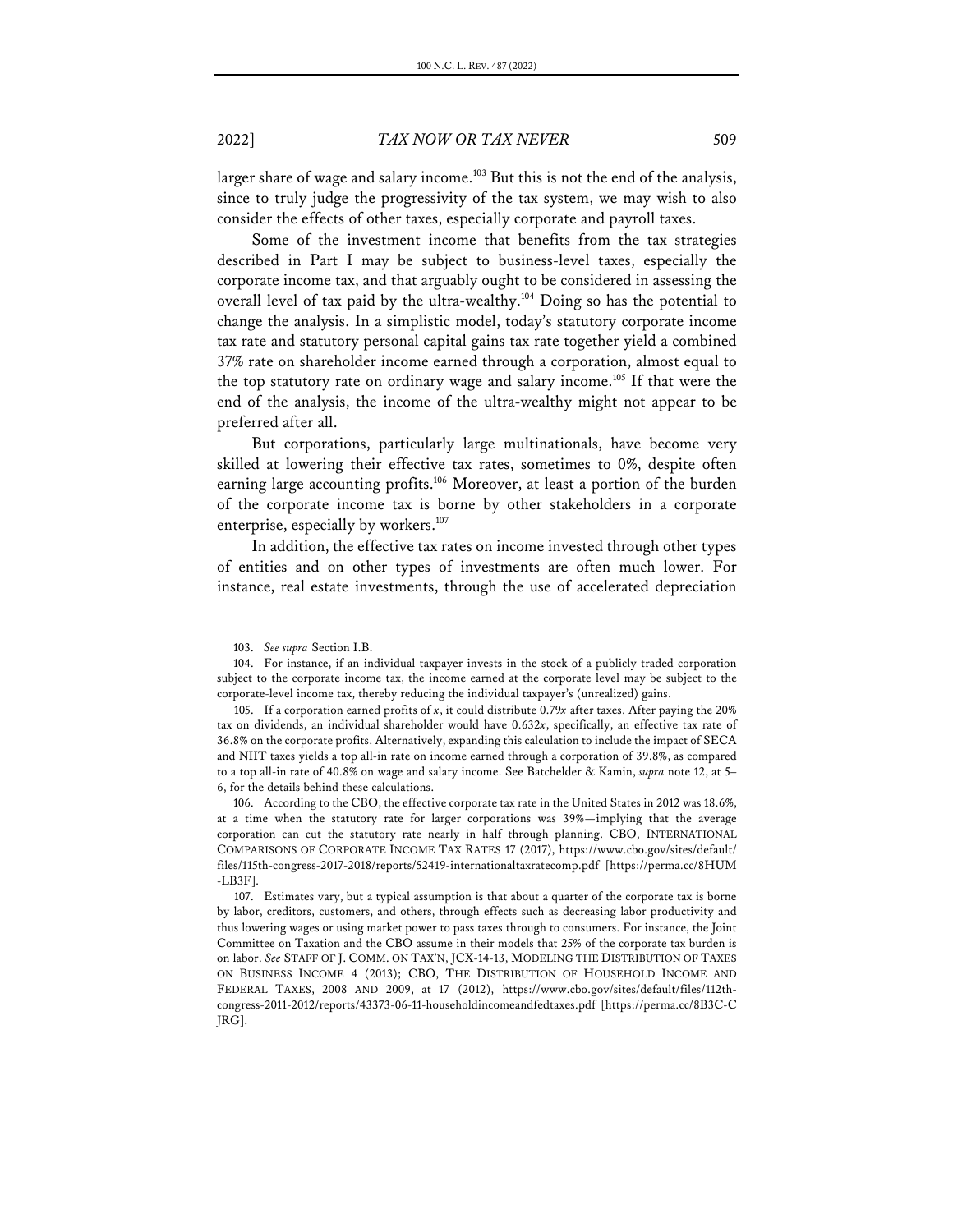larger share of wage and salary income.[103] But this is not the end of the analysis, since to truly judge the progressivity of the tax system, we may wish to also consider the effects of other taxes, especially corporate and payroll taxes.

Some of the investment income that benefits from the tax strategies described in Part I may be subject to business-level taxes, especially the corporate income tax, and that arguably ought to be considered in assessing the overall level of tax paid by the ultra-wealthy.[104] Doing so has the potential to change the analysis. In a simplistic model, today's statutory corporate income tax rate and statutory personal capital gains tax rate together yield a combined 37% rate on shareholder income earned through a corporation, almost equal to the top statutory rate on ordinary wage and salary income.[105] If that were the end of the analysis, the income of the ultra-wealthy might not appear to be preferred after all.

But corporations, particularly large multinationals, have become very skilled at lowering their effective tax rates, sometimes to 0%, despite often earning large accounting profits.[106] Moreover, at least a portion of the burden of the corporate income tax is borne by other stakeholders in a corporate enterprise, especially by workers.[107]

In addition, the effective tax rates on income invested through other types of entities and on other types of investments are often much lower. For instance, real estate investments, through the use of accelerated depreciation

---

103. *See supra* Section I.B.

104. For instance, if an individual taxpayer invests in the stock of a publicly traded corporation subject to the corporate income tax, the income earned at the corporate level may be subject to the corporate-level income tax, thereby reducing the individual taxpayer's (unrealized) gains.

105. If a corporation earned profits of $x$, it could distribute $0.79x$ after taxes. After paying the 20% tax on dividends, an individual shareholder would have $0.632x$, specifically, an effective tax rate of 36.8% on the corporate profits. Alternatively, expanding this calculation to include the impact of SECA and NIIT taxes yields a top all-in rate on income earned through a corporation of 39.8%, as compared to a top all-in rate of 40.8% on wage and salary income. See Batchelder & Kamin, *supra* note 12, at 5–6, for the details behind these calculations.

106. According to the CBO, the effective corporate tax rate in the United States in 2012 was 18.6%, at a time when the statutory rate for larger corporations was 39%—implying that the average corporation can cut the statutory rate nearly in half through planning. CBO, INTERNATIONAL COMPARISONS OF CORPORATE INCOME TAX RATES 17 (2017), https://www.cbo.gov/sites/default/files/115th-congress-2017-2018/reports/52419-internationaltaxratecomp.pdf [https://perma.cc/8HUM-LB3F].

107. Estimates vary, but a typical assumption is that about a quarter of the corporate tax is borne by labor, creditors, customers, and others, through effects such as decreasing labor productivity and thus lowering wages or using market power to pass taxes through to consumers. For instance, the Joint Committee on Taxation and the CBO assume in their models that 25% of the corporate tax burden is on labor. *See* STAFF OF J. COMM. ON TAX'N, JCX-14-13, MODELING THE DISTRIBUTION OF TAXES ON BUSINESS INCOME 4 (2013); CBO, THE DISTRIBUTION OF HOUSEHOLD INCOME AND FEDERAL TAXES, 2008 AND 2009, at 17 (2012), https://www.cbo.gov/sites/default/files/112th-congress-2011-2012/reports/43373-06-11-householdincomeandfedtaxes.pdf [https://perma.cc/8B3C-CJRG].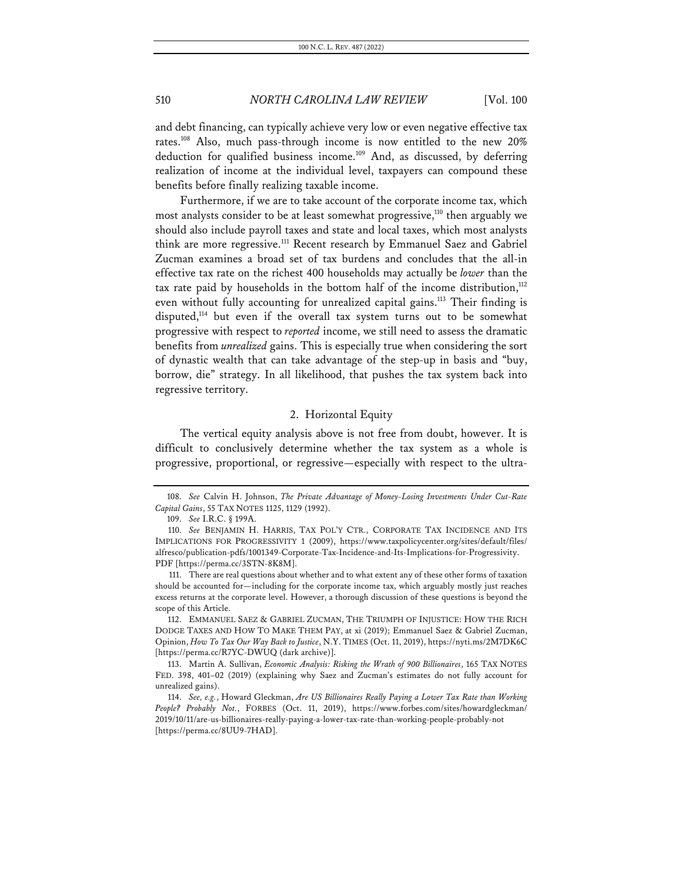and debt financing, can typically achieve very low or even negative effective tax rates.[108] Also, much pass-through income is now entitled to the new 20% deduction for qualified business income.[109] And, as discussed, by deferring realization of income at the individual level, taxpayers can compound these benefits before finally realizing taxable income.

Furthermore, if we are to take account of the corporate income tax, which most analysts consider to be at least somewhat progressive,[110] then arguably we should also include payroll taxes and state and local taxes, which most analysts think are more regressive.[111] Recent research by Emmanuel Saez and Gabriel Zucman examines a broad set of tax burdens and concludes that the all-in effective tax rate on the richest 400 households may actually be *lower* than the tax rate paid by households in the bottom half of the income distribution,[112] even without fully accounting for unrealized capital gains.[113] Their finding is disputed,[114] but even if the overall tax system turns out to be somewhat progressive with respect to *reported* income, we still need to assess the dramatic benefits from *unrealized* gains. This is especially true when considering the sort of dynastic wealth that can take advantage of the step-up in basis and "buy, borrow, die" strategy. In all likelihood, that pushes the tax system back into regressive territory.

### 2. Horizontal Equity

The vertical equity analysis above is not free from doubt, however. It is difficult to conclusively determine whether the tax system as a whole is progressive, proportional, or regressive—especially with respect to the ultra-

---

108. *See* Calvin H. Johnson, *The Private Advantage of Money-Losing Investments Under Cut-Rate Capital Gains*, 55 TAX NOTES 1125, 1129 (1992).

109. *See* I.R.C. § 199A.

110. *See* BENJAMIN H. HARRIS, TAX POL'Y CTR., CORPORATE TAX INCIDENCE AND ITS IMPLICATIONS FOR PROGRESSIVITY 1 (2009), https://www.taxpolicycenter.org/sites/default/files/alfresco/publication-pdfs/1001349-Corporate-Tax-Incidence-and-Its-Implications-for-Progressivity.PDF [https://perma.cc/3STN-8K8M].

111. There are real questions about whether and to what extent any of these other forms of taxation should be accounted for—including for the corporate income tax, which arguably mostly just reaches excess returns at the corporate level. However, a thorough discussion of these questions is beyond the scope of this Article.

112. EMMANUEL SAEZ & GABRIEL ZUCMAN, THE TRIUMPH OF INJUSTICE: HOW THE RICH DODGE TAXES AND HOW TO MAKE THEM PAY, at xi (2019); Emmanuel Saez & Gabriel Zucman, Opinion, *How To Tax Our Way Back to Justice*, N.Y. TIMES (Oct. 11, 2019), https://nyti.ms/2M7DK6C [https://perma.cc/R7YC-DWUQ (dark archive)].

113. Martin A. Sullivan, *Economic Analysis: Risking the Wrath of 900 Billionaires*, 165 TAX NOTES FED. 398, 401–02 (2019) (explaining why Saez and Zucman's estimates do not fully account for unrealized gains).

114. *See, e.g.*, Howard Gleckman, *Are US Billionaires Really Paying a Lower Tax Rate than Working People? Probably Not.*, FORBES (Oct. 11, 2019), https://www.forbes.com/sites/howardgleckman/2019/10/11/are-us-billionaires-really-paying-a-lower-tax-rate-than-working-people-probably-not [https://perma.cc/8UU9-7HAD].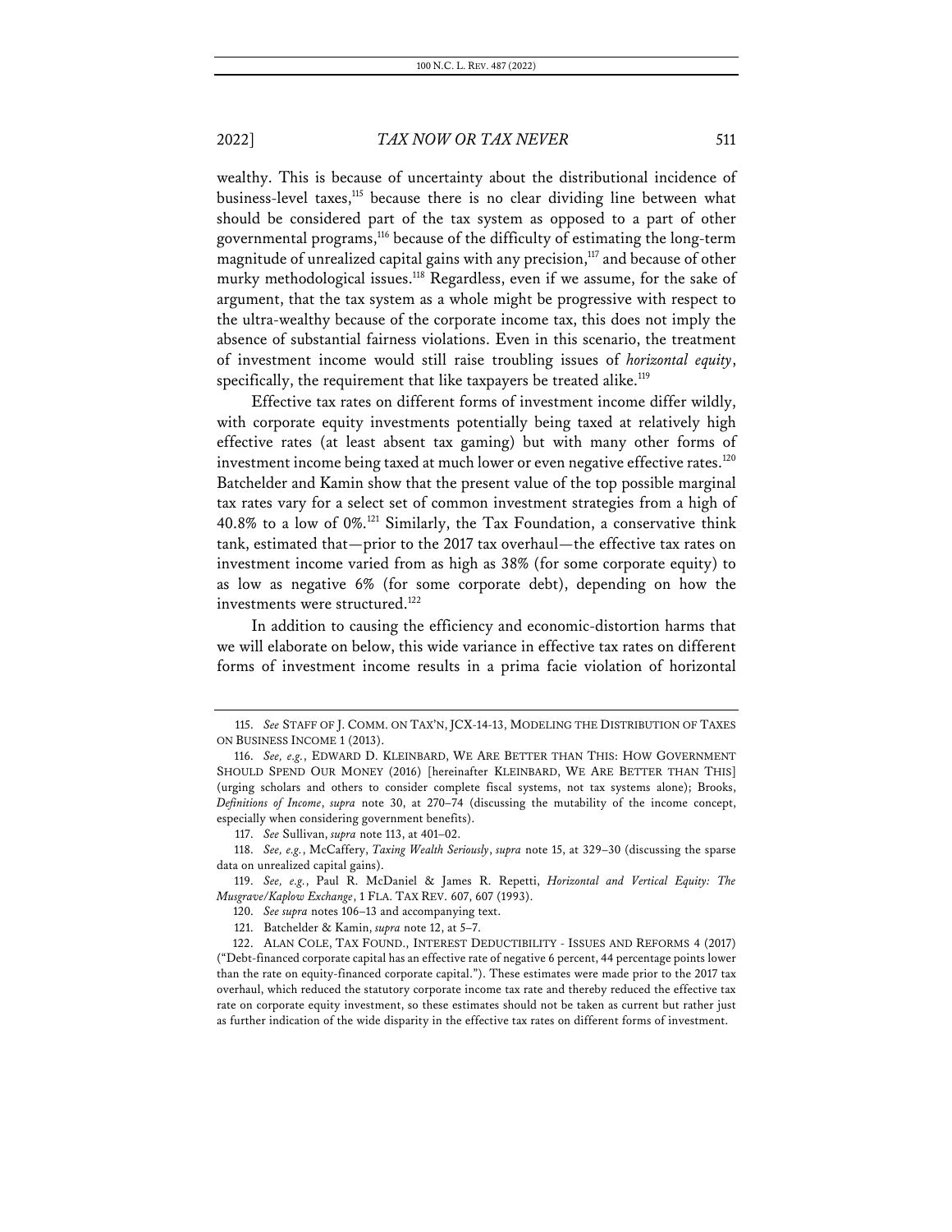wealthy. This is because of uncertainty about the distributional incidence of business-level taxes,[115] because there is no clear dividing line between what should be considered part of the tax system as opposed to a part of other governmental programs,[116] because of the difficulty of estimating the long-term magnitude of unrealized capital gains with any precision,[117] and because of other murky methodological issues.[118] Regardless, even if we assume, for the sake of argument, that the tax system as a whole might be progressive with respect to the ultra-wealthy because of the corporate income tax, this does not imply the absence of substantial fairness violations. Even in this scenario, the treatment of investment income would still raise troubling issues of *horizontal equity*, specifically, the requirement that like taxpayers be treated alike.[119]

Effective tax rates on different forms of investment income differ wildly, with corporate equity investments potentially being taxed at relatively high effective rates (at least absent tax gaming) but with many other forms of investment income being taxed at much lower or even negative effective rates.[120] Batchelder and Kamin show that the present value of the top possible marginal tax rates vary for a select set of common investment strategies from a high of 40.8% to a low of 0%.[121] Similarly, the Tax Foundation, a conservative think tank, estimated that—prior to the 2017 tax overhaul—the effective tax rates on investment income varied from as high as 38% (for some corporate equity) to as low as negative 6% (for some corporate debt), depending on how the investments were structured.[122]

In addition to causing the efficiency and economic-distortion harms that we will elaborate on below, this wide variance in effective tax rates on different forms of investment income results in a prima facie violation of horizontal

---

115. *See* STAFF OF J. COMM. ON TAX'N, JCX-14-13, MODELING THE DISTRIBUTION OF TAXES ON BUSINESS INCOME 1 (2013).

116. *See, e.g.*, EDWARD D. KLEINBARD, WE ARE BETTER THAN THIS: HOW GOVERNMENT SHOULD SPEND OUR MONEY (2016) [hereinafter KLEINBARD, WE ARE BETTER THAN THIS] (urging scholars and others to consider complete fiscal systems, not tax systems alone); Brooks, *Definitions of Income*, *supra* note 30, at 270–74 (discussing the mutability of the income concept, especially when considering government benefits).

117. *See* Sullivan, *supra* note 113, at 401–02.

118. *See, e.g.*, McCaffery, *Taxing Wealth Seriously*, *supra* note 15, at 329–30 (discussing the sparse data on unrealized capital gains).

119. *See, e.g.*, Paul R. McDaniel & James R. Repetti, *Horizontal and Vertical Equity: The Musgrave/Kaplow Exchange*, 1 FLA. TAX REV. 607, 607 (1993).

120. *See supra* notes 106–13 and accompanying text.

121. Batchelder & Kamin, *supra* note 12, at 5–7.

122. ALAN COLE, TAX FOUND., INTEREST DEDUCTIBILITY - ISSUES AND REFORMS 4 (2017) ("Debt-financed corporate capital has an effective rate of negative 6 percent, 44 percentage points lower than the rate on equity-financed corporate capital."). These estimates were made prior to the 2017 tax overhaul, which reduced the statutory corporate income tax rate and thereby reduced the effective tax rate on corporate equity investment, so these estimates should not be taken as current but rather just as further indication of the wide disparity in the effective tax rates on different forms of investment.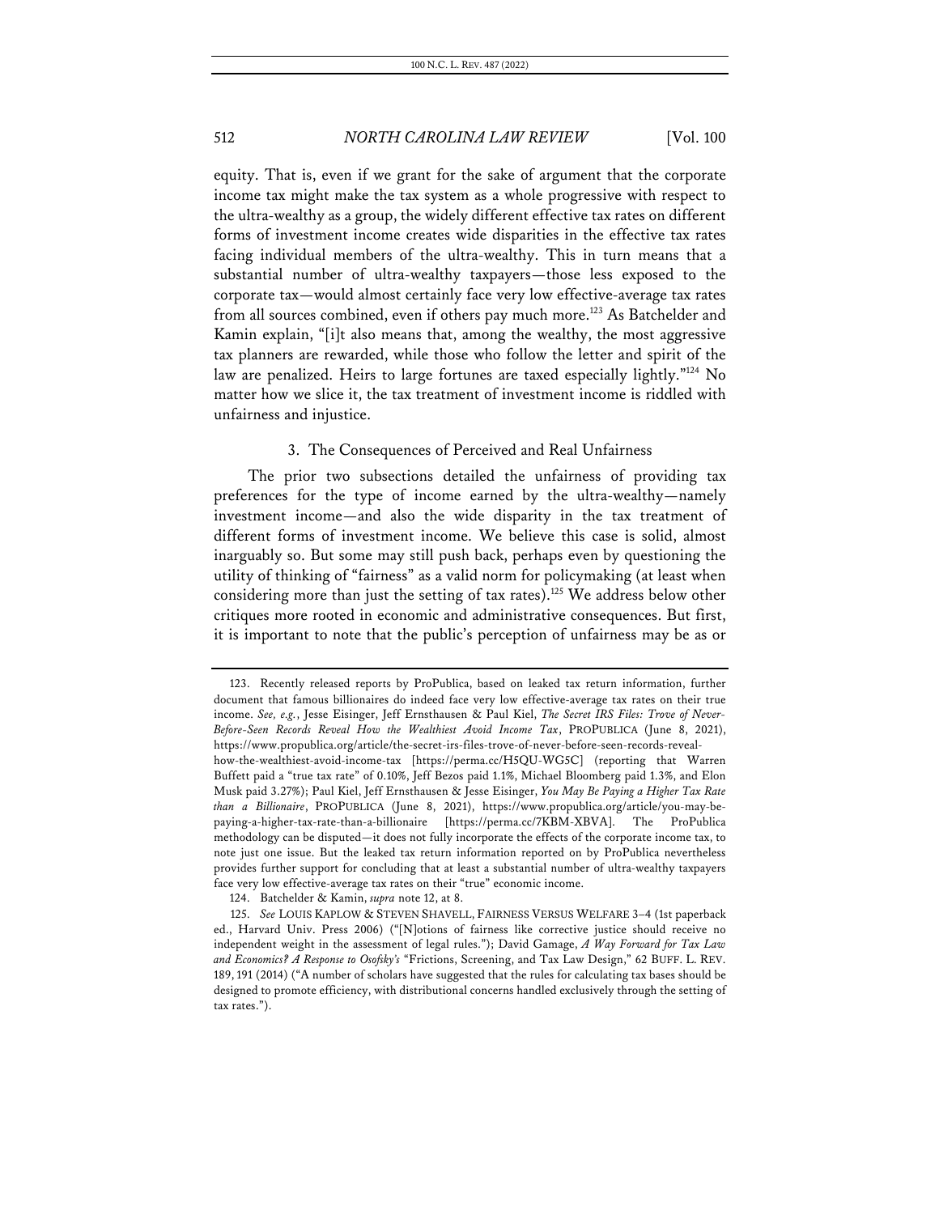equity. That is, even if we grant for the sake of argument that the corporate income tax might make the tax system as a whole progressive with respect to the ultra-wealthy as a group, the widely different effective tax rates on different forms of investment income creates wide disparities in the effective tax rates facing individual members of the ultra-wealthy. This in turn means that a substantial number of ultra-wealthy taxpayers—those less exposed to the corporate tax—would almost certainly face very low effective-average tax rates from all sources combined, even if others pay much more.[123] As Batchelder and Kamin explain, "[i]t also means that, among the wealthy, the most aggressive tax planners are rewarded, while those who follow the letter and spirit of the law are penalized. Heirs to large fortunes are taxed especially lightly."[124] No matter how we slice it, the tax treatment of investment income is riddled with unfairness and injustice.

### 3. The Consequences of Perceived and Real Unfairness

The prior two subsections detailed the unfairness of providing tax preferences for the type of income earned by the ultra-wealthy—namely investment income—and also the wide disparity in the tax treatment of different forms of investment income. We believe this case is solid, almost inarguably so. But some may still push back, perhaps even by questioning the utility of thinking of "fairness" as a valid norm for policymaking (at least when considering more than just the setting of tax rates).[125] We address below other critiques more rooted in economic and administrative consequences. But first, it is important to note that the public's perception of unfairness may be as or

---

123. Recently released reports by ProPublica, based on leaked tax return information, further document that famous billionaires do indeed face very low effective-average tax rates on their true income. *See, e.g.*, Jesse Eisinger, Jeff Ernsthausen & Paul Kiel, *The Secret IRS Files: Trove of Never-Before-Seen Records Reveal How the Wealthiest Avoid Income Tax*, PROPUBLICA (June 8, 2021), https://www.propublica.org/article/the-secret-irs-files-trove-of-never-before-seen-records-reveal-how-the-wealthiest-avoid-income-tax [https://perma.cc/H5QU-WG5C] (reporting that Warren Buffett paid a "true tax rate" of 0.10%, Jeff Bezos paid 1.1%, Michael Bloomberg paid 1.3%, and Elon Musk paid 3.27%); Paul Kiel, Jeff Ernsthausen & Jesse Eisinger, *You May Be Paying a Higher Tax Rate than a Billionaire*, PROPUBLICA (June 8, 2021), https://www.propublica.org/article/you-may-be-paying-a-higher-tax-rate-than-a-billionaire [https://perma.cc/7KBM-XBVA]. The ProPublica methodology can be disputed—it does not fully incorporate the effects of the corporate income tax, to note just one issue. But the leaked tax return information reported on by ProPublica nevertheless provides further support for concluding that at least a substantial number of ultra-wealthy taxpayers face very low effective-average tax rates on their "true" economic income.

124. Batchelder & Kamin, *supra* note 12, at 8.

125. *See* LOUIS KAPLOW & STEVEN SHAVELL, FAIRNESS VERSUS WELFARE 3–4 (1st paperback ed., Harvard Univ. Press 2006) ("[N]otions of fairness like corrective justice should receive no independent weight in the assessment of legal rules."); David Gamage, *A Way Forward for Tax Law and Economics? A Response to Osofsky's* "Frictions, Screening, and Tax Law Design," 62 BUFF. L. REV. 189, 191 (2014) ("A number of scholars have suggested that the rules for calculating tax bases should be designed to promote efficiency, with distributional concerns handled exclusively through the setting of tax rates.").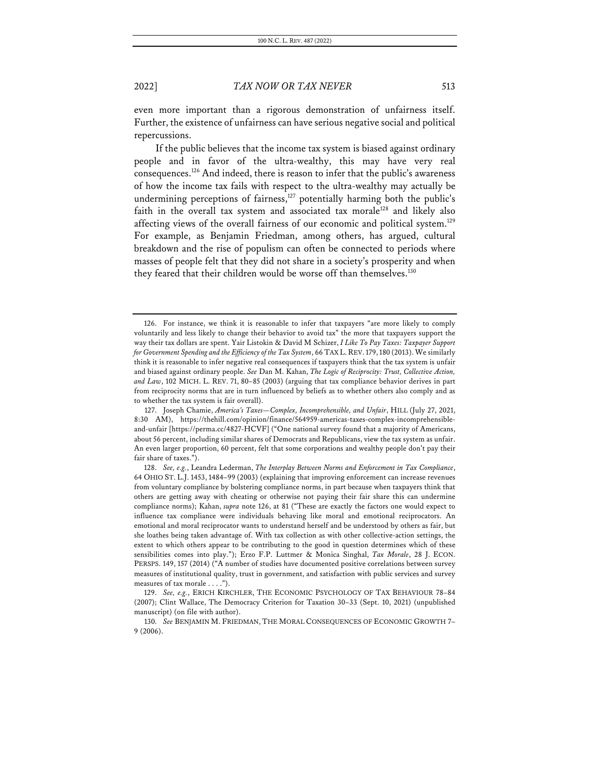even more important than a rigorous demonstration of unfairness itself. Further, the existence of unfairness can have serious negative social and political repercussions.

If the public believes that the income tax system is biased against ordinary people and in favor of the ultra-wealthy, this may have very real consequences.[126] And indeed, there is reason to infer that the public's awareness of how the income tax fails with respect to the ultra-wealthy may actually be undermining perceptions of fairness,[127] potentially harming both the public's faith in the overall tax system and associated tax morale[128] and likely also affecting views of the overall fairness of our economic and political system.[129] For example, as Benjamin Friedman, among others, has argued, cultural breakdown and the rise of populism can often be connected to periods where masses of people felt that they did not share in a society's prosperity and when they feared that their children would be worse off than themselves.[130]

---

126. For instance, we think it is reasonable to infer that taxpayers "are more likely to comply voluntarily and less likely to change their behavior to avoid tax" the more that taxpayers support the way their tax dollars are spent. Yair Listokin & David M Schizer, *I Like To Pay Taxes: Taxpayer Support for Government Spending and the Efficiency of the Tax System*, 66 TAX L. REV. 179, 180 (2013). We similarly think it is reasonable to infer negative real consequences if taxpayers think that the tax system is unfair and biased against ordinary people. *See* Dan M. Kahan, *The Logic of Reciprocity: Trust, Collective Action, and Law*, 102 MICH. L. REV. 71, 80–85 (2003) (arguing that tax compliance behavior derives in part from reciprocity norms that are in turn influenced by beliefs as to whether others also comply and as to whether the tax system is fair overall).

127. Joseph Chamie, *America's Taxes—Complex, Incomprehensible, and Unfair*, HILL (July 27, 2021, 8:30 AM), https://thehill.com/opinion/finance/564959-americas-taxes-complex-incomprehensible-and-unfair [https://perma.cc/4827-HCVF] ("One national survey found that a majority of Americans, about 56 percent, including similar shares of Democrats and Republicans, view the tax system as unfair. An even larger proportion, 60 percent, felt that some corporations and wealthy people don't pay their fair share of taxes.").

128. *See, e.g.*, Leandra Lederman, *The Interplay Between Norms and Enforcement in Tax Compliance*, 64 OHIO ST. L.J. 1453, 1484–99 (2003) (explaining that improving enforcement can increase revenues from voluntary compliance by bolstering compliance norms, in part because when taxpayers think that others are getting away with cheating or otherwise not paying their fair share this can undermine compliance norms); Kahan, *supra* note 126, at 81 ("These are exactly the factors one would expect to influence tax compliance were individuals behaving like moral and emotional reciprocators. An emotional and moral reciprocator wants to understand herself and be understood by others as fair, but she loathes being taken advantage of. With tax collection as with other collective-action settings, the extent to which others appear to be contributing to the good in question determines which of these sensibilities comes into play."); Erzo F.P. Luttmer & Monica Singhal, *Tax Morale*, 28 J. ECON. PERSPS. 149, 157 (2014) ("A number of studies have documented positive correlations between survey measures of institutional quality, trust in government, and satisfaction with public services and survey measures of tax morale . . . .").

129. *See, e.g.*, ERICH KIRCHLER, THE ECONOMIC PSYCHOLOGY OF TAX BEHAVIOUR 78–84 (2007); Clint Wallace, The Democracy Criterion for Taxation 30–33 (Sept. 10, 2021) (unpublished manuscript) (on file with author).

130. *See* BENJAMIN M. FRIEDMAN, THE MORAL CONSEQUENCES OF ECONOMIC GROWTH 7–9 (2006).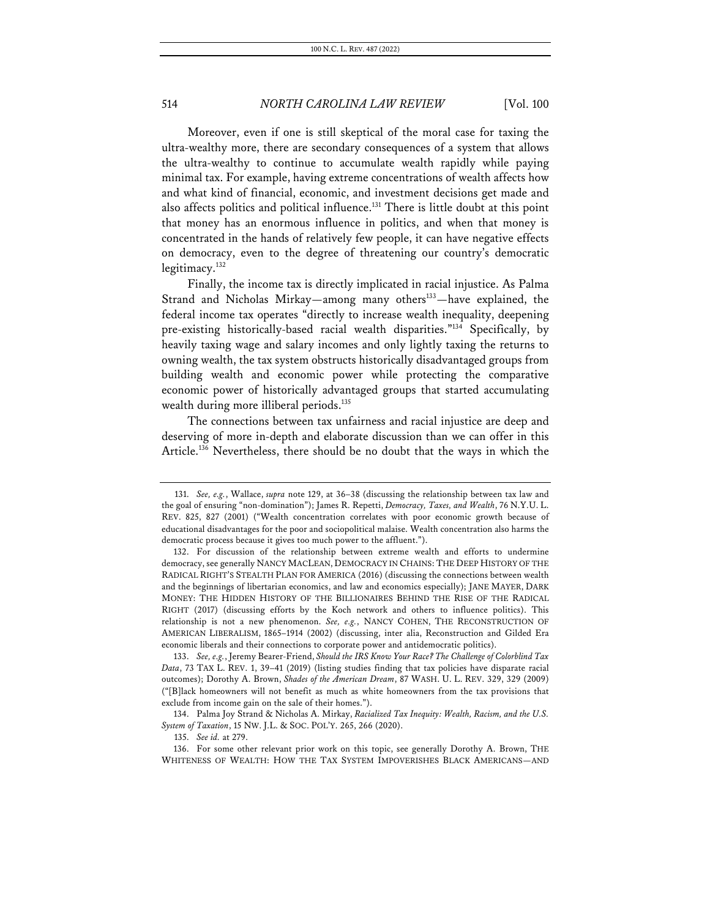Moreover, even if one is still skeptical of the moral case for taxing the ultra-wealthy more, there are secondary consequences of a system that allows the ultra-wealthy to continue to accumulate wealth rapidly while paying minimal tax. For example, having extreme concentrations of wealth affects how and what kind of financial, economic, and investment decisions get made and also affects politics and political influence.[131] There is little doubt at this point that money has an enormous influence in politics, and when that money is concentrated in the hands of relatively few people, it can have negative effects on democracy, even to the degree of threatening our country's democratic legitimacy.[132]

Finally, the income tax is directly implicated in racial injustice. As Palma Strand and Nicholas Mirkay—among many others[133]—have explained, the federal income tax operates "directly to increase wealth inequality, deepening pre-existing historically-based racial wealth disparities."[134] Specifically, by heavily taxing wage and salary incomes and only lightly taxing the returns to owning wealth, the tax system obstructs historically disadvantaged groups from building wealth and economic power while protecting the comparative economic power of historically advantaged groups that started accumulating wealth during more illiberal periods.[135]

The connections between tax unfairness and racial injustice are deep and deserving of more in-depth and elaborate discussion than we can offer in this Article.[136] Nevertheless, there should be no doubt that the ways in which the

---

131. *See, e.g.*, Wallace, *supra* note 129, at 36–38 (discussing the relationship between tax law and the goal of ensuring "non-domination"); James R. Repetti, *Democracy, Taxes, and Wealth*, 76 N.Y.U. L. REV. 825, 827 (2001) ("Wealth concentration correlates with poor economic growth because of educational disadvantages for the poor and sociopolitical malaise. Wealth concentration also harms the democratic process because it gives too much power to the affluent.").

132. For discussion of the relationship between extreme wealth and efforts to undermine democracy, see generally NANCY MACLEAN, DEMOCRACY IN CHAINS: THE DEEP HISTORY OF THE RADICAL RIGHT'S STEALTH PLAN FOR AMERICA (2016) (discussing the connections between wealth and the beginnings of libertarian economics, and law and economics especially); JANE MAYER, DARK MONEY: THE HIDDEN HISTORY OF THE BILLIONAIRES BEHIND THE RISE OF THE RADICAL RIGHT (2017) (discussing efforts by the Koch network and others to influence politics). This relationship is not a new phenomenon. *See, e.g.*, NANCY COHEN, THE RECONSTRUCTION OF AMERICAN LIBERALISM, 1865–1914 (2002) (discussing, inter alia, Reconstruction and Gilded Era economic liberals and their connections to corporate power and antidemocratic politics).

133. *See, e.g.*, Jeremy Bearer-Friend, *Should the IRS Know Your Race? The Challenge of Colorblind Tax Data*, 73 TAX L. REV. 1, 39–41 (2019) (listing studies finding that tax policies have disparate racial outcomes); Dorothy A. Brown, *Shades of the American Dream*, 87 WASH. U. L. REV. 329, 329 (2009) ("[B]lack homeowners will not benefit as much as white homeowners from the tax provisions that exclude from income gain on the sale of their homes.").

134. Palma Joy Strand & Nicholas A. Mirkay, *Racialized Tax Inequity: Wealth, Racism, and the U.S. System of Taxation*, 15 NW. J.L. & SOC. POL'Y. 265, 266 (2020).

135. *See id.* at 279.

136. For some other relevant prior work on this topic, see generally Dorothy A. Brown, THE WHITENESS OF WEALTH: HOW THE TAX SYSTEM IMPOVERISHES BLACK AMERICANS—AND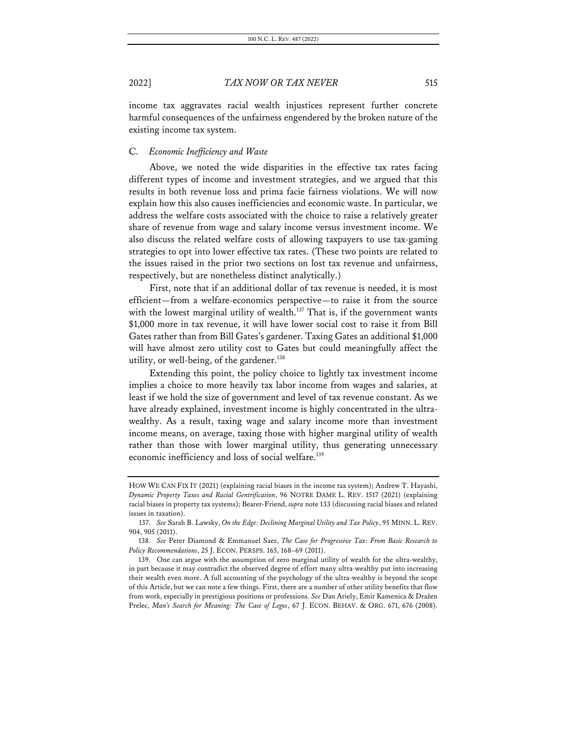income tax aggravates racial wealth injustices represent further concrete harmful consequences of the unfairness engendered by the broken nature of the existing income tax system.

### C. *Economic Inefficiency and Waste*

Above, we noted the wide disparities in the effective tax rates facing different types of income and investment strategies, and we argued that this results in both revenue loss and prima facie fairness violations. We will now explain how this also causes inefficiencies and economic waste. In particular, we address the welfare costs associated with the choice to raise a relatively greater share of revenue from wage and salary income versus investment income. We also discuss the related welfare costs of allowing taxpayers to use tax-gaming strategies to opt into lower effective tax rates. (These two points are related to the issues raised in the prior two sections on lost tax revenue and unfairness, respectively, but are nonetheless distinct analytically.)

First, note that if an additional dollar of tax revenue is needed, it is most efficient—from a welfare-economics perspective—to raise it from the source with the lowest marginal utility of wealth.[137] That is, if the government wants $1,000 more in tax revenue, it will have lower social cost to raise it from Bill Gates rather than from Bill Gates's gardener. Taxing Gates an additional $1,000 will have almost zero utility cost to Gates but could meaningfully affect the utility, or well-being, of the gardener.[138]

Extending this point, the policy choice to lightly tax investment income implies a choice to more heavily tax labor income from wages and salaries, at least if we hold the size of government and level of tax revenue constant. As we have already explained, investment income is highly concentrated in the ultra-wealthy. As a result, taxing wage and salary income more than investment income means, on average, taxing those with higher marginal utility of wealth rather than those with lower marginal utility, thus generating unnecessary economic inefficiency and loss of social welfare.[139]

---

HOW WE CAN FIX IT (2021) (explaining racial biases in the income tax system); Andrew T. Hayashi, *Dynamic Property Taxes and Racial Gentrification*, 96 NOTRE DAME L. REV. 1517 (2021) (explaining racial biases in property tax systems); Bearer-Friend, *supra* note 133 (discussing racial biases and related issues in taxation).

137. *See* Sarah B. Lawsky, *On the Edge: Declining Marginal Utility and Tax Policy*, 95 MINN. L. REV. 904, 905 (2011).

138. *See* Peter Diamond & Emmanuel Saez, *The Case for Progressive Tax: From Basic Research to Policy Recommendations*, 25 J. ECON. PERSPS. 165, 168–69 (2011).

139. One can argue with the assumption of zero marginal utility of wealth for the ultra-wealthy, in part because it may contradict the observed degree of effort many ultra-wealthy put into increasing their wealth even more. A full accounting of the psychology of the ultra-wealthy is beyond the scope of this Article, but we can note a few things. First, there are a number of other utility benefits that flow from work, especially in prestigious positions or professions. *See* Dan Ariely, Emir Kamenica & Dražen Prelec, *Man's Search for Meaning: The Case of Legos*, 67 J. ECON. BEHAV. & ORG. 671, 676 (2008).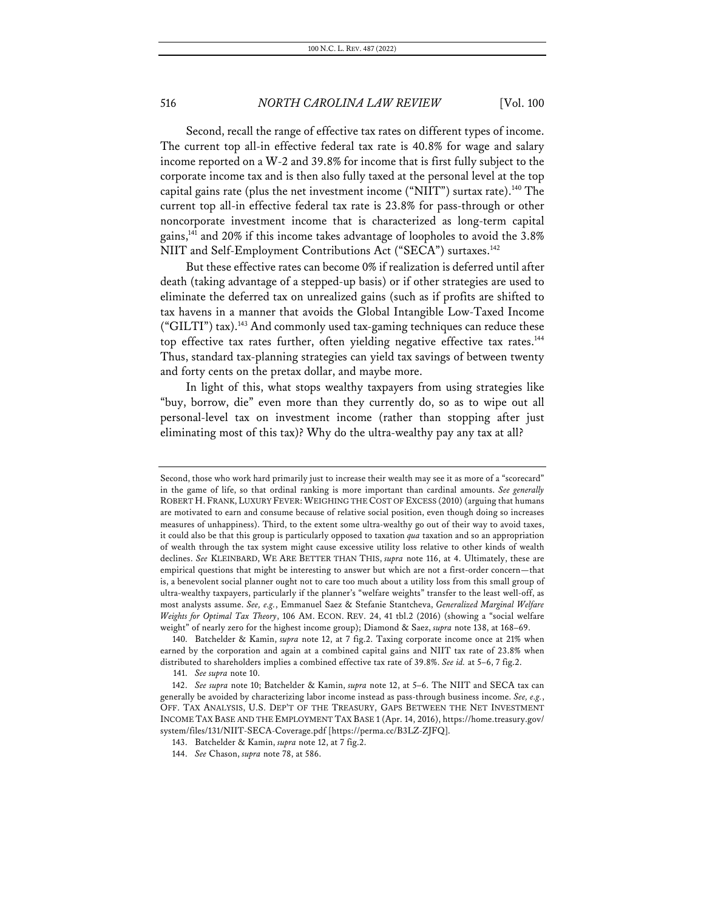Second, recall the range of effective tax rates on different types of income. The current top all-in effective federal tax rate is 40.8% for wage and salary income reported on a W-2 and 39.8% for income that is first fully subject to the corporate income tax and is then also fully taxed at the personal level at the top capital gains rate (plus the net investment income ("NIIT") surtax rate).[140] The current top all-in effective federal tax rate is 23.8% for pass-through or other noncorporate investment income that is characterized as long-term capital gains,[141] and 20% if this income takes advantage of loopholes to avoid the 3.8% NIIT and Self-Employment Contributions Act ("SECA") surtaxes.[142]

But these effective rates can become 0% if realization is deferred until after death (taking advantage of a stepped-up basis) or if other strategies are used to eliminate the deferred tax on unrealized gains (such as if profits are shifted to tax havens in a manner that avoids the Global Intangible Low-Taxed Income ("GILTI") tax).[143] And commonly used tax-gaming techniques can reduce these top effective tax rates further, often yielding negative effective tax rates.[144] Thus, standard tax-planning strategies can yield tax savings of between twenty and forty cents on the pretax dollar, and maybe more.

In light of this, what stops wealthy taxpayers from using strategies like "buy, borrow, die" even more than they currently do, so as to wipe out all personal-level tax on investment income (rather than stopping after just eliminating most of this tax)? Why do the ultra-wealthy pay any tax at all?

---

Second, those who work hard primarily just to increase their wealth may see it as more of a "scorecard" in the game of life, so that ordinal ranking is more important than cardinal amounts. *See generally* ROBERT H. FRANK, LUXURY FEVER: WEIGHING THE COST OF EXCESS (2010) (arguing that humans are motivated to earn and consume because of relative social position, even though doing so increases measures of unhappiness). Third, to the extent some ultra-wealthy go out of their way to avoid taxes, it could also be that this group is particularly opposed to taxation *qua* taxation and so an appropriation of wealth through the tax system might cause excessive utility loss relative to other kinds of wealth declines. *See* KLEINBARD, WE ARE BETTER THAN THIS, *supra* note 116, at 4. Ultimately, these are empirical questions that might be interesting to answer but which are not a first-order concern—that is, a benevolent social planner ought not to care too much about a utility loss from this small group of ultra-wealthy taxpayers, particularly if the planner's "welfare weights" transfer to the least well-off, as most analysts assume. *See, e.g.*, Emmanuel Saez & Stefanie Stantcheva, *Generalized Marginal Welfare Weights for Optimal Tax Theory*, 106 AM. ECON. REV. 24, 41 tbl.2 (2016) (showing a "social welfare weight" of nearly zero for the highest income group); Diamond & Saez, *supra* note 138, at 168–69.

140. Batchelder & Kamin, *supra* note 12, at 7 fig.2. Taxing corporate income once at 21% when earned by the corporation and again at a combined capital gains and NIIT tax rate of 23.8% when distributed to shareholders implies a combined effective tax rate of 39.8%. *See id.* at 5–6, 7 fig.2.

141. *See supra* note 10.

142. *See supra* note 10; Batchelder & Kamin, *supra* note 12, at 5–6. The NIIT and SECA tax can generally be avoided by characterizing labor income instead as pass-through business income. *See, e.g.*, OFF. TAX ANALYSIS, U.S. DEP'T OF THE TREASURY, GAPS BETWEEN THE NET INVESTMENT INCOME TAX BASE AND THE EMPLOYMENT TAX BASE 1 (Apr. 14, 2016), https://home.treasury.gov/system/files/131/NIIT-SECA-Coverage.pdf [https://perma.cc/B3LZ-ZJFQ].

143. Batchelder & Kamin, *supra* note 12, at 7 fig.2.

144. *See* Chason, *supra* note 78, at 586.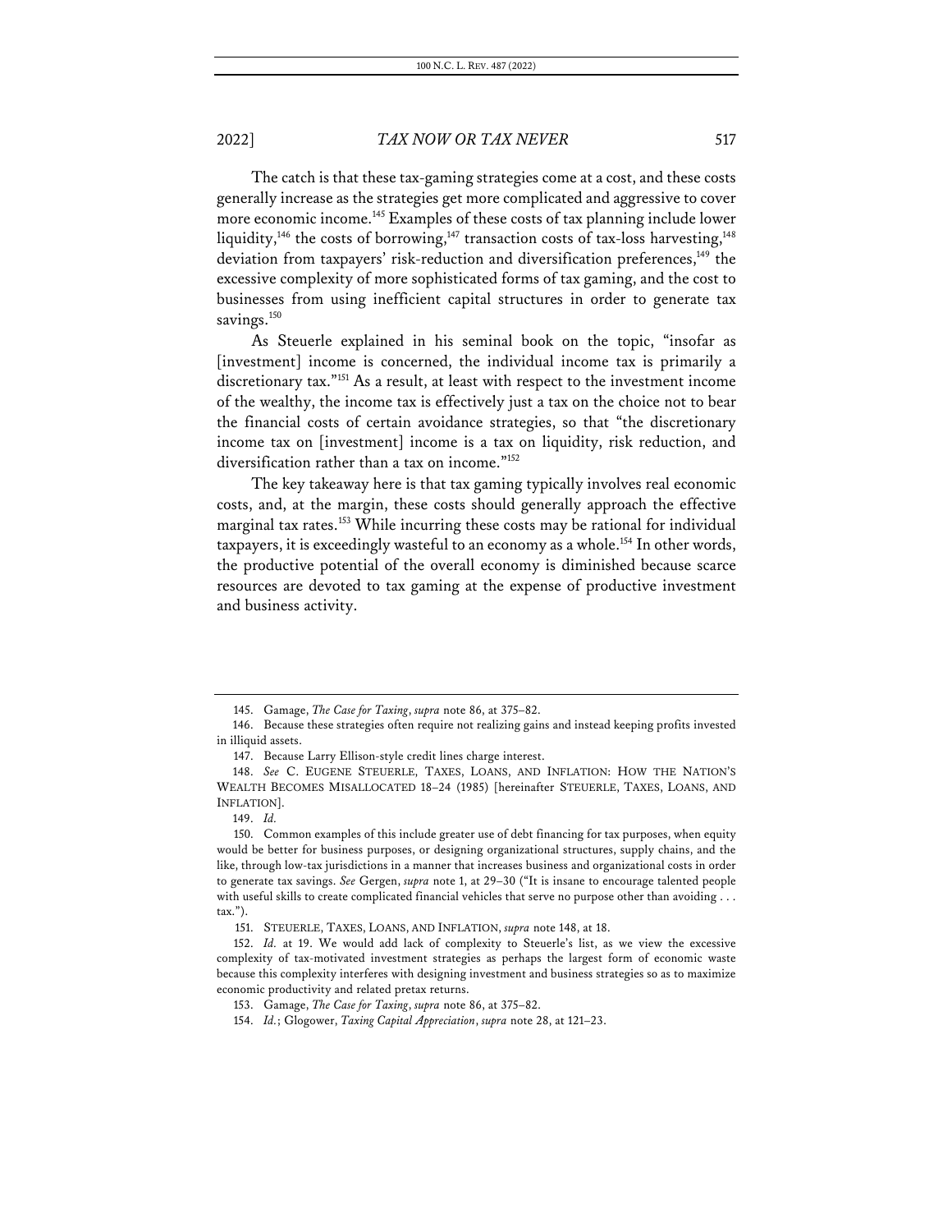The catch is that these tax-gaming strategies come at a cost, and these costs generally increase as the strategies get more complicated and aggressive to cover more economic income.[145] Examples of these costs of tax planning include lower liquidity,[146] the costs of borrowing,[147] transaction costs of tax-loss harvesting,[148] deviation from taxpayers' risk-reduction and diversification preferences,[149] the excessive complexity of more sophisticated forms of tax gaming, and the cost to businesses from using inefficient capital structures in order to generate tax savings.[150]

As Steuerle explained in his seminal book on the topic, "insofar as [investment] income is concerned, the individual income tax is primarily a discretionary tax."[151] As a result, at least with respect to the investment income of the wealthy, the income tax is effectively just a tax on the choice not to bear the financial costs of certain avoidance strategies, so that "the discretionary income tax on [investment] income is a tax on liquidity, risk reduction, and diversification rather than a tax on income."[152]

The key takeaway here is that tax gaming typically involves real economic costs, and, at the margin, these costs should generally approach the effective marginal tax rates.[153] While incurring these costs may be rational for individual taxpayers, it is exceedingly wasteful to an economy as a whole.[154] In other words, the productive potential of the overall economy is diminished because scarce resources are devoted to tax gaming at the expense of productive investment and business activity.

---

145. Gamage, *The Case for Taxing*, *supra* note 86, at 375–82.

146. Because these strategies often require not realizing gains and instead keeping profits invested in illiquid assets.

147. Because Larry Ellison-style credit lines charge interest.

148. *See* C. EUGENE STEUERLE, TAXES, LOANS, AND INFLATION: HOW THE NATION'S WEALTH BECOMES MISALLOCATED 18–24 (1985) [hereinafter STEUERLE, TAXES, LOANS, AND INFLATION].

149. *Id.*

150. Common examples of this include greater use of debt financing for tax purposes, when equity would be better for business purposes, or designing organizational structures, supply chains, and the like, through low-tax jurisdictions in a manner that increases business and organizational costs in order to generate tax savings. *See* Gergen, *supra* note 1, at 29–30 ("It is insane to encourage talented people with useful skills to create complicated financial vehicles that serve no purpose other than avoiding . . . tax.").

151. STEUERLE, TAXES, LOANS, AND INFLATION, *supra* note 148, at 18.

152. *Id.* at 19. We would add lack of complexity to Steuerle's list, as we view the excessive complexity of tax-motivated investment strategies as perhaps the largest form of economic waste because this complexity interferes with designing investment and business strategies so as to maximize economic productivity and related pretax returns.

153. Gamage, *The Case for Taxing*, *supra* note 86, at 375–82.

154. *Id.*; Glogower, *Taxing Capital Appreciation*, *supra* note 28, at 121–23.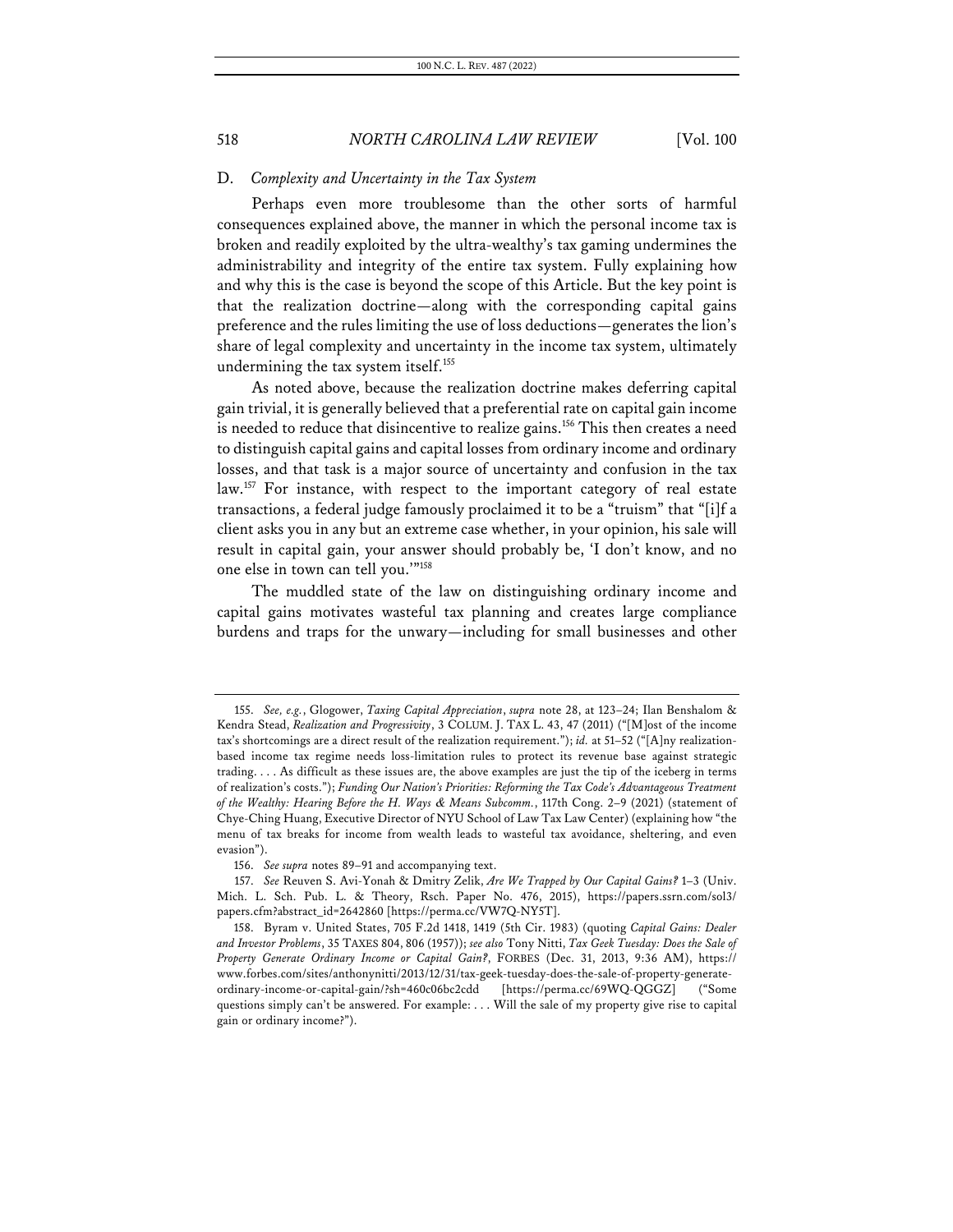### D. *Complexity and Uncertainty in the Tax System*

Perhaps even more troublesome than the other sorts of harmful consequences explained above, the manner in which the personal income tax is broken and readily exploited by the ultra-wealthy's tax gaming undermines the administrability and integrity of the entire tax system. Fully explaining how and why this is the case is beyond the scope of this Article. But the key point is that the realization doctrine—along with the corresponding capital gains preference and the rules limiting the use of loss deductions—generates the lion's share of legal complexity and uncertainty in the income tax system, ultimately undermining the tax system itself.[155]

As noted above, because the realization doctrine makes deferring capital gain trivial, it is generally believed that a preferential rate on capital gain income is needed to reduce that disincentive to realize gains.[156] This then creates a need to distinguish capital gains and capital losses from ordinary income and ordinary losses, and that task is a major source of uncertainty and confusion in the tax law.[157] For instance, with respect to the important category of real estate transactions, a federal judge famously proclaimed it to be a "truism" that "[i]f a client asks you in any but an extreme case whether, in your opinion, his sale will result in capital gain, your answer should probably be, 'I don't know, and no one else in town can tell you.'"[158]

The muddled state of the law on distinguishing ordinary income and capital gains motivates wasteful tax planning and creates large compliance burdens and traps for the unwary—including for small businesses and other

---

155. *See, e.g.*, Glogower, *Taxing Capital Appreciation*, *supra* note 28, at 123–24; Ilan Benshalom & Kendra Stead, *Realization and Progressivity*, 3 COLUM. J. TAX L. 43, 47 (2011) ("[M]ost of the income tax's shortcomings are a direct result of the realization requirement."); *id.* at 51–52 ("[A]ny realization-based income tax regime needs loss-limitation rules to protect its revenue base against strategic trading. . . . As difficult as these issues are, the above examples are just the tip of the iceberg in terms of realization's costs."); *Funding Our Nation's Priorities: Reforming the Tax Code's Advantageous Treatment of the Wealthy: Hearing Before the H. Ways & Means Subcomm.*, 117th Cong. 2–9 (2021) (statement of Chye-Ching Huang, Executive Director of NYU School of Law Tax Law Center) (explaining how "the menu of tax breaks for income from wealth leads to wasteful tax avoidance, sheltering, and even evasion").

156. *See supra* notes 89–91 and accompanying text.

157. *See* Reuven S. Avi-Yonah & Dmitry Zelik, *Are We Trapped by Our Capital Gains?* 1–3 (Univ. Mich. L. Sch. Pub. L. & Theory, Rsch. Paper No. 476, 2015), https://papers.ssrn.com/sol3/papers.cfm?abstract_id=2642860 [https://perma.cc/VW7Q-NY5T].

158. Byram v. United States, 705 F.2d 1418, 1419 (5th Cir. 1983) (quoting *Capital Gains: Dealer and Investor Problems*, 35 TAXES 804, 806 (1957)); *see also* Tony Nitti, *Tax Geek Tuesday: Does the Sale of Property Generate Ordinary Income or Capital Gain?*, FORBES (Dec. 31, 2013, 9:36 AM), https://www.forbes.com/sites/anthonynitti/2013/12/31/tax-geek-tuesday-does-the-sale-of-property-generate-ordinary-income-or-capital-gain/?sh=460c06bc2cdd [https://perma.cc/69WQ-QGGZ] ("Some questions simply can't be answered. For example: . . . Will the sale of my property give rise to capital gain or ordinary income?").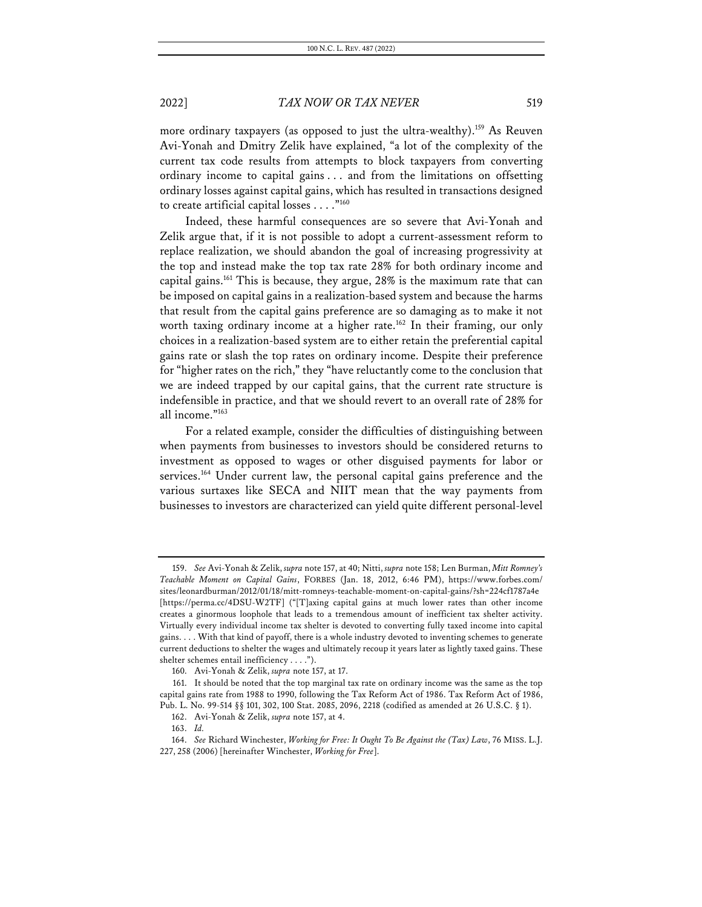more ordinary taxpayers (as opposed to just the ultra-wealthy).[159] As Reuven Avi-Yonah and Dmitry Zelik have explained, "a lot of the complexity of the current tax code results from attempts to block taxpayers from converting ordinary income to capital gains . . . and from the limitations on offsetting ordinary losses against capital gains, which has resulted in transactions designed to create artificial capital losses . . . ."[160]

Indeed, these harmful consequences are so severe that Avi-Yonah and Zelik argue that, if it is not possible to adopt a current-assessment reform to replace realization, we should abandon the goal of increasing progressivity at the top and instead make the top tax rate 28% for both ordinary income and capital gains.[161] This is because, they argue, 28% is the maximum rate that can be imposed on capital gains in a realization-based system and because the harms that result from the capital gains preference are so damaging as to make it not worth taxing ordinary income at a higher rate.[162] In their framing, our only choices in a realization-based system are to either retain the preferential capital gains rate or slash the top rates on ordinary income. Despite their preference for "higher rates on the rich," they "have reluctantly come to the conclusion that we are indeed trapped by our capital gains, that the current rate structure is indefensible in practice, and that we should revert to an overall rate of 28% for all income."[163]

For a related example, consider the difficulties of distinguishing between when payments from businesses to investors should be considered returns to investment as opposed to wages or other disguised payments for labor or services.[164] Under current law, the personal capital gains preference and the various surtaxes like SECA and NIIT mean that the way payments from businesses to investors are characterized can yield quite different personal-level

---

159. *See* Avi-Yonah & Zelik, *supra* note 157, at 40; Nitti, *supra* note 158; Len Burman, *Mitt Romney's Teachable Moment on Capital Gains*, FORBES (Jan. 18, 2012, 6:46 PM), https://www.forbes.com/sites/leonardburman/2012/01/18/mitt-romneys-teachable-moment-on-capital-gains/?sh=224cf1787a4e [https://perma.cc/4DSU-W2TF] ("[T]axing capital gains at much lower rates than other income creates a ginormous loophole that leads to a tremendous amount of inefficient tax shelter activity. Virtually every individual income tax shelter is devoted to converting fully taxed income into capital gains. . . . With that kind of payoff, there is a whole industry devoted to inventing schemes to generate current deductions to shelter the wages and ultimately recoup it years later as lightly taxed gains. These shelter schemes entail inefficiency . . . .").

160. Avi-Yonah & Zelik, *supra* note 157, at 17.

161. It should be noted that the top marginal tax rate on ordinary income was the same as the top capital gains rate from 1988 to 1990, following the Tax Reform Act of 1986. Tax Reform Act of 1986, Pub. L. No. 99-514 §§ 101, 302, 100 Stat. 2085, 2096, 2218 (codified as amended at 26 U.S.C. § 1).

162. Avi-Yonah & Zelik, *supra* note 157, at 4.

163. *Id.*

164. *See* Richard Winchester, *Working for Free: It Ought To Be Against the (Tax) Law*, 76 MISS. L.J. 227, 258 (2006) [hereinafter Winchester, *Working for Free*].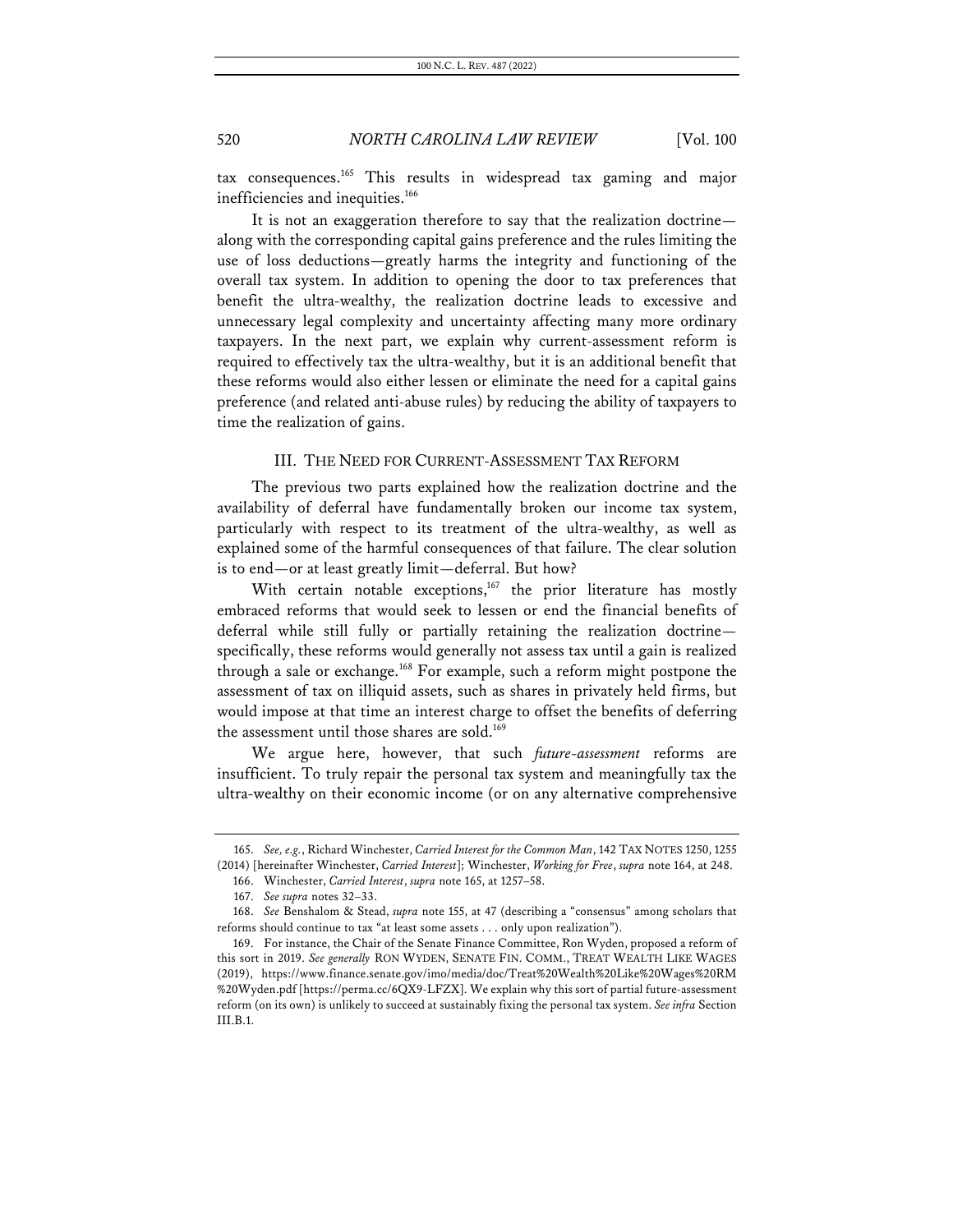tax consequences.[165] This results in widespread tax gaming and major inefficiencies and inequities.[166]

It is not an exaggeration therefore to say that the realization doctrine—along with the corresponding capital gains preference and the rules limiting the use of loss deductions—greatly harms the integrity and functioning of the overall tax system. In addition to opening the door to tax preferences that benefit the ultra-wealthy, the realization doctrine leads to excessive and unnecessary legal complexity and uncertainty affecting many more ordinary taxpayers. In the next part, we explain why current-assessment reform is required to effectively tax the ultra-wealthy, but it is an additional benefit that these reforms would also either lessen or eliminate the need for a capital gains preference (and related anti-abuse rules) by reducing the ability of taxpayers to time the realization of gains.

## III. THE NEED FOR CURRENT-ASSESSMENT TAX REFORM

The previous two parts explained how the realization doctrine and the availability of deferral have fundamentally broken our income tax system, particularly with respect to its treatment of the ultra-wealthy, as well as explained some of the harmful consequences of that failure. The clear solution is to end—or at least greatly limit—deferral. But how?

With certain notable exceptions,[167] the prior literature has mostly embraced reforms that would seek to lessen or end the financial benefits of deferral while still fully or partially retaining the realization doctrine—specifically, these reforms would generally not assess tax until a gain is realized through a sale or exchange.[168] For example, such a reform might postpone the assessment of tax on illiquid assets, such as shares in privately held firms, but would impose at that time an interest charge to offset the benefits of deferring the assessment until those shares are sold.[169]

We argue here, however, that such *future-assessment* reforms are insufficient. To truly repair the personal tax system and meaningfully tax the ultra-wealthy on their economic income (or on any alternative comprehensive

---

165. *See, e.g.*, Richard Winchester, *Carried Interest for the Common Man*, 142 TAX NOTES 1250, 1255 (2014) [hereinafter Winchester, *Carried Interest*]; Winchester, *Working for Free*, *supra* note 164, at 248.

166. Winchester, *Carried Interest*, *supra* note 165, at 1257–58.

167. *See supra* notes 32–33.

168. *See* Benshalom & Stead, *supra* note 155, at 47 (describing a "consensus" among scholars that reforms should continue to tax "at least some assets . . . only upon realization").

169. For instance, the Chair of the Senate Finance Committee, Ron Wyden, proposed a reform of this sort in 2019. *See generally* RON WYDEN, SENATE FIN. COMM., TREAT WEALTH LIKE WAGES (2019), https://www.finance.senate.gov/imo/media/doc/Treat%20Wealth%20Like%20Wages%20RM%20Wyden.pdf [https://perma.cc/6QX9-LFZX]. We explain why this sort of partial future-assessment reform (on its own) is unlikely to succeed at sustainably fixing the personal tax system. *See infra* Section III.B.1.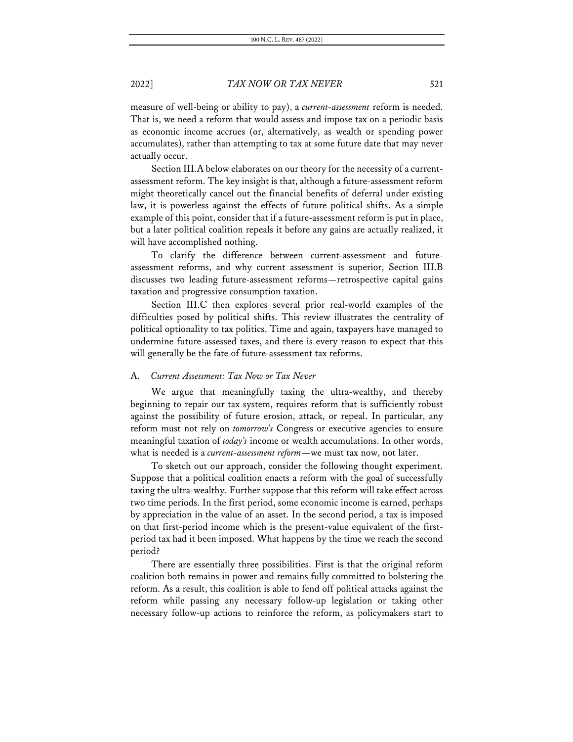measure of well-being or ability to pay), a *current-assessment* reform is needed. That is, we need a reform that would assess and impose tax on a periodic basis as economic income accrues (or, alternatively, as wealth or spending power accumulates), rather than attempting to tax at some future date that may never actually occur.

Section III.A below elaborates on our theory for the necessity of a current-assessment reform. The key insight is that, although a future-assessment reform might theoretically cancel out the financial benefits of deferral under existing law, it is powerless against the effects of future political shifts. As a simple example of this point, consider that if a future-assessment reform is put in place, but a later political coalition repeals it before any gains are actually realized, it will have accomplished nothing.

To clarify the difference between current-assessment and future-assessment reforms, and why current assessment is superior, Section III.B discusses two leading future-assessment reforms—retrospective capital gains taxation and progressive consumption taxation.

Section III.C then explores several prior real-world examples of the difficulties posed by political shifts. This review illustrates the centrality of political optionality to tax politics. Time and again, taxpayers have managed to undermine future-assessed taxes, and there is every reason to expect that this will generally be the fate of future-assessment tax reforms.

### A. *Current Assessment: Tax Now or Tax Never*

We argue that meaningfully taxing the ultra-wealthy, and thereby beginning to repair our tax system, requires reform that is sufficiently robust against the possibility of future erosion, attack, or repeal. In particular, any reform must not rely on *tomorrow's* Congress or executive agencies to ensure meaningful taxation of *today's* income or wealth accumulations. In other words, what is needed is a *current-assessment reform*—we must tax now, not later.

To sketch out our approach, consider the following thought experiment. Suppose that a political coalition enacts a reform with the goal of successfully taxing the ultra-wealthy. Further suppose that this reform will take effect across two time periods. In the first period, some economic income is earned, perhaps by appreciation in the value of an asset. In the second period, a tax is imposed on that first-period income which is the present-value equivalent of the first-period tax had it been imposed. What happens by the time we reach the second period?

There are essentially three possibilities. First is that the original reform coalition both remains in power and remains fully committed to bolstering the reform. As a result, this coalition is able to fend off political attacks against the reform while passing any necessary follow-up legislation or taking other necessary follow-up actions to reinforce the reform, as policymakers start to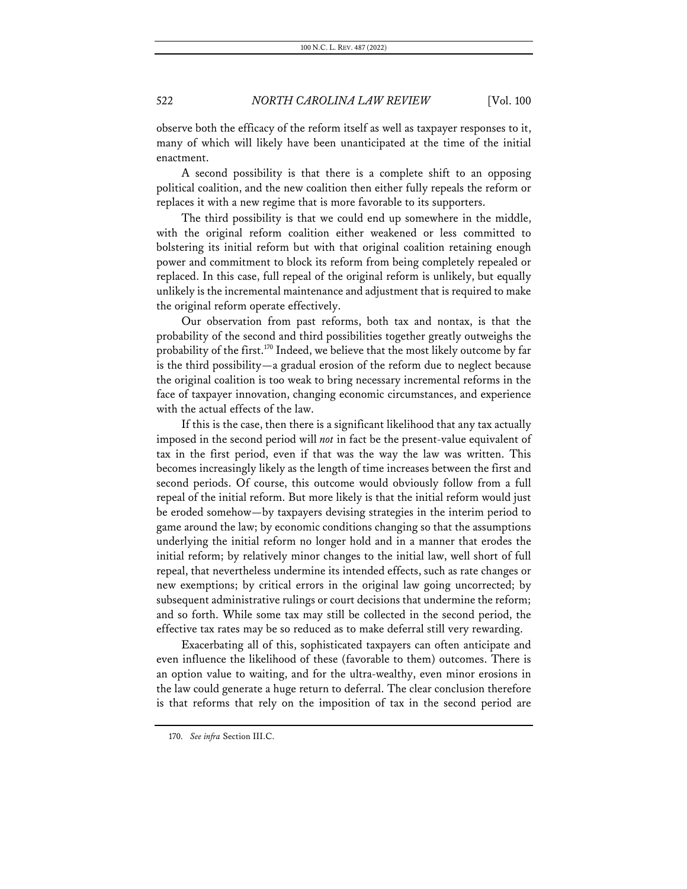observe both the efficacy of the reform itself as well as taxpayer responses to it, many of which will likely have been unanticipated at the time of the initial enactment.

A second possibility is that there is a complete shift to an opposing political coalition, and the new coalition then either fully repeals the reform or replaces it with a new regime that is more favorable to its supporters.

The third possibility is that we could end up somewhere in the middle, with the original reform coalition either weakened or less committed to bolstering its initial reform but with that original coalition retaining enough power and commitment to block its reform from being completely repealed or replaced. In this case, full repeal of the original reform is unlikely, but equally unlikely is the incremental maintenance and adjustment that is required to make the original reform operate effectively.

Our observation from past reforms, both tax and nontax, is that the probability of the second and third possibilities together greatly outweighs the probability of the first.[170] Indeed, we believe that the most likely outcome by far is the third possibility—a gradual erosion of the reform due to neglect because the original coalition is too weak to bring necessary incremental reforms in the face of taxpayer innovation, changing economic circumstances, and experience with the actual effects of the law.

If this is the case, then there is a significant likelihood that any tax actually imposed in the second period will *not* in fact be the present-value equivalent of tax in the first period, even if that was the way the law was written. This becomes increasingly likely as the length of time increases between the first and second periods. Of course, this outcome would obviously follow from a full repeal of the initial reform. But more likely is that the initial reform would just be eroded somehow—by taxpayers devising strategies in the interim period to game around the law; by economic conditions changing so that the assumptions underlying the initial reform no longer hold and in a manner that erodes the initial reform; by relatively minor changes to the initial law, well short of full repeal, that nevertheless undermine its intended effects, such as rate changes or new exemptions; by critical errors in the original law going uncorrected; by subsequent administrative rulings or court decisions that undermine the reform; and so forth. While some tax may still be collected in the second period, the effective tax rates may be so reduced as to make deferral still very rewarding.

Exacerbating all of this, sophisticated taxpayers can often anticipate and even influence the likelihood of these (favorable to them) outcomes. There is an option value to waiting, and for the ultra-wealthy, even minor erosions in the law could generate a huge return to deferral. The clear conclusion therefore is that reforms that rely on the imposition of tax in the second period are

170. *See infra* Section III.C.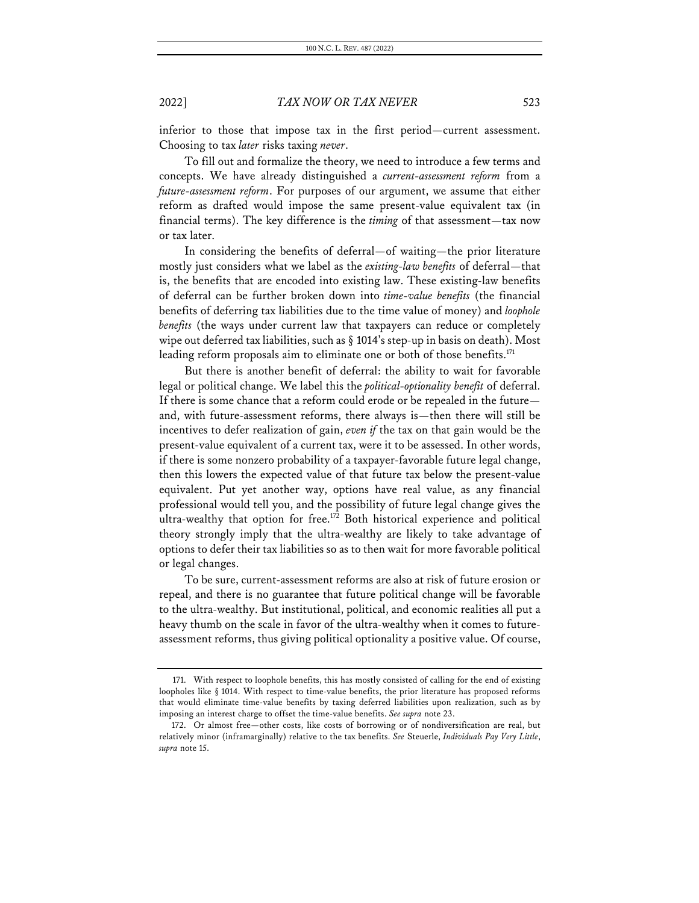inferior to those that impose tax in the first period—current assessment. Choosing to tax *later* risks taxing *never*.

To fill out and formalize the theory, we need to introduce a few terms and concepts. We have already distinguished a *current-assessment reform* from a *future-assessment reform*. For purposes of our argument, we assume that either reform as drafted would impose the same present-value equivalent tax (in financial terms). The key difference is the *timing* of that assessment—tax now or tax later.

In considering the benefits of deferral—of waiting—the prior literature mostly just considers what we label as the *existing-law benefits* of deferral—that is, the benefits that are encoded into existing law. These existing-law benefits of deferral can be further broken down into *time-value benefits* (the financial benefits of deferring tax liabilities due to the time value of money) and *loophole benefits* (the ways under current law that taxpayers can reduce or completely wipe out deferred tax liabilities, such as § 1014's step-up in basis on death). Most leading reform proposals aim to eliminate one or both of those benefits.[171]

But there is another benefit of deferral: the ability to wait for favorable legal or political change. We label this the *political-optionality benefit* of deferral. If there is some chance that a reform could erode or be repealed in the future—and, with future-assessment reforms, there always is—then there will still be incentives to defer realization of gain, *even if* the tax on that gain would be the present-value equivalent of a current tax, were it to be assessed. In other words, if there is some nonzero probability of a taxpayer-favorable future legal change, then this lowers the expected value of that future tax below the present-value equivalent. Put yet another way, options have real value, as any financial professional would tell you, and the possibility of future legal change gives the ultra-wealthy that option for free.[172] Both historical experience and political theory strongly imply that the ultra-wealthy are likely to take advantage of options to defer their tax liabilities so as to then wait for more favorable political or legal changes.

To be sure, current-assessment reforms are also at risk of future erosion or repeal, and there is no guarantee that future political change will be favorable to the ultra-wealthy. But institutional, political, and economic realities all put a heavy thumb on the scale in favor of the ultra-wealthy when it comes to future-assessment reforms, thus giving political optionality a positive value. Of course,

171. With respect to loophole benefits, this has mostly consisted of calling for the end of existing loopholes like § 1014. With respect to time-value benefits, the prior literature has proposed reforms that would eliminate time-value benefits by taxing deferred liabilities upon realization, such as by imposing an interest charge to offset the time-value benefits. *See supra* note 23.

172. Or almost free—other costs, like costs of borrowing or of nondiversification are real, but relatively minor (inframarginally) relative to the tax benefits. *See* Steuerle, *Individuals Pay Very Little*, *supra* note 15.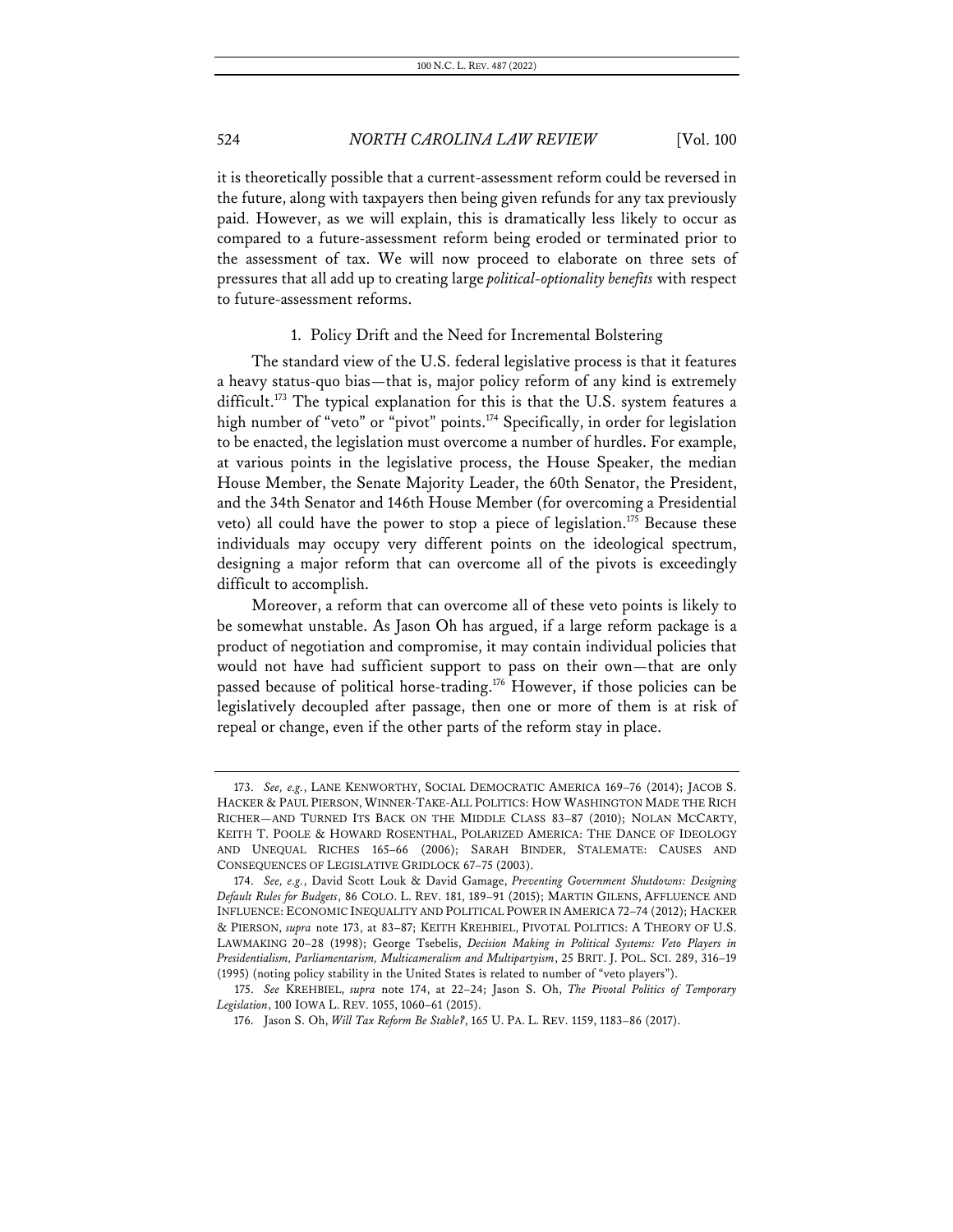it is theoretically possible that a current-assessment reform could be reversed in the future, along with taxpayers then being given refunds for any tax previously paid. However, as we will explain, this is dramatically less likely to occur as compared to a future-assessment reform being eroded or terminated prior to the assessment of tax. We will now proceed to elaborate on three sets of pressures that all add up to creating large *political-optionality benefits* with respect to future-assessment reforms.

### 1. Policy Drift and the Need for Incremental Bolstering

The standard view of the U.S. federal legislative process is that it features a heavy status-quo bias—that is, major policy reform of any kind is extremely difficult.[173] The typical explanation for this is that the U.S. system features a high number of "veto" or "pivot" points.[174] Specifically, in order for legislation to be enacted, the legislation must overcome a number of hurdles. For example, at various points in the legislative process, the House Speaker, the median House Member, the Senate Majority Leader, the 60th Senator, the President, and the 34th Senator and 146th House Member (for overcoming a Presidential veto) all could have the power to stop a piece of legislation.[175] Because these individuals may occupy very different points on the ideological spectrum, designing a major reform that can overcome all of the pivots is exceedingly difficult to accomplish.

Moreover, a reform that can overcome all of these veto points is likely to be somewhat unstable. As Jason Oh has argued, if a large reform package is a product of negotiation and compromise, it may contain individual policies that would not have had sufficient support to pass on their own—that are only passed because of political horse-trading.[176] However, if those policies can be legislatively decoupled after passage, then one or more of them is at risk of repeal or change, even if the other parts of the reform stay in place.

---

173. *See, e.g.*, LANE KENWORTHY, SOCIAL DEMOCRATIC AMERICA 169–76 (2014); JACOB S. HACKER & PAUL PIERSON, WINNER-TAKE-ALL POLITICS: HOW WASHINGTON MADE THE RICH RICHER—AND TURNED ITS BACK ON THE MIDDLE CLASS 83–87 (2010); NOLAN MCCARTY, KEITH T. POOLE & HOWARD ROSENTHAL, POLARIZED AMERICA: THE DANCE OF IDEOLOGY AND UNEQUAL RICHES 165–66 (2006); SARAH BINDER, STALEMATE: CAUSES AND CONSEQUENCES OF LEGISLATIVE GRIDLOCK 67–75 (2003).

174. *See, e.g.*, David Scott Louk & David Gamage, *Preventing Government Shutdowns: Designing Default Rules for Budgets*, 86 COLO. L. REV. 181, 189–91 (2015); MARTIN GILENS, AFFLUENCE AND INFLUENCE: ECONOMIC INEQUALITY AND POLITICAL POWER IN AMERICA 72–74 (2012); HACKER & PIERSON, *supra* note 173, at 83–87; KEITH KREHBIEL, PIVOTAL POLITICS: A THEORY OF U.S. LAWMAKING 20–28 (1998); George Tsebelis, *Decision Making in Political Systems: Veto Players in Presidentialism, Parliamentarism, Multicameralism and Multipartyism*, 25 BRIT. J. POL. SCI. 289, 316–19 (1995) (noting policy stability in the United States is related to number of "veto players").

175. *See* KREHBIEL, *supra* note 174, at 22–24; Jason S. Oh, *The Pivotal Politics of Temporary Legislation*, 100 IOWA L. REV. 1055, 1060–61 (2015).

176. Jason S. Oh, *Will Tax Reform Be Stable?*, 165 U. PA. L. REV. 1159, 1183–86 (2017).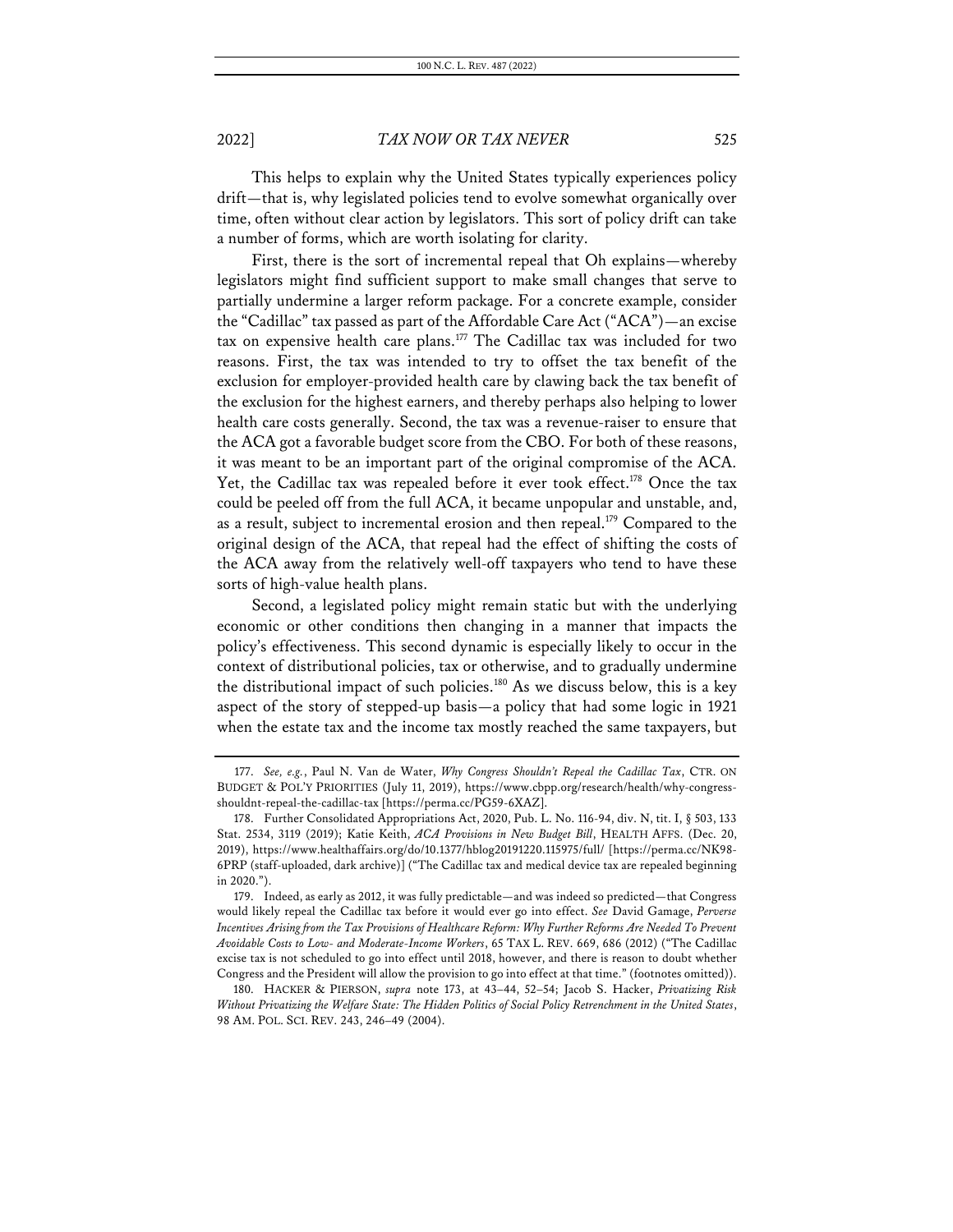This helps to explain why the United States typically experiences policy drift—that is, why legislated policies tend to evolve somewhat organically over time, often without clear action by legislators. This sort of policy drift can take a number of forms, which are worth isolating for clarity.

First, there is the sort of incremental repeal that Oh explains—whereby legislators might find sufficient support to make small changes that serve to partially undermine a larger reform package. For a concrete example, consider the "Cadillac" tax passed as part of the Affordable Care Act ("ACA")—an excise tax on expensive health care plans.[177] The Cadillac tax was included for two reasons. First, the tax was intended to try to offset the tax benefit of the exclusion for employer-provided health care by clawing back the tax benefit of the exclusion for the highest earners, and thereby perhaps also helping to lower health care costs generally. Second, the tax was a revenue-raiser to ensure that the ACA got a favorable budget score from the CBO. For both of these reasons, it was meant to be an important part of the original compromise of the ACA. Yet, the Cadillac tax was repealed before it ever took effect.[178] Once the tax could be peeled off from the full ACA, it became unpopular and unstable, and, as a result, subject to incremental erosion and then repeal.[179] Compared to the original design of the ACA, that repeal had the effect of shifting the costs of the ACA away from the relatively well-off taxpayers who tend to have these sorts of high-value health plans.

Second, a legislated policy might remain static but with the underlying economic or other conditions then changing in a manner that impacts the policy's effectiveness. This second dynamic is especially likely to occur in the context of distributional policies, tax or otherwise, and to gradually undermine the distributional impact of such policies.[180] As we discuss below, this is a key aspect of the story of stepped-up basis—a policy that had some logic in 1921 when the estate tax and the income tax mostly reached the same taxpayers, but

---

177. *See, e.g.*, Paul N. Van de Water, *Why Congress Shouldn't Repeal the Cadillac Tax*, CTR. ON BUDGET & POL'Y PRIORITIES (July 11, 2019), https://www.cbpp.org/research/health/why-congress-shouldnt-repeal-the-cadillac-tax [https://perma.cc/PG59-6XAZ].

178. Further Consolidated Appropriations Act, 2020, Pub. L. No. 116-94, div. N, tit. I, § 503, 133 Stat. 2534, 3119 (2019); Katie Keith, *ACA Provisions in New Budget Bill*, HEALTH AFFS. (Dec. 20, 2019), https://www.healthaffairs.org/do/10.1377/hblog20191220.115975/full/ [https://perma.cc/NK98-6PRP (staff-uploaded, dark archive)] ("The Cadillac tax and medical device tax are repealed beginning in 2020.").

179. Indeed, as early as 2012, it was fully predictable—and was indeed so predicted—that Congress would likely repeal the Cadillac tax before it would ever go into effect. *See* David Gamage, *Perverse Incentives Arising from the Tax Provisions of Healthcare Reform: Why Further Reforms Are Needed To Prevent Avoidable Costs to Low- and Moderate-Income Workers*, 65 TAX L. REV. 669, 686 (2012) ("The Cadillac excise tax is not scheduled to go into effect until 2018, however, and there is reason to doubt whether Congress and the President will allow the provision to go into effect at that time." (footnotes omitted)).

180. HACKER & PIERSON, *supra* note 173, at 43–44, 52–54; Jacob S. Hacker, *Privatizing Risk Without Privatizing the Welfare State: The Hidden Politics of Social Policy Retrenchment in the United States*, 98 AM. POL. SCI. REV. 243, 246–49 (2004).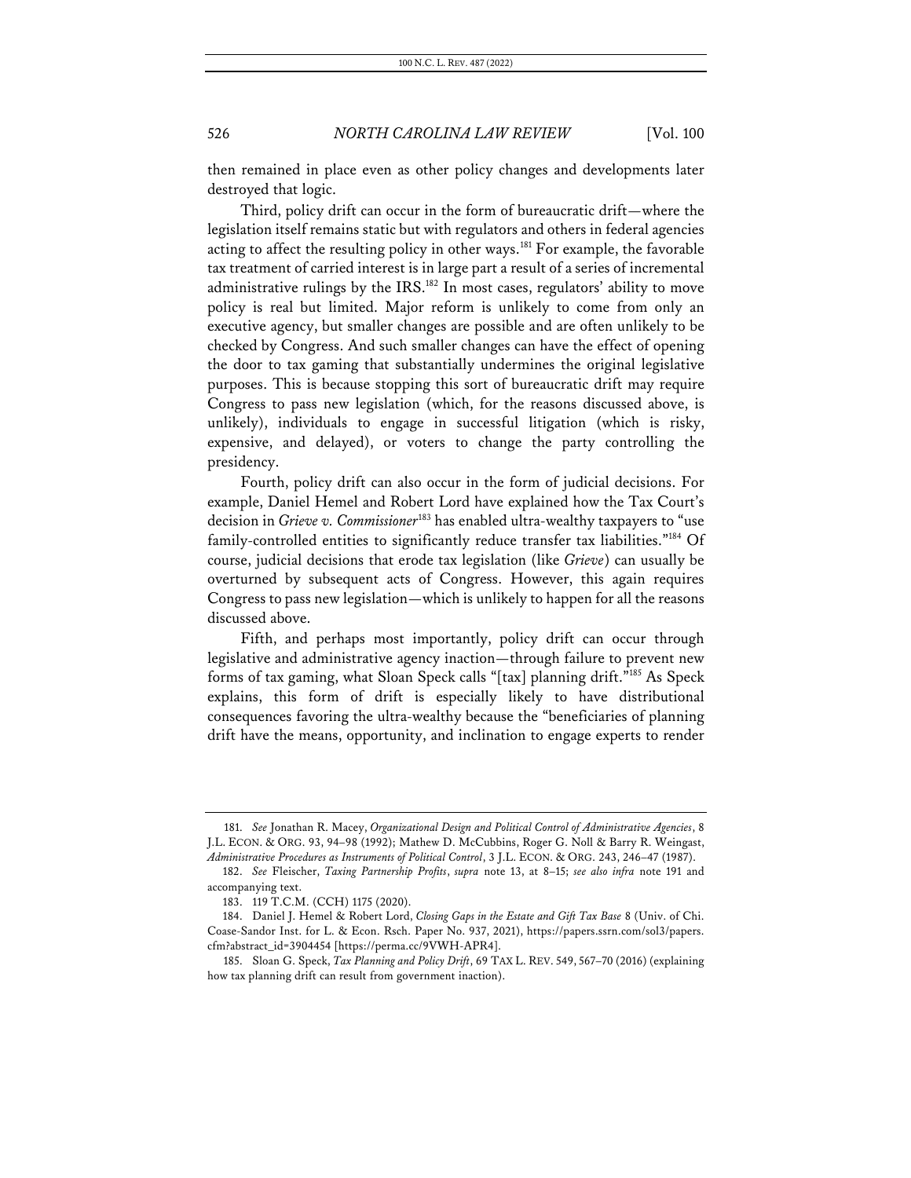then remained in place even as other policy changes and developments later destroyed that logic.

Third, policy drift can occur in the form of bureaucratic drift—where the legislation itself remains static but with regulators and others in federal agencies acting to affect the resulting policy in other ways.[181] For example, the favorable tax treatment of carried interest is in large part a result of a series of incremental administrative rulings by the IRS.[182] In most cases, regulators' ability to move policy is real but limited. Major reform is unlikely to come from only an executive agency, but smaller changes are possible and are often unlikely to be checked by Congress. And such smaller changes can have the effect of opening the door to tax gaming that substantially undermines the original legislative purposes. This is because stopping this sort of bureaucratic drift may require Congress to pass new legislation (which, for the reasons discussed above, is unlikely), individuals to engage in successful litigation (which is risky, expensive, and delayed), or voters to change the party controlling the presidency.

Fourth, policy drift can also occur in the form of judicial decisions. For example, Daniel Hemel and Robert Lord have explained how the Tax Court's decision in *Grieve v. Commissioner*[183] has enabled ultra-wealthy taxpayers to "use family-controlled entities to significantly reduce transfer tax liabilities."[184] Of course, judicial decisions that erode tax legislation (like *Grieve*) can usually be overturned by subsequent acts of Congress. However, this again requires Congress to pass new legislation—which is unlikely to happen for all the reasons discussed above.

Fifth, and perhaps most importantly, policy drift can occur through legislative and administrative agency inaction—through failure to prevent new forms of tax gaming, what Sloan Speck calls "[tax] planning drift."[185] As Speck explains, this form of drift is especially likely to have distributional consequences favoring the ultra-wealthy because the "beneficiaries of planning drift have the means, opportunity, and inclination to engage experts to render

---

181. *See* Jonathan R. Macey, *Organizational Design and Political Control of Administrative Agencies*, 8 J.L. ECON. & ORG. 93, 94–98 (1992); Mathew D. McCubbins, Roger G. Noll & Barry R. Weingast, *Administrative Procedures as Instruments of Political Control*, 3 J.L. ECON. & ORG. 243, 246–47 (1987).

182. *See* Fleischer, *Taxing Partnership Profits*, *supra* note 13, at 8–15; *see also infra* note 191 and accompanying text.

183. 119 T.C.M. (CCH) 1175 (2020).

184. Daniel J. Hemel & Robert Lord, *Closing Gaps in the Estate and Gift Tax Base* 8 (Univ. of Chi. Coase-Sandor Inst. for L. & Econ. Rsch. Paper No. 937, 2021), https://papers.ssrn.com/sol3/papers.cfm?abstract_id=3904454 [https://perma.cc/9VWH-APR4].

185. Sloan G. Speck, *Tax Planning and Policy Drift*, 69 TAX L. REV. 549, 567–70 (2016) (explaining how tax planning drift can result from government inaction).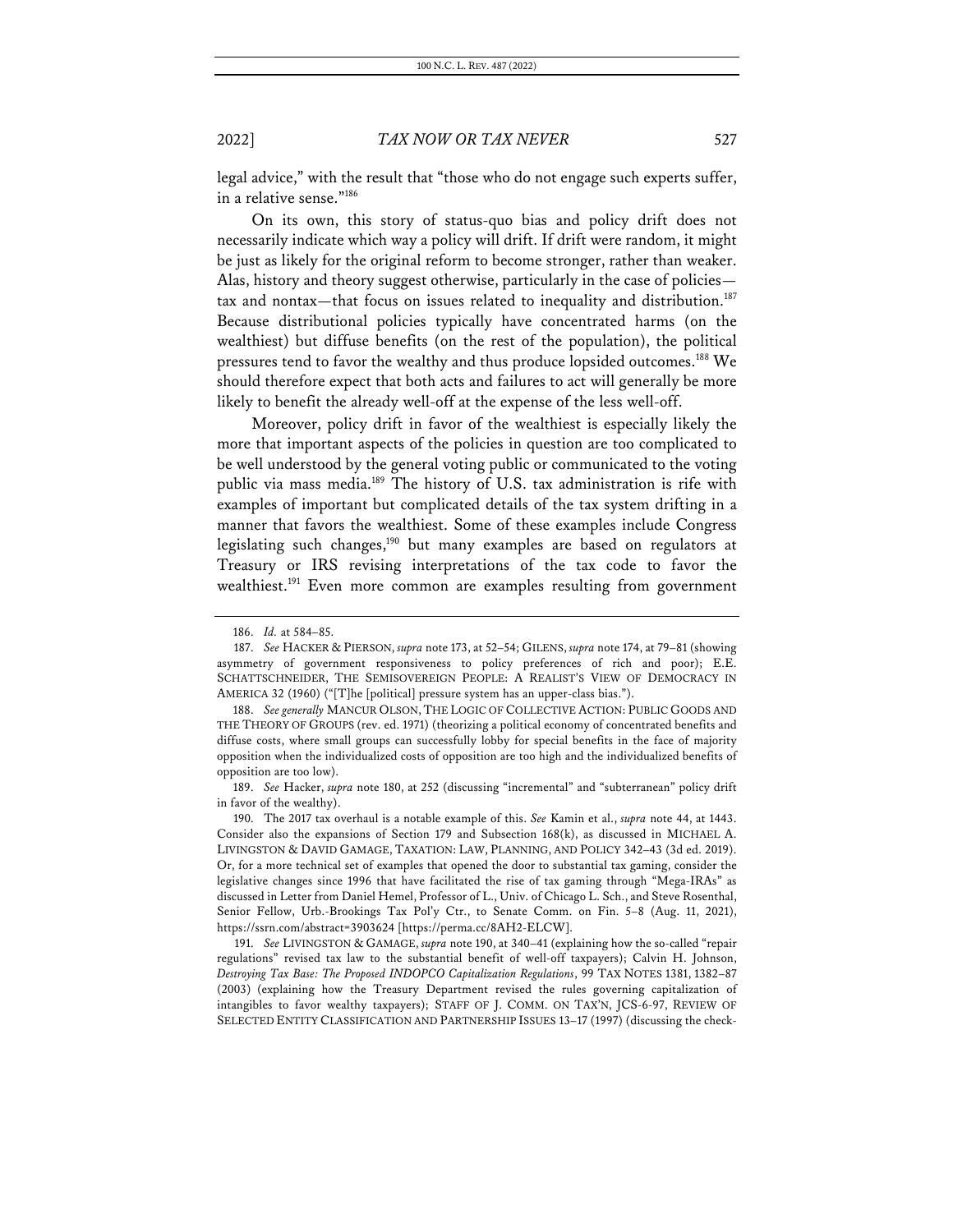legal advice," with the result that "those who do not engage such experts suffer, in a relative sense."[186]

On its own, this story of status-quo bias and policy drift does not necessarily indicate which way a policy will drift. If drift were random, it might be just as likely for the original reform to become stronger, rather than weaker. Alas, history and theory suggest otherwise, particularly in the case of policies—tax and nontax—that focus on issues related to inequality and distribution.[187] Because distributional policies typically have concentrated harms (on the wealthiest) but diffuse benefits (on the rest of the population), the political pressures tend to favor the wealthy and thus produce lopsided outcomes.[188] We should therefore expect that both acts and failures to act will generally be more likely to benefit the already well-off at the expense of the less well-off.

Moreover, policy drift in favor of the wealthiest is especially likely the more that important aspects of the policies in question are too complicated to be well understood by the general voting public or communicated to the voting public via mass media.[189] The history of U.S. tax administration is rife with examples of important but complicated details of the tax system drifting in a manner that favors the wealthiest. Some of these examples include Congress legislating such changes,[190] but many examples are based on regulators at Treasury or IRS revising interpretations of the tax code to favor the wealthiest.[191] Even more common are examples resulting from government

---

186. *Id.* at 584–85.

187. *See* HACKER & PIERSON, *supra* note 173, at 52–54; GILENS, *supra* note 174, at 79–81 (showing asymmetry of government responsiveness to policy preferences of rich and poor); E.E. SCHATTSCHNEIDER, THE SEMISOVEREIGN PEOPLE: A REALIST'S VIEW OF DEMOCRACY IN AMERICA 32 (1960) ("[T]he [political] pressure system has an upper-class bias.").

188. *See generally* MANCUR OLSON, THE LOGIC OF COLLECTIVE ACTION: PUBLIC GOODS AND THE THEORY OF GROUPS (rev. ed. 1971) (theorizing a political economy of concentrated benefits and diffuse costs, where small groups can successfully lobby for special benefits in the face of majority opposition when the individualized costs of opposition are too high and the individualized benefits of opposition are too low).

189. *See* Hacker, *supra* note 180, at 252 (discussing "incremental" and "subterranean" policy drift in favor of the wealthy).

190. The 2017 tax overhaul is a notable example of this. *See* Kamin et al., *supra* note 44, at 1443. Consider also the expansions of Section 179 and Subsection 168(k), as discussed in MICHAEL A. LIVINGSTON & DAVID GAMAGE, TAXATION: LAW, PLANNING, AND POLICY 342–43 (3d ed. 2019). Or, for a more technical set of examples that opened the door to substantial tax gaming, consider the legislative changes since 1996 that have facilitated the rise of tax gaming through "Mega-IRAs" as discussed in Letter from Daniel Hemel, Professor of L., Univ. of Chicago L. Sch., and Steve Rosenthal, Senior Fellow, Urb.-Brookings Tax Pol'y Ctr., to Senate Comm. on Fin. 5–8 (Aug. 11, 2021), https://ssrn.com/abstract=3903624 [https://perma.cc/8AH2-ELCW].

191. *See* LIVINGSTON & GAMAGE, *supra* note 190, at 340–41 (explaining how the so-called "repair regulations" revised tax law to the substantial benefit of well-off taxpayers); Calvin H. Johnson, *Destroying Tax Base: The Proposed INDOPCO Capitalization Regulations*, 99 TAX NOTES 1381, 1382–87 (2003) (explaining how the Treasury Department revised the rules governing capitalization of intangibles to favor wealthy taxpayers); STAFF OF J. COMM. ON TAX'N, JCS-6-97, REVIEW OF SELECTED ENTITY CLASSIFICATION AND PARTNERSHIP ISSUES 13–17 (1997) (discussing the check-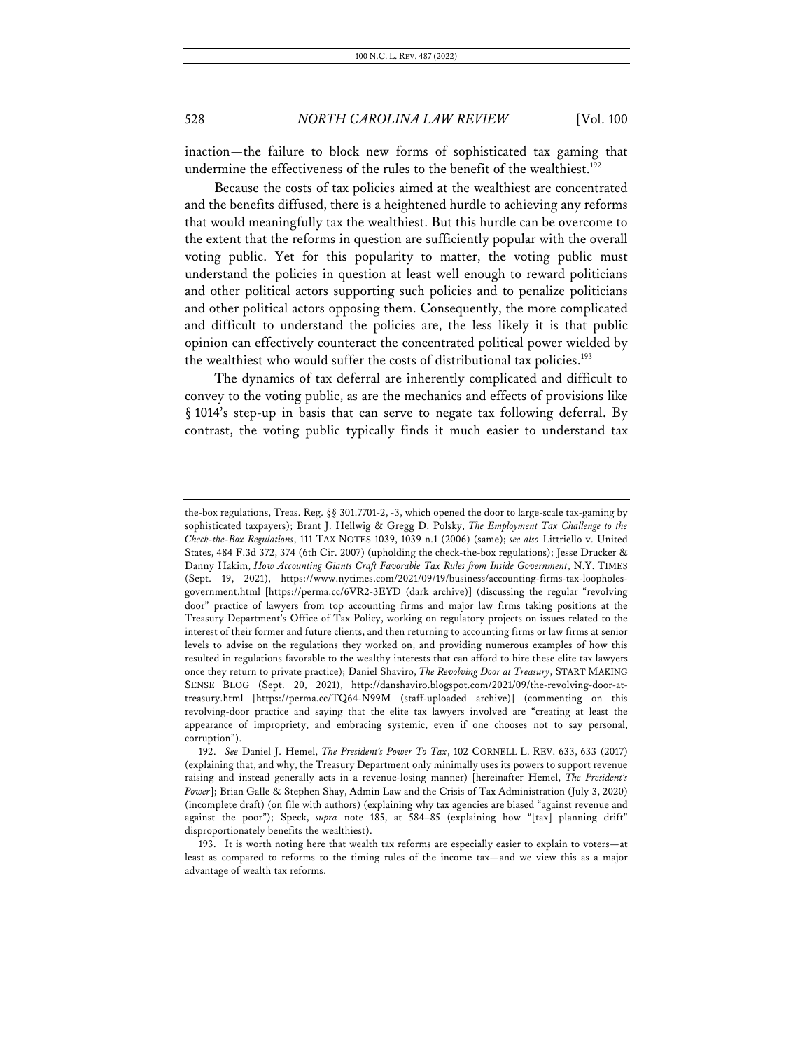inaction—the failure to block new forms of sophisticated tax gaming that undermine the effectiveness of the rules to the benefit of the wealthiest.[192]

Because the costs of tax policies aimed at the wealthiest are concentrated and the benefits diffused, there is a heightened hurdle to achieving any reforms that would meaningfully tax the wealthiest. But this hurdle can be overcome to the extent that the reforms in question are sufficiently popular with the overall voting public. Yet for this popularity to matter, the voting public must understand the policies in question at least well enough to reward politicians and other political actors supporting such policies and to penalize politicians and other political actors opposing them. Consequently, the more complicated and difficult to understand the policies are, the less likely it is that public opinion can effectively counteract the concentrated political power wielded by the wealthiest who would suffer the costs of distributional tax policies.[193]

The dynamics of tax deferral are inherently complicated and difficult to convey to the voting public, as are the mechanics and effects of provisions like § 1014's step-up in basis that can serve to negate tax following deferral. By contrast, the voting public typically finds it much easier to understand tax

---

the-box regulations, Treas. Reg. §§ 301.7701-2, -3, which opened the door to large-scale tax-gaming by sophisticated taxpayers); Brant J. Hellwig & Gregg D. Polsky, *The Employment Tax Challenge to the Check-the-Box Regulations*, 111 TAX NOTES 1039, 1039 n.1 (2006) (same); *see also* Littriello v. United States, 484 F.3d 372, 374 (6th Cir. 2007) (upholding the check-the-box regulations); Jesse Drucker & Danny Hakim, *How Accounting Giants Craft Favorable Tax Rules from Inside Government*, N.Y. TIMES (Sept. 19, 2021), https://www.nytimes.com/2021/09/19/business/accounting-firms-tax-loopholes-government.html [https://perma.cc/6VR2-3EYD (dark archive)] (discussing the regular "revolving door" practice of lawyers from top accounting firms and major law firms taking positions at the Treasury Department's Office of Tax Policy, working on regulatory projects on issues related to the interest of their former and future clients, and then returning to accounting firms or law firms at senior levels to advise on the regulations they worked on, and providing numerous examples of how this resulted in regulations favorable to the wealthy interests that can afford to hire these elite tax lawyers once they return to private practice); Daniel Shaviro, *The Revolving Door at Treasury*, START MAKING SENSE BLOG (Sept. 20, 2021), http://danshaviro.blogspot.com/2021/09/the-revolving-door-at-treasury.html [https://perma.cc/TQ64-N99M (staff-uploaded archive)] (commenting on this revolving-door practice and saying that the elite tax lawyers involved are "creating at least the appearance of impropriety, and embracing systemic, even if one chooses not to say personal, corruption").

192. *See* Daniel J. Hemel, *The President's Power To Tax*, 102 CORNELL L. REV. 633, 633 (2017) (explaining that, and why, the Treasury Department only minimally uses its powers to support revenue raising and instead generally acts in a revenue-losing manner) [hereinafter Hemel, *The President's Power*]; Brian Galle & Stephen Shay, Admin Law and the Crisis of Tax Administration (July 3, 2020) (incomplete draft) (on file with authors) (explaining why tax agencies are biased "against revenue and against the poor"); Speck, *supra* note 185, at 584–85 (explaining how "[tax] planning drift" disproportionately benefits the wealthiest).

193. It is worth noting here that wealth tax reforms are especially easier to explain to voters—at least as compared to reforms to the timing rules of the income tax—and we view this as a major advantage of wealth tax reforms.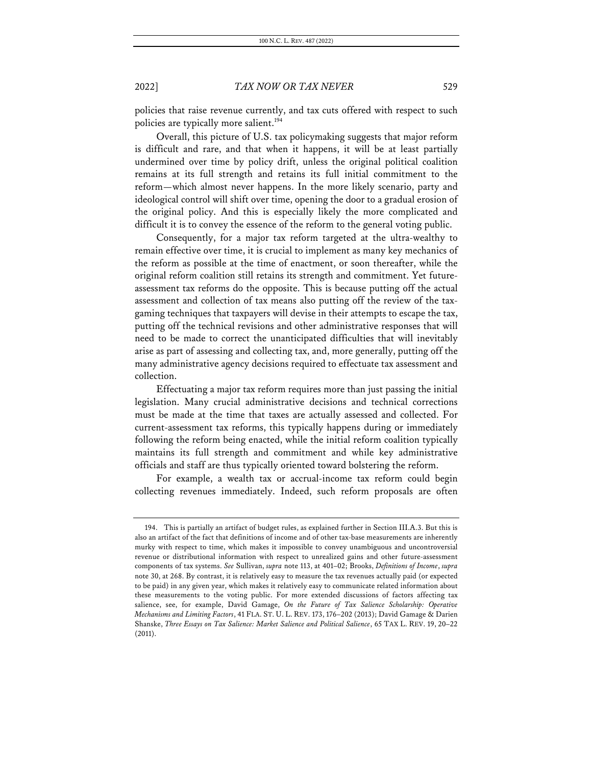policies that raise revenue currently, and tax cuts offered with respect to such policies are typically more salient.[194]

Overall, this picture of U.S. tax policymaking suggests that major reform is difficult and rare, and that when it happens, it will be at least partially undermined over time by policy drift, unless the original political coalition remains at its full strength and retains its full initial commitment to the reform—which almost never happens. In the more likely scenario, party and ideological control will shift over time, opening the door to a gradual erosion of the original policy. And this is especially likely the more complicated and difficult it is to convey the essence of the reform to the general voting public.

Consequently, for a major tax reform targeted at the ultra-wealthy to remain effective over time, it is crucial to implement as many key mechanics of the reform as possible at the time of enactment, or soon thereafter, while the original reform coalition still retains its strength and commitment. Yet future-assessment tax reforms do the opposite. This is because putting off the actual assessment and collection of tax means also putting off the review of the tax-gaming techniques that taxpayers will devise in their attempts to escape the tax, putting off the technical revisions and other administrative responses that will need to be made to correct the unanticipated difficulties that will inevitably arise as part of assessing and collecting tax, and, more generally, putting off the many administrative agency decisions required to effectuate tax assessment and collection.

Effectuating a major tax reform requires more than just passing the initial legislation. Many crucial administrative decisions and technical corrections must be made at the time that taxes are actually assessed and collected. For current-assessment tax reforms, this typically happens during or immediately following the reform being enacted, while the initial reform coalition typically maintains its full strength and commitment and while key administrative officials and staff are thus typically oriented toward bolstering the reform.

For example, a wealth tax or accrual-income tax reform could begin collecting revenues immediately. Indeed, such reform proposals are often

194. This is partially an artifact of budget rules, as explained further in Section III.A.3. But this is also an artifact of the fact that definitions of income and of other tax-base measurements are inherently murky with respect to time, which makes it impossible to convey unambiguous and uncontroversial revenue or distributional information with respect to unrealized gains and other future-assessment components of tax systems. *See* Sullivan, *supra* note 113, at 401–02; Brooks, *Definitions of Income*, *supra* note 30, at 268. By contrast, it is relatively easy to measure the tax revenues actually paid (or expected to be paid) in any given year, which makes it relatively easy to communicate related information about these measurements to the voting public. For more extended discussions of factors affecting tax salience, see, for example, David Gamage, *On the Future of Tax Salience Scholarship: Operative Mechanisms and Limiting Factors*, 41 FLA. ST. U. L. REV. 173, 176–202 (2013); David Gamage & Darien Shanske, *Three Essays on Tax Salience: Market Salience and Political Salience*, 65 TAX L. REV. 19, 20–22 (2011).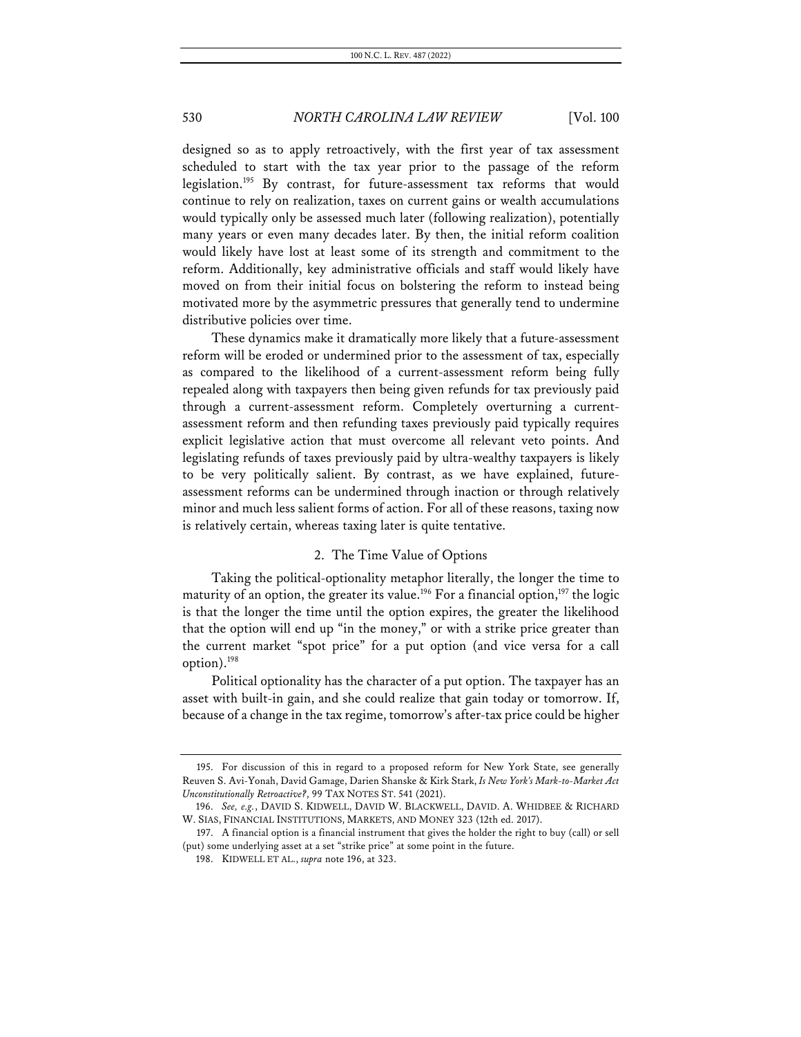designed so as to apply retroactively, with the first year of tax assessment scheduled to start with the tax year prior to the passage of the reform legislation.[195] By contrast, for future-assessment tax reforms that would continue to rely on realization, taxes on current gains or wealth accumulations would typically only be assessed much later (following realization), potentially many years or even many decades later. By then, the initial reform coalition would likely have lost at least some of its strength and commitment to the reform. Additionally, key administrative officials and staff would likely have moved on from their initial focus on bolstering the reform to instead being motivated more by the asymmetric pressures that generally tend to undermine distributive policies over time.

These dynamics make it dramatically more likely that a future-assessment reform will be eroded or undermined prior to the assessment of tax, especially as compared to the likelihood of a current-assessment reform being fully repealed along with taxpayers then being given refunds for tax previously paid through a current-assessment reform. Completely overturning a current-assessment reform and then refunding taxes previously paid typically requires explicit legislative action that must overcome all relevant veto points. And legislating refunds of taxes previously paid by ultra-wealthy taxpayers is likely to be very politically salient. By contrast, as we have explained, future-assessment reforms can be undermined through inaction or through relatively minor and much less salient forms of action. For all of these reasons, taxing now is relatively certain, whereas taxing later is quite tentative.

### 2. The Time Value of Options

Taking the political-optionality metaphor literally, the longer the time to maturity of an option, the greater its value.[196] For a financial option,[197] the logic is that the longer the time until the option expires, the greater the likelihood that the option will end up "in the money," or with a strike price greater than the current market "spot price" for a put option (and vice versa for a call option).[198]

Political optionality has the character of a put option. The taxpayer has an asset with built-in gain, and she could realize that gain today or tomorrow. If, because of a change in the tax regime, tomorrow's after-tax price could be higher

---

195. For discussion of this in regard to a proposed reform for New York State, see generally Reuven S. Avi-Yonah, David Gamage, Darien Shanske & Kirk Stark, *Is New York's Mark-to-Market Act Unconstitutionally Retroactive?*, 99 TAX NOTES ST. 541 (2021).

196. *See, e.g.*, DAVID S. KIDWELL, DAVID W. BLACKWELL, DAVID. A. WHIDBEE & RICHARD W. SIAS, FINANCIAL INSTITUTIONS, MARKETS, AND MONEY 323 (12th ed. 2017).

197. A financial option is a financial instrument that gives the holder the right to buy (call) or sell (put) some underlying asset at a set "strike price" at some point in the future.

198. KIDWELL ET AL., *supra* note 196, at 323.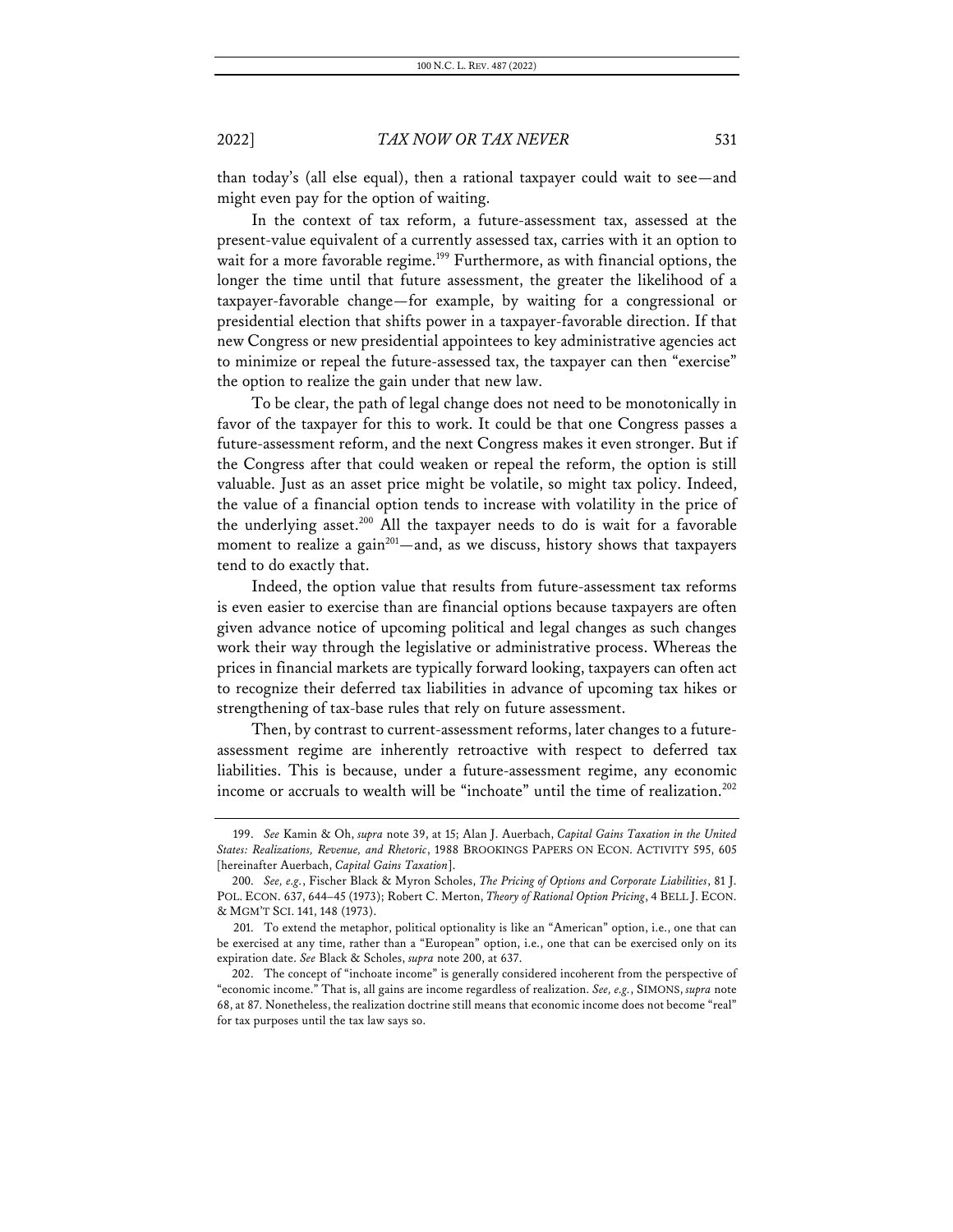than today's (all else equal), then a rational taxpayer could wait to see—and might even pay for the option of waiting.

In the context of tax reform, a future-assessment tax, assessed at the present-value equivalent of a currently assessed tax, carries with it an option to wait for a more favorable regime.[199] Furthermore, as with financial options, the longer the time until that future assessment, the greater the likelihood of a taxpayer-favorable change—for example, by waiting for a congressional or presidential election that shifts power in a taxpayer-favorable direction. If that new Congress or new presidential appointees to key administrative agencies act to minimize or repeal the future-assessed tax, the taxpayer can then "exercise" the option to realize the gain under that new law.

To be clear, the path of legal change does not need to be monotonically in favor of the taxpayer for this to work. It could be that one Congress passes a future-assessment reform, and the next Congress makes it even stronger. But if the Congress after that could weaken or repeal the reform, the option is still valuable. Just as an asset price might be volatile, so might tax policy. Indeed, the value of a financial option tends to increase with volatility in the price of the underlying asset.[200] All the taxpayer needs to do is wait for a favorable moment to realize a gain[201]—and, as we discuss, history shows that taxpayers tend to do exactly that.

Indeed, the option value that results from future-assessment tax reforms is even easier to exercise than are financial options because taxpayers are often given advance notice of upcoming political and legal changes as such changes work their way through the legislative or administrative process. Whereas the prices in financial markets are typically forward looking, taxpayers can often act to recognize their deferred tax liabilities in advance of upcoming tax hikes or strengthening of tax-base rules that rely on future assessment.

Then, by contrast to current-assessment reforms, later changes to a future-assessment regime are inherently retroactive with respect to deferred tax liabilities. This is because, under a future-assessment regime, any economic income or accruals to wealth will be "inchoate" until the time of realization.[202]

---

199. *See* Kamin & Oh, *supra* note 39, at 15; Alan J. Auerbach, *Capital Gains Taxation in the United States: Realizations, Revenue, and Rhetoric*, 1988 BROOKINGS PAPERS ON ECON. ACTIVITY 595, 605 [hereinafter Auerbach, *Capital Gains Taxation*].

200. *See, e.g.*, Fischer Black & Myron Scholes, *The Pricing of Options and Corporate Liabilities*, 81 J. POL. ECON. 637, 644–45 (1973); Robert C. Merton, *Theory of Rational Option Pricing*, 4 BELL J. ECON. & MGM'T SCI. 141, 148 (1973).

201. To extend the metaphor, political optionality is like an "American" option, i.e., one that can be exercised at any time, rather than a "European" option, i.e., one that can be exercised only on its expiration date. *See* Black & Scholes, *supra* note 200, at 637.

202. The concept of "inchoate income" is generally considered incoherent from the perspective of "economic income." That is, all gains are income regardless of realization. *See, e.g.*, SIMONS, *supra* note 68, at 87. Nonetheless, the realization doctrine still means that economic income does not become "real" for tax purposes until the tax law says so.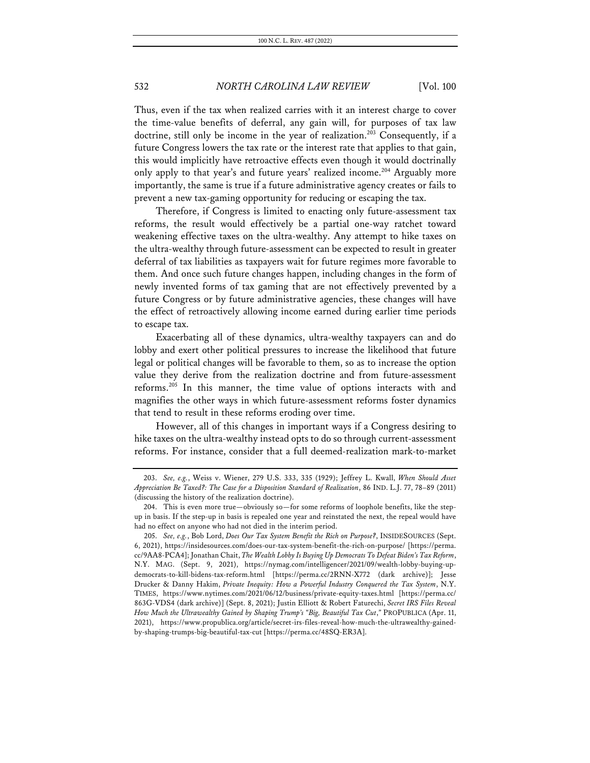Thus, even if the tax when realized carries with it an interest charge to cover the time-value benefits of deferral, any gain will, for purposes of tax law doctrine, still only be income in the year of realization.[203] Consequently, if a future Congress lowers the tax rate or the interest rate that applies to that gain, this would implicitly have retroactive effects even though it would doctrinally only apply to that year's and future years' realized income.[204] Arguably more importantly, the same is true if a future administrative agency creates or fails to prevent a new tax-gaming opportunity for reducing or escaping the tax.

Therefore, if Congress is limited to enacting only future-assessment tax reforms, the result would effectively be a partial one-way ratchet toward weakening effective taxes on the ultra-wealthy. Any attempt to hike taxes on the ultra-wealthy through future-assessment can be expected to result in greater deferral of tax liabilities as taxpayers wait for future regimes more favorable to them. And once such future changes happen, including changes in the form of newly invented forms of tax gaming that are not effectively prevented by a future Congress or by future administrative agencies, these changes will have the effect of retroactively allowing income earned during earlier time periods to escape tax.

Exacerbating all of these dynamics, ultra-wealthy taxpayers can and do lobby and exert other political pressures to increase the likelihood that future legal or political changes will be favorable to them, so as to increase the option value they derive from the realization doctrine and from future-assessment reforms.[205] In this manner, the time value of options interacts with and magnifies the other ways in which future-assessment reforms foster dynamics that tend to result in these reforms eroding over time.

However, all of this changes in important ways if a Congress desiring to hike taxes on the ultra-wealthy instead opts to do so through current-assessment reforms. For instance, consider that a full deemed-realization mark-to-market

---

203. *See, e.g.*, Weiss v. Wiener, 279 U.S. 333, 335 (1929); Jeffrey L. Kwall, *When Should Asset Appreciation Be Taxed?: The Case for a Disposition Standard of Realization*, 86 IND. L.J. 77, 78–89 (2011) (discussing the history of the realization doctrine).

204. This is even more true—obviously so—for some reforms of loophole benefits, like the step-up in basis. If the step-up in basis is repealed one year and reinstated the next, the repeal would have had no effect on anyone who had not died in the interim period.

205. *See, e.g.*, Bob Lord, *Does Our Tax System Benefit the Rich on Purpose?*, INSIDESOURCES (Sept. 6, 2021), https://insidesources.com/does-our-tax-system-benefit-the-rich-on-purpose/ [https://perma.cc/9AA8-PCA4]; Jonathan Chait, *The Wealth Lobby Is Buying Up Democrats To Defeat Biden's Tax Reform*, N.Y. MAG. (Sept. 9, 2021), https://nymag.com/intelligencer/2021/09/wealth-lobby-buying-up-democrats-to-kill-bidens-tax-reform.html [https://perma.cc/2RNN-X772 (dark archive)]; Jesse Drucker & Danny Hakim, *Private Inequity: How a Powerful Industry Conquered the Tax System*, N.Y. TIMES, https://www.nytimes.com/2021/06/12/business/private-equity-taxes.html [https://perma.cc/863G-VDS4 (dark archive)] (Sept. 8, 2021); Justin Elliott & Robert Faturechi, *Secret IRS Files Reveal How Much the Ultrawealthy Gained by Shaping Trump's "Big, Beautiful Tax Cut*,*"* PROPUBLICA (Apr. 11, 2021), https://www.propublica.org/article/secret-irs-files-reveal-how-much-the-ultrawealthy-gained-by-shaping-trumps-big-beautiful-tax-cut [https://perma.cc/48SQ-ER3A].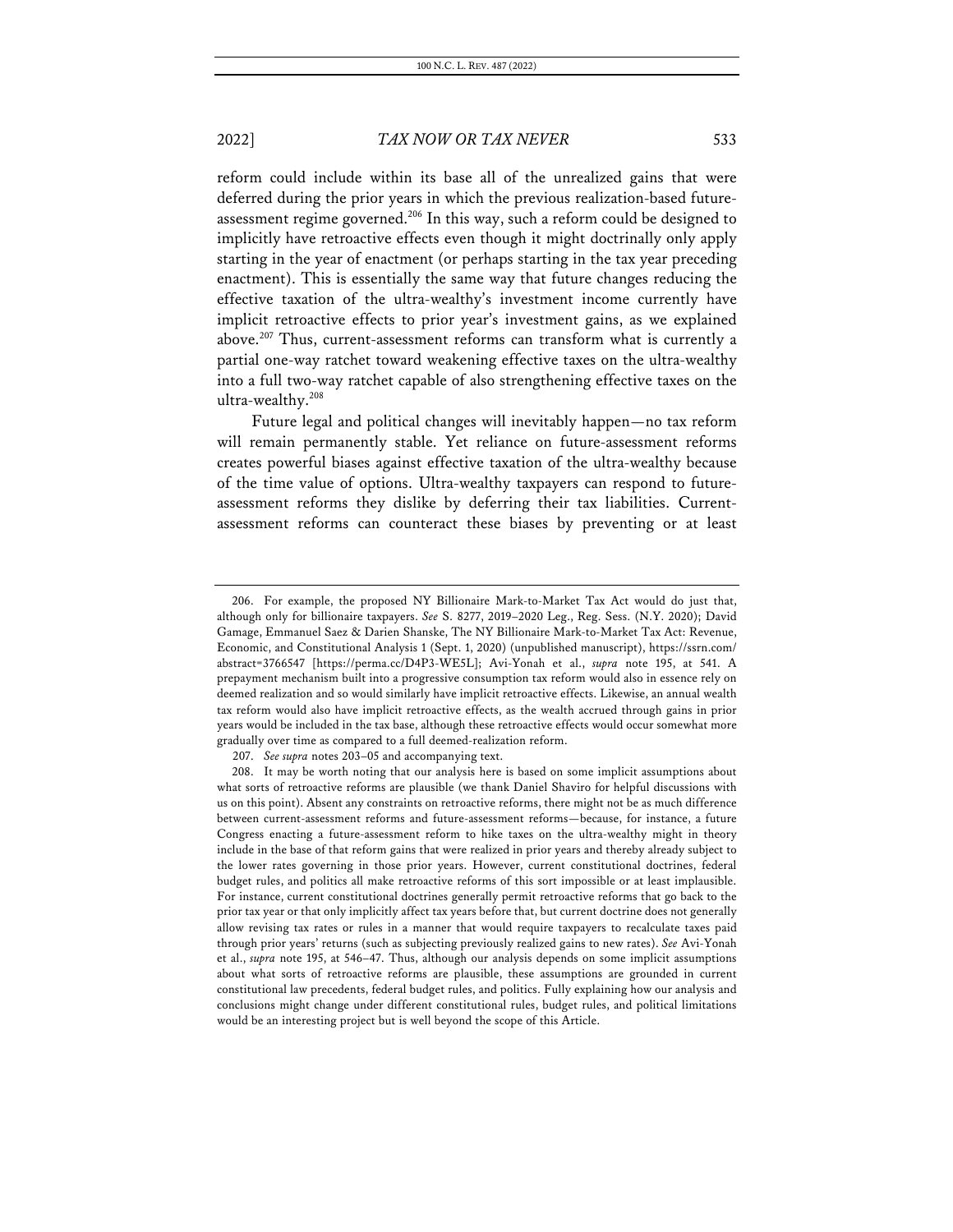reform could include within its base all of the unrealized gains that were deferred during the prior years in which the previous realization-based future-assessment regime governed.[206] In this way, such a reform could be designed to implicitly have retroactive effects even though it might doctrinally only apply starting in the year of enactment (or perhaps starting in the tax year preceding enactment). This is essentially the same way that future changes reducing the effective taxation of the ultra-wealthy's investment income currently have implicit retroactive effects to prior year's investment gains, as we explained above.[207] Thus, current-assessment reforms can transform what is currently a partial one-way ratchet toward weakening effective taxes on the ultra-wealthy into a full two-way ratchet capable of also strengthening effective taxes on the ultra-wealthy.[208]

Future legal and political changes will inevitably happen—no tax reform will remain permanently stable. Yet reliance on future-assessment reforms creates powerful biases against effective taxation of the ultra-wealthy because of the time value of options. Ultra-wealthy taxpayers can respond to future-assessment reforms they dislike by deferring their tax liabilities. Current-assessment reforms can counteract these biases by preventing or at least

---

206. For example, the proposed NY Billionaire Mark-to-Market Tax Act would do just that, although only for billionaire taxpayers. *See* S. 8277, 2019–2020 Leg., Reg. Sess. (N.Y. 2020); David Gamage, Emmanuel Saez & Darien Shanske, The NY Billionaire Mark-to-Market Tax Act: Revenue, Economic, and Constitutional Analysis 1 (Sept. 1, 2020) (unpublished manuscript), https://ssrn.com/abstract=3766547 [https://perma.cc/D4P3-WE5L]; Avi-Yonah et al., *supra* note 195, at 541. A prepayment mechanism built into a progressive consumption tax reform would also in essence rely on deemed realization and so would similarly have implicit retroactive effects. Likewise, an annual wealth tax reform would also have implicit retroactive effects, as the wealth accrued through gains in prior years would be included in the tax base, although these retroactive effects would occur somewhat more gradually over time as compared to a full deemed-realization reform.

207. *See supra* notes 203–05 and accompanying text.

208. It may be worth noting that our analysis here is based on some implicit assumptions about what sorts of retroactive reforms are plausible (we thank Daniel Shaviro for helpful discussions with us on this point). Absent any constraints on retroactive reforms, there might not be as much difference between current-assessment reforms and future-assessment reforms—because, for instance, a future Congress enacting a future-assessment reform to hike taxes on the ultra-wealthy might in theory include in the base of that reform gains that were realized in prior years and thereby already subject to the lower rates governing in those prior years. However, current constitutional doctrines, federal budget rules, and politics all make retroactive reforms of this sort impossible or at least implausible. For instance, current constitutional doctrines generally permit retroactive reforms that go back to the prior tax year or that only implicitly affect tax years before that, but current doctrine does not generally allow revising tax rates or rules in a manner that would require taxpayers to recalculate taxes paid through prior years' returns (such as subjecting previously realized gains to new rates). *See* Avi-Yonah et al., *supra* note 195, at 546–47. Thus, although our analysis depends on some implicit assumptions about what sorts of retroactive reforms are plausible, these assumptions are grounded in current constitutional law precedents, federal budget rules, and politics. Fully explaining how our analysis and conclusions might change under different constitutional rules, budget rules, and political limitations would be an interesting project but is well beyond the scope of this Article.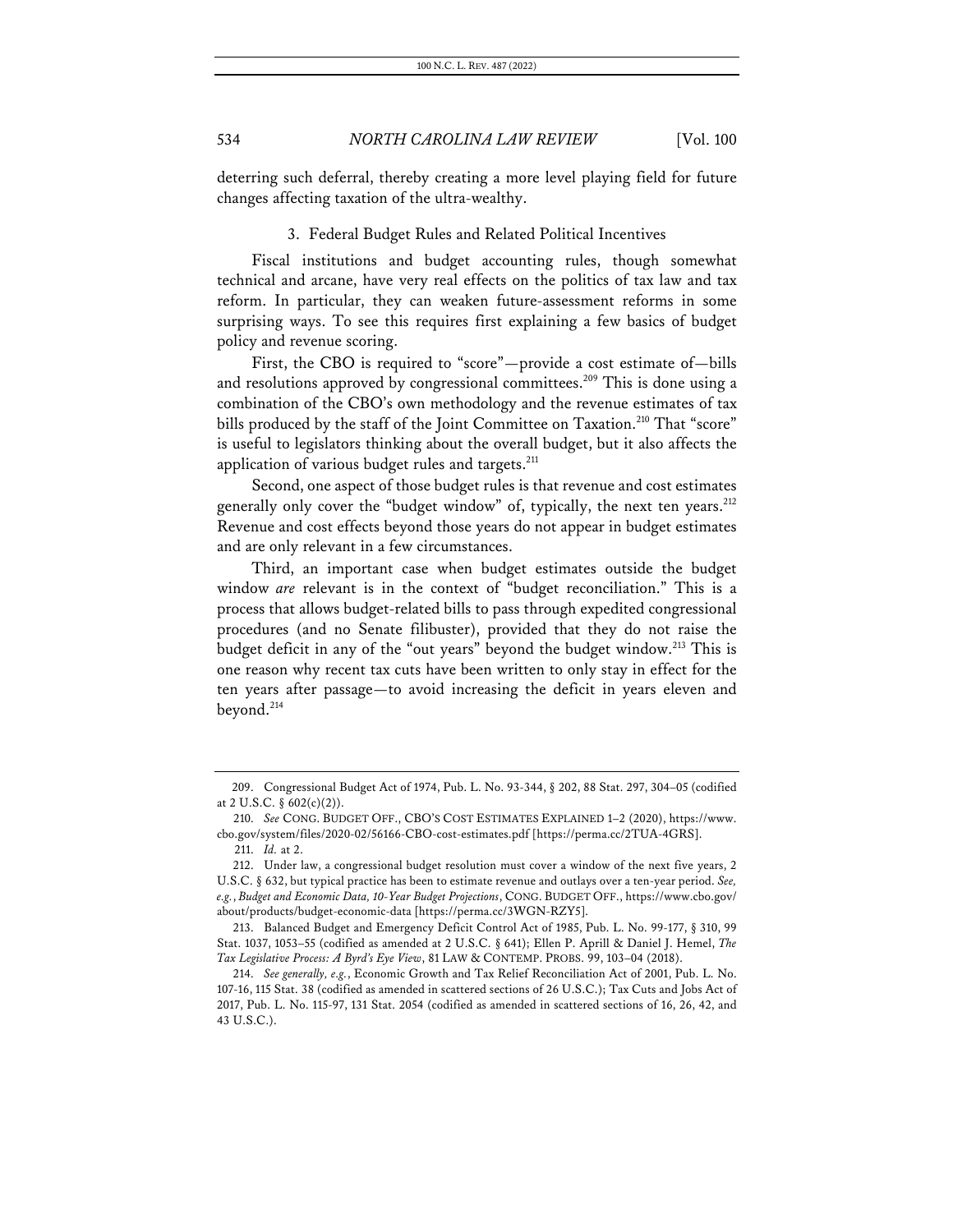deterring such deferral, thereby creating a more level playing field for future changes affecting taxation of the ultra-wealthy.

### 3. Federal Budget Rules and Related Political Incentives

Fiscal institutions and budget accounting rules, though somewhat technical and arcane, have very real effects on the politics of tax law and tax reform. In particular, they can weaken future-assessment reforms in some surprising ways. To see this requires first explaining a few basics of budget policy and revenue scoring.

First, the CBO is required to "score"—provide a cost estimate of—bills and resolutions approved by congressional committees.[209] This is done using a combination of the CBO's own methodology and the revenue estimates of tax bills produced by the staff of the Joint Committee on Taxation.[210] That "score" is useful to legislators thinking about the overall budget, but it also affects the application of various budget rules and targets.[211]

Second, one aspect of those budget rules is that revenue and cost estimates generally only cover the "budget window" of, typically, the next ten years.[212] Revenue and cost effects beyond those years do not appear in budget estimates and are only relevant in a few circumstances.

Third, an important case when budget estimates outside the budget window *are* relevant is in the context of "budget reconciliation." This is a process that allows budget-related bills to pass through expedited congressional procedures (and no Senate filibuster), provided that they do not raise the budget deficit in any of the "out years" beyond the budget window.[213] This is one reason why recent tax cuts have been written to only stay in effect for the ten years after passage—to avoid increasing the deficit in years eleven and beyond.[214]

---

209. Congressional Budget Act of 1974, Pub. L. No. 93-344, § 202, 88 Stat. 297, 304–05 (codified at 2 U.S.C. § 602(c)(2)).

210. *See* CONG. BUDGET OFF., CBO'S COST ESTIMATES EXPLAINED 1–2 (2020), https://www.cbo.gov/system/files/2020-02/56166-CBO-cost-estimates.pdf [https://perma.cc/2TUA-4GRS].

211. *Id.* at 2.

212. Under law, a congressional budget resolution must cover a window of the next five years, 2 U.S.C. § 632, but typical practice has been to estimate revenue and outlays over a ten-year period. *See, e.g.*, *Budget and Economic Data, 10-Year Budget Projections*, CONG. BUDGET OFF., https://www.cbo.gov/about/products/budget-economic-data [https://perma.cc/3WGN-RZY5].

213. Balanced Budget and Emergency Deficit Control Act of 1985, Pub. L. No. 99-177, § 310, 99 Stat. 1037, 1053–55 (codified as amended at 2 U.S.C. § 641); Ellen P. Aprill & Daniel J. Hemel, *The Tax Legislative Process: A Byrd's Eye View*, 81 LAW & CONTEMP. PROBS. 99, 103–04 (2018).

214. *See generally, e.g.*, Economic Growth and Tax Relief Reconciliation Act of 2001, Pub. L. No. 107-16, 115 Stat. 38 (codified as amended in scattered sections of 26 U.S.C.); Tax Cuts and Jobs Act of 2017, Pub. L. No. 115-97, 131 Stat. 2054 (codified as amended in scattered sections of 16, 26, 42, and 43 U.S.C.).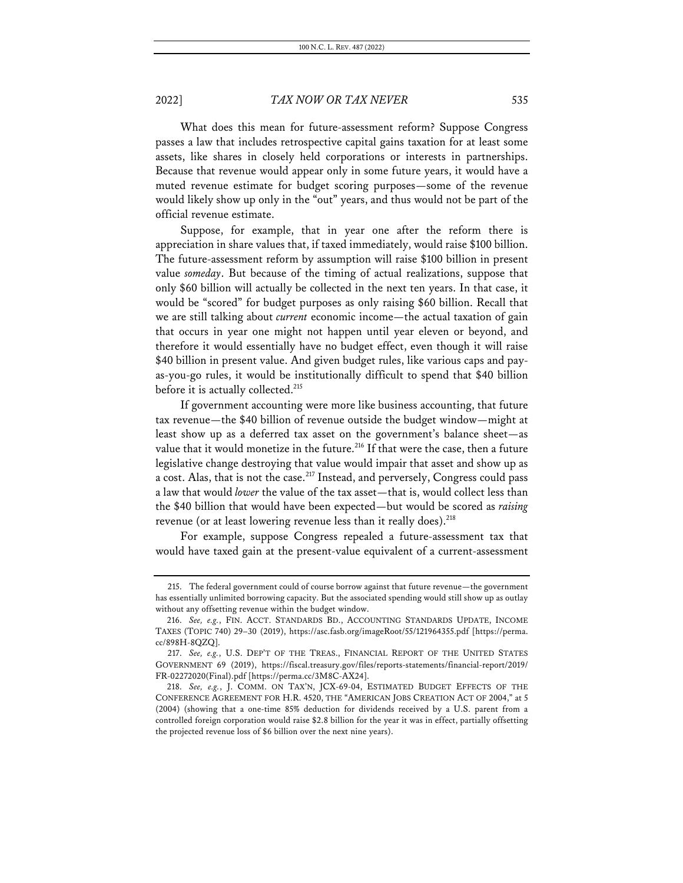What does this mean for future-assessment reform? Suppose Congress passes a law that includes retrospective capital gains taxation for at least some assets, like shares in closely held corporations or interests in partnerships. Because that revenue would appear only in some future years, it would have a muted revenue estimate for budget scoring purposes—some of the revenue would likely show up only in the "out" years, and thus would not be part of the official revenue estimate.

Suppose, for example, that in year one after the reform there is appreciation in share values that, if taxed immediately, would raise $100 billion. The future-assessment reform by assumption will raise $100 billion in present value *someday*. But because of the timing of actual realizations, suppose that only $60 billion will actually be collected in the next ten years. In that case, it would be "scored" for budget purposes as only raising $60 billion. Recall that we are still talking about *current* economic income—the actual taxation of gain that occurs in year one might not happen until year eleven or beyond, and therefore it would essentially have no budget effect, even though it will raise $40 billion in present value. And given budget rules, like various caps and pay-as-you-go rules, it would be institutionally difficult to spend that $40 billion before it is actually collected.[215]

If government accounting were more like business accounting, that future tax revenue—the $40 billion of revenue outside the budget window—might at least show up as a deferred tax asset on the government's balance sheet—as value that it would monetize in the future.[216] If that were the case, then a future legislative change destroying that value would impair that asset and show up as a cost. Alas, that is not the case.[217] Instead, and perversely, Congress could pass a law that would *lower* the value of the tax asset—that is, would collect less than the $40 billion that would have been expected—but would be scored as *raising* revenue (or at least lowering revenue less than it really does).[218]

For example, suppose Congress repealed a future-assessment tax that would have taxed gain at the present-value equivalent of a current-assessment

---

215. The federal government could of course borrow against that future revenue—the government has essentially unlimited borrowing capacity. But the associated spending would still show up as outlay without any offsetting revenue within the budget window.

216. *See, e.g.*, FIN. ACCT. STANDARDS BD., ACCOUNTING STANDARDS UPDATE, INCOME TAXES (TOPIC 740) 29–30 (2019), https://asc.fasb.org/imageRoot/55/121964355.pdf [https://perma.cc/898H-8QZQ].

217. *See, e.g.*, U.S. DEP'T OF THE TREAS., FINANCIAL REPORT OF THE UNITED STATES GOVERNMENT 69 (2019), https://fiscal.treasury.gov/files/reports-statements/financial-report/2019/FR-02272020(Final).pdf [https://perma.cc/3M8C-AX24].

218. *See, e.g.*, J. COMM. ON TAX'N, JCX-69-04, ESTIMATED BUDGET EFFECTS OF THE CONFERENCE AGREEMENT FOR H.R. 4520, THE "AMERICAN JOBS CREATION ACT OF 2004," at 5 (2004) (showing that a one-time 85% deduction for dividends received by a U.S. parent from a controlled foreign corporation would raise $2.8 billion for the year it was in effect, partially offsetting the projected revenue loss of $6 billion over the next nine years).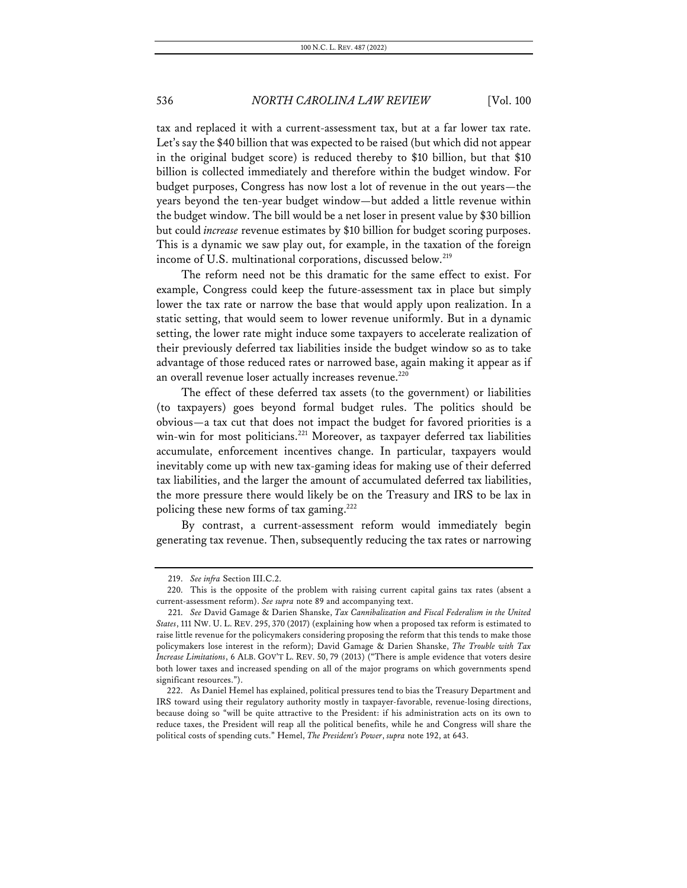tax and replaced it with a current-assessment tax, but at a far lower tax rate. Let's say the $40 billion that was expected to be raised (but which did not appear in the original budget score) is reduced thereby to $10 billion, but that $10 billion is collected immediately and therefore within the budget window. For budget purposes, Congress has now lost a lot of revenue in the out years—the years beyond the ten-year budget window—but added a little revenue within the budget window. The bill would be a net loser in present value by $30 billion but could *increase* revenue estimates by $10 billion for budget scoring purposes. This is a dynamic we saw play out, for example, in the taxation of the foreign income of U.S. multinational corporations, discussed below.[219]

The reform need not be this dramatic for the same effect to exist. For example, Congress could keep the future-assessment tax in place but simply lower the tax rate or narrow the base that would apply upon realization. In a static setting, that would seem to lower revenue uniformly. But in a dynamic setting, the lower rate might induce some taxpayers to accelerate realization of their previously deferred tax liabilities inside the budget window so as to take advantage of those reduced rates or narrowed base, again making it appear as if an overall revenue loser actually increases revenue.[220]

The effect of these deferred tax assets (to the government) or liabilities (to taxpayers) goes beyond formal budget rules. The politics should be obvious—a tax cut that does not impact the budget for favored priorities is a win-win for most politicians.[221] Moreover, as taxpayer deferred tax liabilities accumulate, enforcement incentives change. In particular, taxpayers would inevitably come up with new tax-gaming ideas for making use of their deferred tax liabilities, and the larger the amount of accumulated deferred tax liabilities, the more pressure there would likely be on the Treasury and IRS to be lax in policing these new forms of tax gaming.[222]

By contrast, a current-assessment reform would immediately begin generating tax revenue. Then, subsequently reducing the tax rates or narrowing

---

219. *See infra* Section III.C.2.

220. This is the opposite of the problem with raising current capital gains tax rates (absent a current-assessment reform). *See supra* note 89 and accompanying text.

221. *See* David Gamage & Darien Shanske, *Tax Cannibalization and Fiscal Federalism in the United States*, 111 NW. U. L. REV. 295, 370 (2017) (explaining how when a proposed tax reform is estimated to raise little revenue for the policymakers considering proposing the reform that this tends to make those policymakers lose interest in the reform); David Gamage & Darien Shanske, *The Trouble with Tax Increase Limitations*, 6 ALB. GOV'T L. REV. 50, 79 (2013) ("There is ample evidence that voters desire both lower taxes and increased spending on all of the major programs on which governments spend significant resources.").

222. As Daniel Hemel has explained, political pressures tend to bias the Treasury Department and IRS toward using their regulatory authority mostly in taxpayer-favorable, revenue-losing directions, because doing so "will be quite attractive to the President: if his administration acts on its own to reduce taxes, the President will reap all the political benefits, while he and Congress will share the political costs of spending cuts." Hemel, *The President's Power*, *supra* note 192, at 643.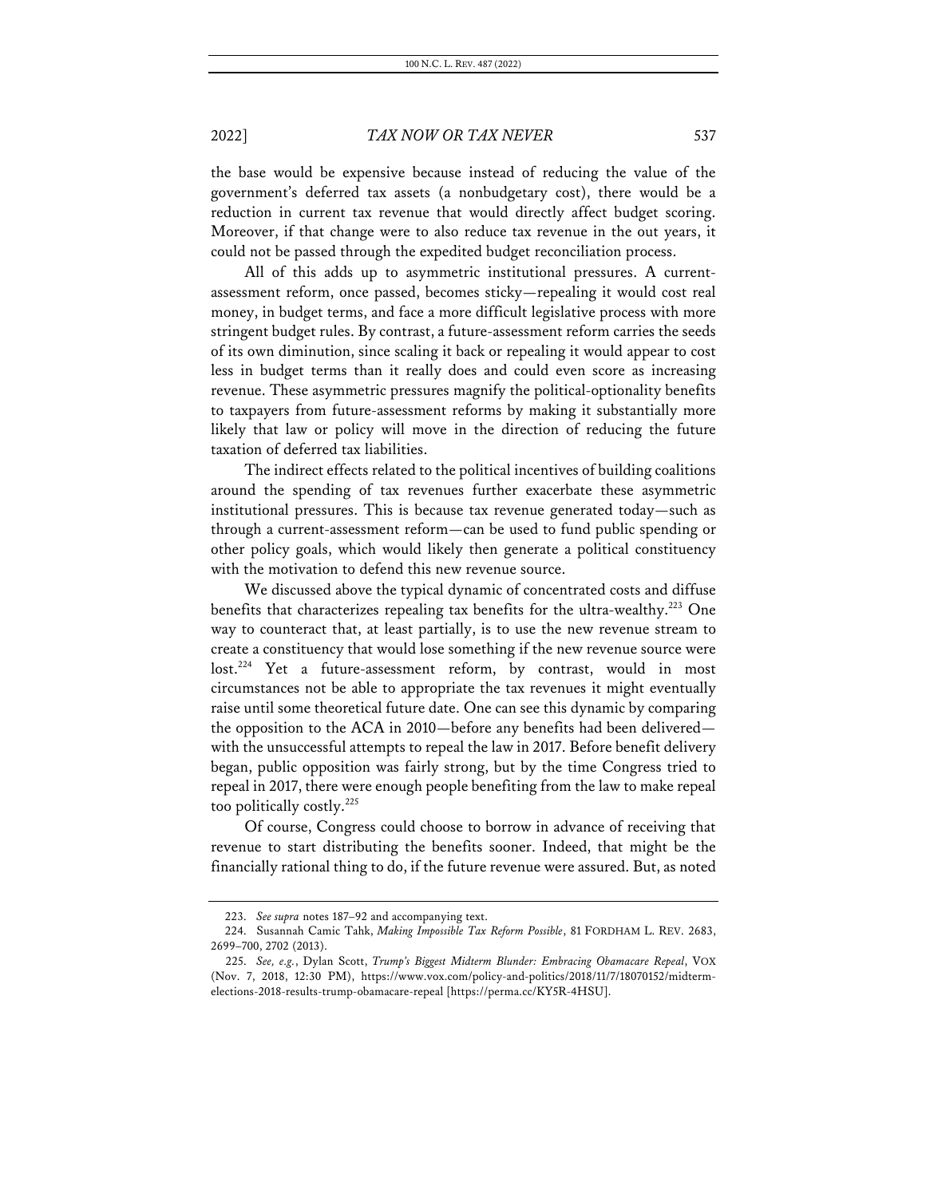the base would be expensive because instead of reducing the value of the government's deferred tax assets (a nonbudgetary cost), there would be a reduction in current tax revenue that would directly affect budget scoring. Moreover, if that change were to also reduce tax revenue in the out years, it could not be passed through the expedited budget reconciliation process.

All of this adds up to asymmetric institutional pressures. A current-assessment reform, once passed, becomes sticky—repealing it would cost real money, in budget terms, and face a more difficult legislative process with more stringent budget rules. By contrast, a future-assessment reform carries the seeds of its own diminution, since scaling it back or repealing it would appear to cost less in budget terms than it really does and could even score as increasing revenue. These asymmetric pressures magnify the political-optionality benefits to taxpayers from future-assessment reforms by making it substantially more likely that law or policy will move in the direction of reducing the future taxation of deferred tax liabilities.

The indirect effects related to the political incentives of building coalitions around the spending of tax revenues further exacerbate these asymmetric institutional pressures. This is because tax revenue generated today—such as through a current-assessment reform—can be used to fund public spending or other policy goals, which would likely then generate a political constituency with the motivation to defend this new revenue source.

We discussed above the typical dynamic of concentrated costs and diffuse benefits that characterizes repealing tax benefits for the ultra-wealthy.[223] One way to counteract that, at least partially, is to use the new revenue stream to create a constituency that would lose something if the new revenue source were lost.[224] Yet a future-assessment reform, by contrast, would in most circumstances not be able to appropriate the tax revenues it might eventually raise until some theoretical future date. One can see this dynamic by comparing the opposition to the ACA in 2010—before any benefits had been delivered—with the unsuccessful attempts to repeal the law in 2017. Before benefit delivery began, public opposition was fairly strong, but by the time Congress tried to repeal in 2017, there were enough people benefiting from the law to make repeal too politically costly.[225]

Of course, Congress could choose to borrow in advance of receiving that revenue to start distributing the benefits sooner. Indeed, that might be the financially rational thing to do, if the future revenue were assured. But, as noted

---

223. *See supra* notes 187–92 and accompanying text.

224. Susannah Camic Tahk, *Making Impossible Tax Reform Possible*, 81 FORDHAM L. REV. 2683, 2699–700, 2702 (2013).

225. *See, e.g.*, Dylan Scott, *Trump's Biggest Midterm Blunder: Embracing Obamacare Repeal*, VOX (Nov. 7, 2018, 12:30 PM), https://www.vox.com/policy-and-politics/2018/11/7/18070152/midterm-elections-2018-results-trump-obamacare-repeal [https://perma.cc/KY5R-4HSU].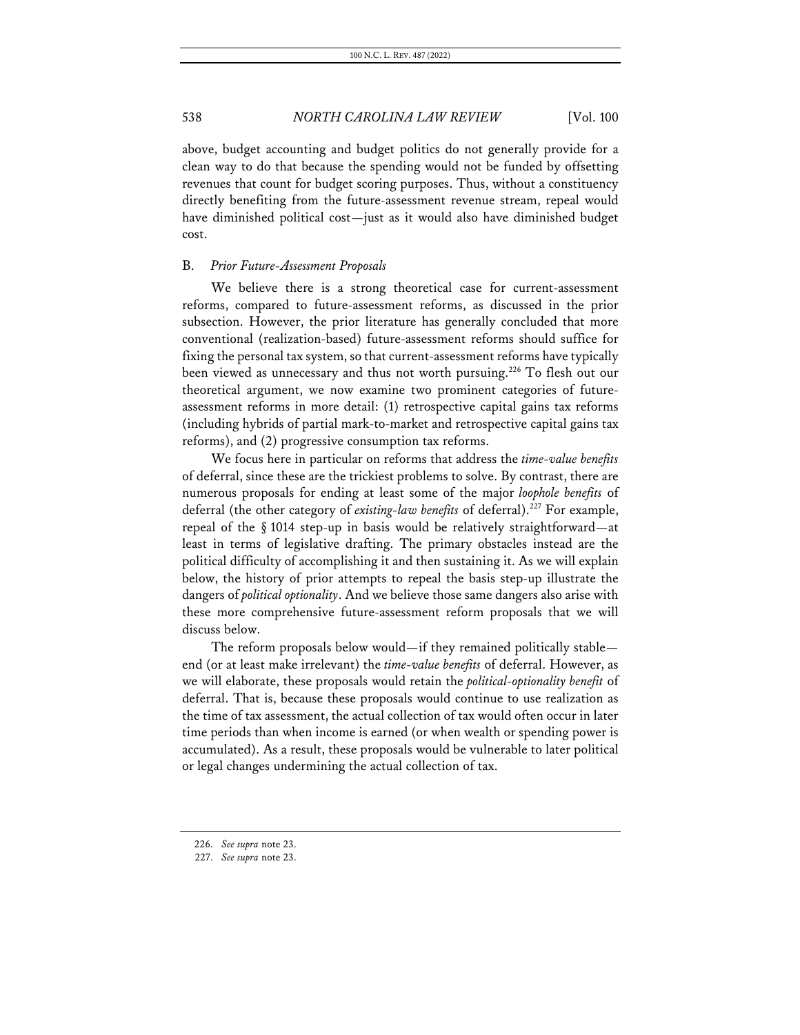above, budget accounting and budget politics do not generally provide for a clean way to do that because the spending would not be funded by offsetting revenues that count for budget scoring purposes. Thus, without a constituency directly benefiting from the future-assessment revenue stream, repeal would have diminished political cost—just as it would also have diminished budget cost.

### B. *Prior Future-Assessment Proposals*

We believe there is a strong theoretical case for current-assessment reforms, compared to future-assessment reforms, as discussed in the prior subsection. However, the prior literature has generally concluded that more conventional (realization-based) future-assessment reforms should suffice for fixing the personal tax system, so that current-assessment reforms have typically been viewed as unnecessary and thus not worth pursuing.[226] To flesh out our theoretical argument, we now examine two prominent categories of future-assessment reforms in more detail: (1) retrospective capital gains tax reforms (including hybrids of partial mark-to-market and retrospective capital gains tax reforms), and (2) progressive consumption tax reforms.

We focus here in particular on reforms that address the *time-value benefits* of deferral, since these are the trickiest problems to solve. By contrast, there are numerous proposals for ending at least some of the major *loophole benefits* of deferral (the other category of *existing-law benefits* of deferral).[227] For example, repeal of the § 1014 step-up in basis would be relatively straightforward—at least in terms of legislative drafting. The primary obstacles instead are the political difficulty of accomplishing it and then sustaining it. As we will explain below, the history of prior attempts to repeal the basis step-up illustrate the dangers of *political optionality*. And we believe those same dangers also arise with these more comprehensive future-assessment reform proposals that we will discuss below.

The reform proposals below would—if they remained politically stable—end (or at least make irrelevant) the *time-value benefits* of deferral. However, as we will elaborate, these proposals would retain the *political-optionality benefit* of deferral. That is, because these proposals would continue to use realization as the time of tax assessment, the actual collection of tax would often occur in later time periods than when income is earned (or when wealth or spending power is accumulated). As a result, these proposals would be vulnerable to later political or legal changes undermining the actual collection of tax.

226. *See supra* note 23.

227. *See supra* note 23.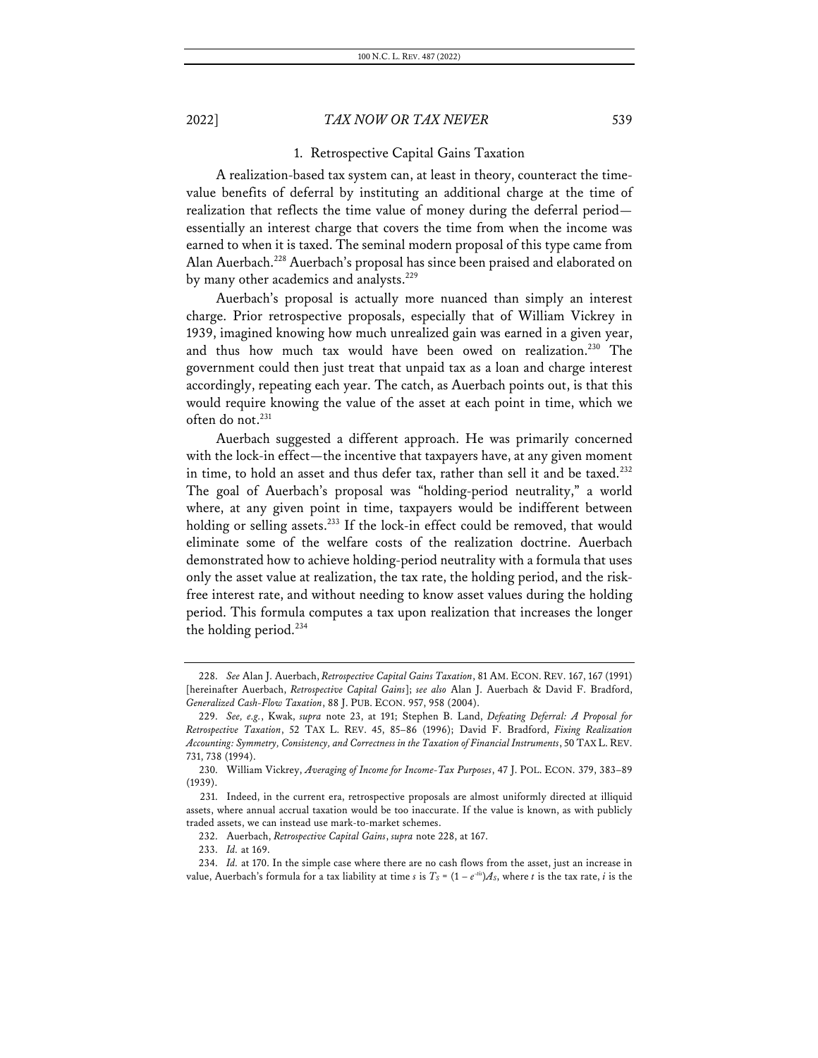### 1. Retrospective Capital Gains Taxation

A realization-based tax system can, at least in theory, counteract the time-value benefits of deferral by instituting an additional charge at the time of realization that reflects the time value of money during the deferral period—essentially an interest charge that covers the time from when the income was earned to when it is taxed. The seminal modern proposal of this type came from Alan Auerbach.[228] Auerbach's proposal has since been praised and elaborated on by many other academics and analysts.[229]

Auerbach's proposal is actually more nuanced than simply an interest charge. Prior retrospective proposals, especially that of William Vickrey in 1939, imagined knowing how much unrealized gain was earned in a given year, and thus how much tax would have been owed on realization.[230] The government could then just treat that unpaid tax as a loan and charge interest accordingly, repeating each year. The catch, as Auerbach points out, is that this would require knowing the value of the asset at each point in time, which we often do not.[231]

Auerbach suggested a different approach. He was primarily concerned with the lock-in effect—the incentive that taxpayers have, at any given moment in time, to hold an asset and thus defer tax, rather than sell it and be taxed.[232] The goal of Auerbach's proposal was "holding-period neutrality," a world where, at any given point in time, taxpayers would be indifferent between holding or selling assets.[233] If the lock-in effect could be removed, that would eliminate some of the welfare costs of the realization doctrine. Auerbach demonstrated how to achieve holding-period neutrality with a formula that uses only the asset value at realization, the tax rate, the holding period, and the risk-free interest rate, and without needing to know asset values during the holding period. This formula computes a tax upon realization that increases the longer the holding period.[234]

---

228. *See* Alan J. Auerbach, *Retrospective Capital Gains Taxation*, 81 AM. ECON. REV. 167, 167 (1991) [hereinafter Auerbach, *Retrospective Capital Gains*]; *see also* Alan J. Auerbach & David F. Bradford, *Generalized Cash-Flow Taxation*, 88 J. PUB. ECON. 957, 958 (2004).

229. *See, e.g.*, Kwak, *supra* note 23, at 191; Stephen B. Land, *Defeating Deferral: A Proposal for Retrospective Taxation*, 52 TAX L. REV. 45, 85–86 (1996); David F. Bradford, *Fixing Realization Accounting: Symmetry, Consistency, and Correctness in the Taxation of Financial Instruments*, 50 TAX L. REV. 731, 738 (1994).

230. William Vickrey, *Averaging of Income for Income-Tax Purposes*, 47 J. POL. ECON. 379, 383–89 (1939).

231. Indeed, in the current era, retrospective proposals are almost uniformly directed at illiquid assets, where annual accrual taxation would be too inaccurate. If the value is known, as with publicly traded assets, we can instead use mark-to-market schemes.

232. Auerbach, *Retrospective Capital Gains*, *supra* note 228, at 167.

233. *Id.* at 169.

234. *Id.* at 170. In the simple case where there are no cash flows from the asset, just an increase in value, Auerbach's formula for a tax liability at time $s$ is $T_S = (1 - e^{-tis})A_S$, where $t$ is the tax rate, $i$ is the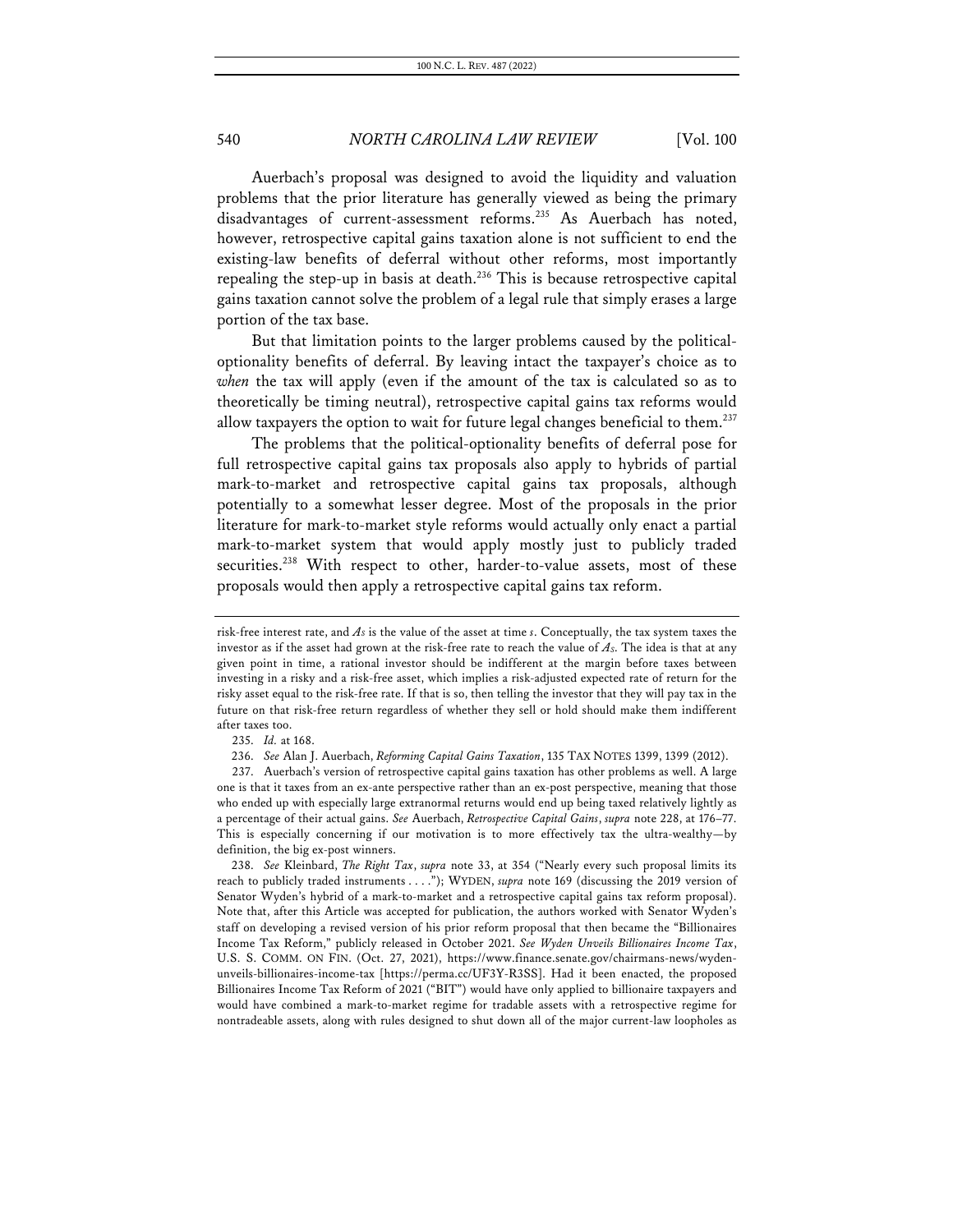Auerbach's proposal was designed to avoid the liquidity and valuation problems that the prior literature has generally viewed as being the primary disadvantages of current-assessment reforms.[235] As Auerbach has noted, however, retrospective capital gains taxation alone is not sufficient to end the existing-law benefits of deferral without other reforms, most importantly repealing the step-up in basis at death.[236] This is because retrospective capital gains taxation cannot solve the problem of a legal rule that simply erases a large portion of the tax base.

But that limitation points to the larger problems caused by the political-optionality benefits of deferral. By leaving intact the taxpayer's choice as to *when* the tax will apply (even if the amount of the tax is calculated so as to theoretically be timing neutral), retrospective capital gains tax reforms would allow taxpayers the option to wait for future legal changes beneficial to them.[237]

The problems that the political-optionality benefits of deferral pose for full retrospective capital gains tax proposals also apply to hybrids of partial mark-to-market and retrospective capital gains tax proposals, although potentially to a somewhat lesser degree. Most of the proposals in the prior literature for mark-to-market style reforms would actually only enact a partial mark-to-market system that would apply mostly just to publicly traded securities.[238] With respect to other, harder-to-value assets, most of these proposals would then apply a retrospective capital gains tax reform.

---

risk-free interest rate, and $A_s$ is the value of the asset at time $s$. Conceptually, the tax system taxes the investor as if the asset had grown at the risk-free rate to reach the value of $A_s$. The idea is that at any given point in time, a rational investor should be indifferent at the margin before taxes between investing in a risky and a risk-free asset, which implies a risk-adjusted expected rate of return for the risky asset equal to the risk-free rate. If that is so, then telling the investor that they will pay tax in the future on that risk-free return regardless of whether they sell or hold should make them indifferent after taxes too.

235. *Id.* at 168.

236. *See* Alan J. Auerbach, *Reforming Capital Gains Taxation*, 135 TAX NOTES 1399, 1399 (2012).

237. Auerbach's version of retrospective capital gains taxation has other problems as well. A large one is that it taxes from an ex-ante perspective rather than an ex-post perspective, meaning that those who ended up with especially large extranormal returns would end up being taxed relatively lightly as a percentage of their actual gains. *See* Auerbach, *Retrospective Capital Gains*, *supra* note 228, at 176–77. This is especially concerning if our motivation is to more effectively tax the ultra-wealthy—by definition, the big ex-post winners.

238. *See* Kleinbard, *The Right Tax*, *supra* note 33, at 354 ("Nearly every such proposal limits its reach to publicly traded instruments . . . ."); WYDEN, *supra* note 169 (discussing the 2019 version of Senator Wyden's hybrid of a mark-to-market and a retrospective capital gains tax reform proposal). Note that, after this Article was accepted for publication, the authors worked with Senator Wyden's staff on developing a revised version of his prior reform proposal that then became the "Billionaires Income Tax Reform," publicly released in October 2021. *See Wyden Unveils Billionaires Income Tax*, U.S. S. COMM. ON FIN. (Oct. 27, 2021), https://www.finance.senate.gov/chairmans-news/wyden-unveils-billionaires-income-tax [https://perma.cc/UF3Y-R3SS]. Had it been enacted, the proposed Billionaires Income Tax Reform of 2021 ("BIT") would have only applied to billionaire taxpayers and would have combined a mark-to-market regime for tradable assets with a retrospective regime for nontradeable assets, along with rules designed to shut down all of the major current-law loopholes as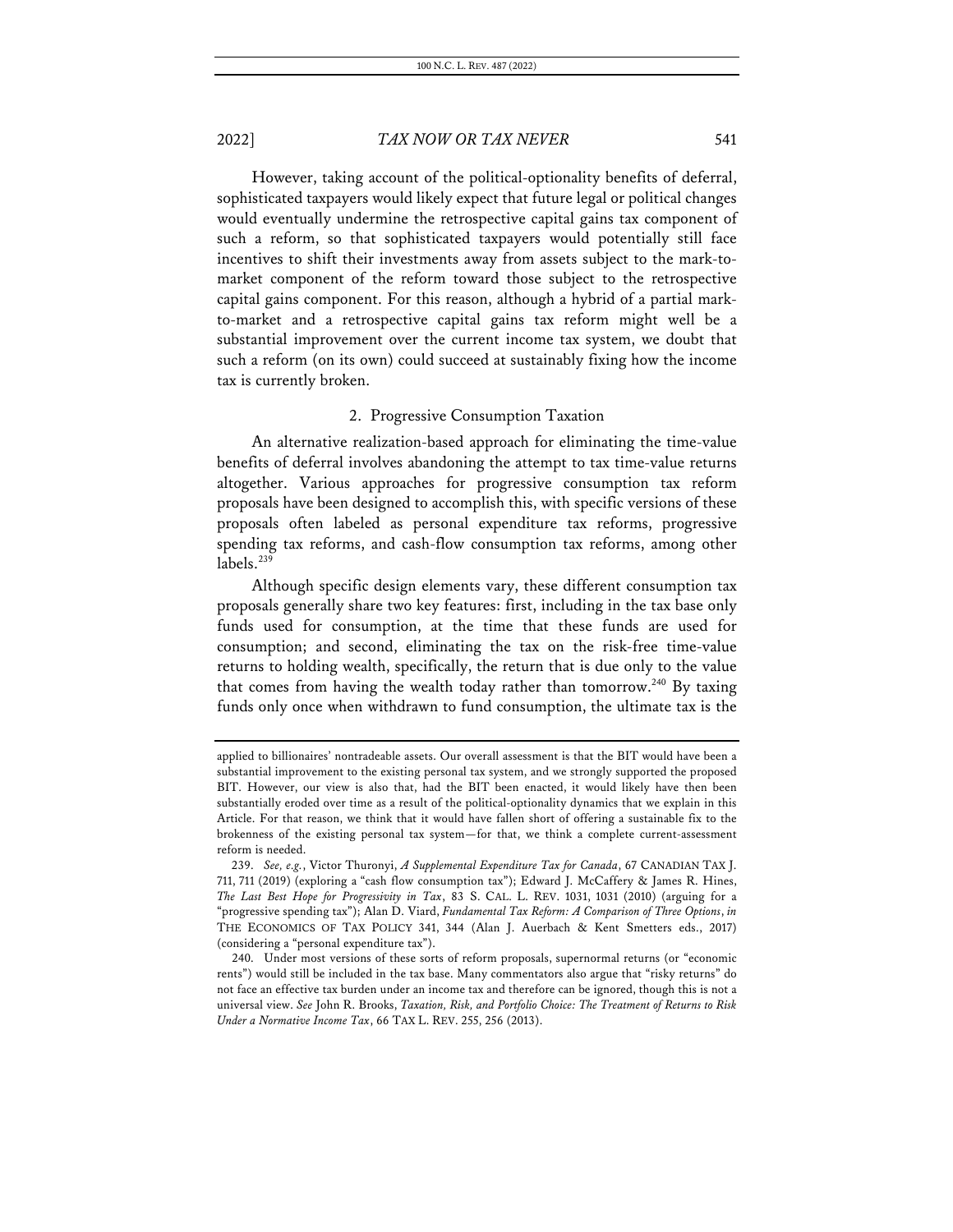However, taking account of the political-optionality benefits of deferral, sophisticated taxpayers would likely expect that future legal or political changes would eventually undermine the retrospective capital gains tax component of such a reform, so that sophisticated taxpayers would potentially still face incentives to shift their investments away from assets subject to the mark-to-market component of the reform toward those subject to the retrospective capital gains component. For this reason, although a hybrid of a partial mark-to-market and a retrospective capital gains tax reform might well be a substantial improvement over the current income tax system, we doubt that such a reform (on its own) could succeed at sustainably fixing how the income tax is currently broken.

### 2. Progressive Consumption Taxation

An alternative realization-based approach for eliminating the time-value benefits of deferral involves abandoning the attempt to tax time-value returns altogether. Various approaches for progressive consumption tax reform proposals have been designed to accomplish this, with specific versions of these proposals often labeled as personal expenditure tax reforms, progressive spending tax reforms, and cash-flow consumption tax reforms, among other labels.[239]

Although specific design elements vary, these different consumption tax proposals generally share two key features: first, including in the tax base only funds used for consumption, at the time that these funds are used for consumption; and second, eliminating the tax on the risk-free time-value returns to holding wealth, specifically, the return that is due only to the value that comes from having the wealth today rather than tomorrow.[240] By taxing funds only once when withdrawn to fund consumption, the ultimate tax is the

---

applied to billionaires' nontradeable assets. Our overall assessment is that the BIT would have been a substantial improvement to the existing personal tax system, and we strongly supported the proposed BIT. However, our view is also that, had the BIT been enacted, it would likely have then been substantially eroded over time as a result of the political-optionality dynamics that we explain in this Article. For that reason, we think that it would have fallen short of offering a sustainable fix to the brokenness of the existing personal tax system—for that, we think a complete current-assessment reform is needed.

239. *See, e.g.*, Victor Thuronyi, *A Supplemental Expenditure Tax for Canada*, 67 CANADIAN TAX J. 711, 711 (2019) (exploring a "cash flow consumption tax"); Edward J. McCaffery & James R. Hines, *The Last Best Hope for Progressivity in Tax*, 83 S. CAL. L. REV. 1031, 1031 (2010) (arguing for a "progressive spending tax"); Alan D. Viard, *Fundamental Tax Reform: A Comparison of Three Options*, *in* THE ECONOMICS OF TAX POLICY 341, 344 (Alan J. Auerbach & Kent Smetters eds., 2017) (considering a "personal expenditure tax").

240. Under most versions of these sorts of reform proposals, supernormal returns (or "economic rents") would still be included in the tax base. Many commentators also argue that "risky returns" do not face an effective tax burden under an income tax and therefore can be ignored, though this is not a universal view. *See* John R. Brooks, *Taxation, Risk, and Portfolio Choice: The Treatment of Returns to Risk Under a Normative Income Tax*, 66 TAX L. REV. 255, 256 (2013).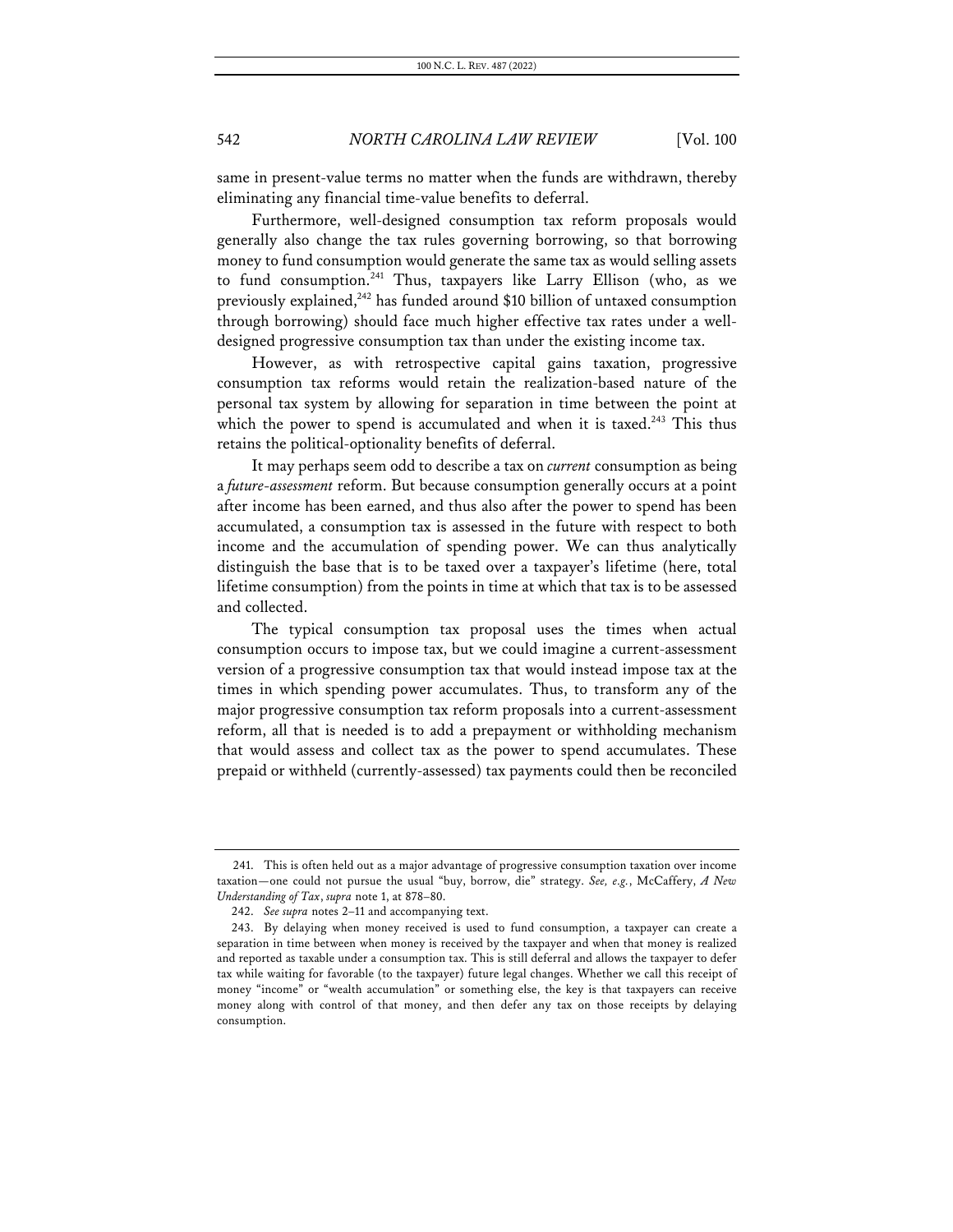same in present-value terms no matter when the funds are withdrawn, thereby eliminating any financial time-value benefits to deferral.

Furthermore, well-designed consumption tax reform proposals would generally also change the tax rules governing borrowing, so that borrowing money to fund consumption would generate the same tax as would selling assets to fund consumption.[241] Thus, taxpayers like Larry Ellison (who, as we previously explained,[242] has funded around $10 billion of untaxed consumption through borrowing) should face much higher effective tax rates under a well-designed progressive consumption tax than under the existing income tax.

However, as with retrospective capital gains taxation, progressive consumption tax reforms would retain the realization-based nature of the personal tax system by allowing for separation in time between the point at which the power to spend is accumulated and when it is taxed.[243] This thus retains the political-optionality benefits of deferral.

It may perhaps seem odd to describe a tax on *current* consumption as being a *future-assessment* reform. But because consumption generally occurs at a point after income has been earned, and thus also after the power to spend has been accumulated, a consumption tax is assessed in the future with respect to both income and the accumulation of spending power. We can thus analytically distinguish the base that is to be taxed over a taxpayer's lifetime (here, total lifetime consumption) from the points in time at which that tax is to be assessed and collected.

The typical consumption tax proposal uses the times when actual consumption occurs to impose tax, but we could imagine a current-assessment version of a progressive consumption tax that would instead impose tax at the times in which spending power accumulates. Thus, to transform any of the major progressive consumption tax reform proposals into a current-assessment reform, all that is needed is to add a prepayment or withholding mechanism that would assess and collect tax as the power to spend accumulates. These prepaid or withheld (currently-assessed) tax payments could then be reconciled

---

241. This is often held out as a major advantage of progressive consumption taxation over income taxation—one could not pursue the usual "buy, borrow, die" strategy. *See, e.g.*, McCaffery, *A New Understanding of Tax*, *supra* note 1, at 878–80.

242. *See supra* notes 2–11 and accompanying text.

243. By delaying when money received is used to fund consumption, a taxpayer can create a separation in time between when money is received by the taxpayer and when that money is realized and reported as taxable under a consumption tax. This is still deferral and allows the taxpayer to defer tax while waiting for favorable (to the taxpayer) future legal changes. Whether we call this receipt of money "income" or "wealth accumulation" or something else, the key is that taxpayers can receive money along with control of that money, and then defer any tax on those receipts by delaying consumption.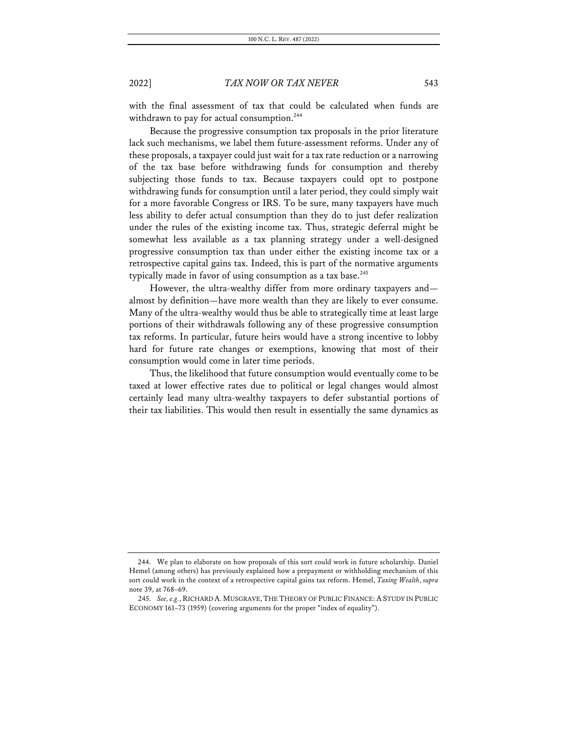with the final assessment of tax that could be calculated when funds are withdrawn to pay for actual consumption.[244]

Because the progressive consumption tax proposals in the prior literature lack such mechanisms, we label them future-assessment reforms. Under any of these proposals, a taxpayer could just wait for a tax rate reduction or a narrowing of the tax base before withdrawing funds for consumption and thereby subjecting those funds to tax. Because taxpayers could opt to postpone withdrawing funds for consumption until a later period, they could simply wait for a more favorable Congress or IRS. To be sure, many taxpayers have much less ability to defer actual consumption than they do to just defer realization under the rules of the existing income tax. Thus, strategic deferral might be somewhat less available as a tax planning strategy under a well-designed progressive consumption tax than under either the existing income tax or a retrospective capital gains tax. Indeed, this is part of the normative arguments typically made in favor of using consumption as a tax base.[245]

However, the ultra-wealthy differ from more ordinary taxpayers and—almost by definition—have more wealth than they are likely to ever consume. Many of the ultra-wealthy would thus be able to strategically time at least large portions of their withdrawals following any of these progressive consumption tax reforms. In particular, future heirs would have a strong incentive to lobby hard for future rate changes or exemptions, knowing that most of their consumption would come in later time periods.

Thus, the likelihood that future consumption would eventually come to be taxed at lower effective rates due to political or legal changes would almost certainly lead many ultra-wealthy taxpayers to defer substantial portions of their tax liabilities. This would then result in essentially the same dynamics as

---

244. We plan to elaborate on how proposals of this sort could work in future scholarship. Daniel Hemel (among others) has previously explained how a prepayment or withholding mechanism of this sort could work in the context of a retrospective capital gains tax reform. Hemel, *Taxing Wealth*, *supra* note 39, at 768–69.

245. *See, e.g.*, RICHARD A. MUSGRAVE, THE THEORY OF PUBLIC FINANCE: A STUDY IN PUBLIC ECONOMY 161–73 (1959) (covering arguments for the proper "index of equality").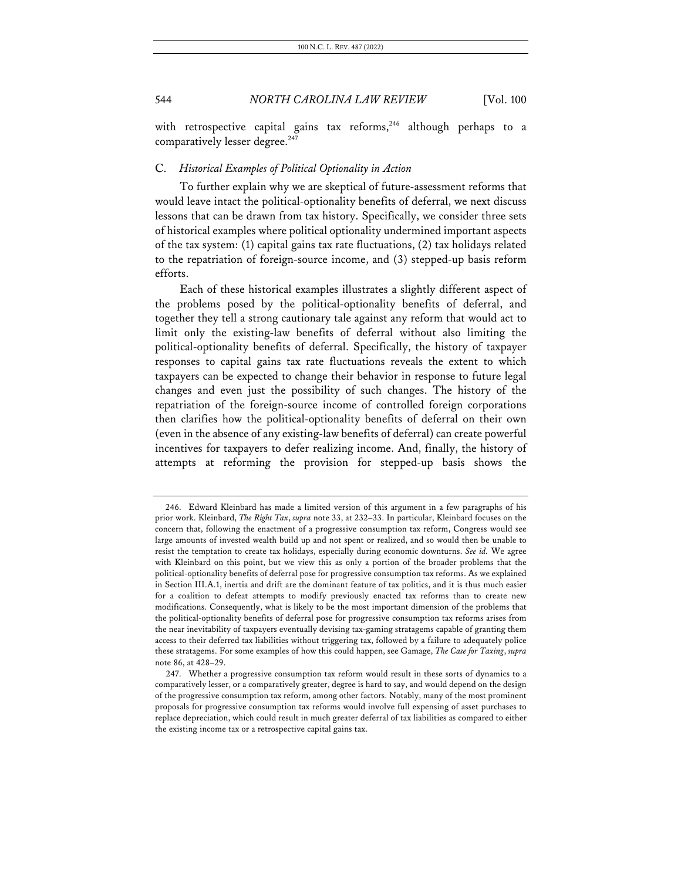with retrospective capital gains tax reforms,[246] although perhaps to a comparatively lesser degree.[247]

### C. *Historical Examples of Political Optionality in Action*

To further explain why we are skeptical of future-assessment reforms that would leave intact the political-optionality benefits of deferral, we next discuss lessons that can be drawn from tax history. Specifically, we consider three sets of historical examples where political optionality undermined important aspects of the tax system: (1) capital gains tax rate fluctuations, (2) tax holidays related to the repatriation of foreign-source income, and (3) stepped-up basis reform efforts.

Each of these historical examples illustrates a slightly different aspect of the problems posed by the political-optionality benefits of deferral, and together they tell a strong cautionary tale against any reform that would act to limit only the existing-law benefits of deferral without also limiting the political-optionality benefits of deferral. Specifically, the history of taxpayer responses to capital gains tax rate fluctuations reveals the extent to which taxpayers can be expected to change their behavior in response to future legal changes and even just the possibility of such changes. The history of the repatriation of the foreign-source income of controlled foreign corporations then clarifies how the political-optionality benefits of deferral on their own (even in the absence of any existing-law benefits of deferral) can create powerful incentives for taxpayers to defer realizing income. And, finally, the history of attempts at reforming the provision for stepped-up basis shows the

---

246. Edward Kleinbard has made a limited version of this argument in a few paragraphs of his prior work. Kleinbard, *The Right Tax*, *supra* note 33, at 232–33. In particular, Kleinbard focuses on the concern that, following the enactment of a progressive consumption tax reform, Congress would see large amounts of invested wealth build up and not spent or realized, and so would then be unable to resist the temptation to create tax holidays, especially during economic downturns. *See id.* We agree with Kleinbard on this point, but we view this as only a portion of the broader problems that the political-optionality benefits of deferral pose for progressive consumption tax reforms. As we explained in Section III.A.1, inertia and drift are the dominant feature of tax politics, and it is thus much easier for a coalition to defeat attempts to modify previously enacted tax reforms than to create new modifications. Consequently, what is likely to be the most important dimension of the problems that the political-optionality benefits of deferral pose for progressive consumption tax reforms arises from the near inevitability of taxpayers eventually devising tax-gaming stratagems capable of granting them access to their deferred tax liabilities without triggering tax, followed by a failure to adequately police these stratagems. For some examples of how this could happen, see Gamage, *The Case for Taxing*, *supra* note 86, at 428–29.

247. Whether a progressive consumption tax reform would result in these sorts of dynamics to a comparatively lesser, or a comparatively greater, degree is hard to say, and would depend on the design of the progressive consumption tax reform, among other factors. Notably, many of the most prominent proposals for progressive consumption tax reforms would involve full expensing of asset purchases to replace depreciation, which could result in much greater deferral of tax liabilities as compared to either the existing income tax or a retrospective capital gains tax.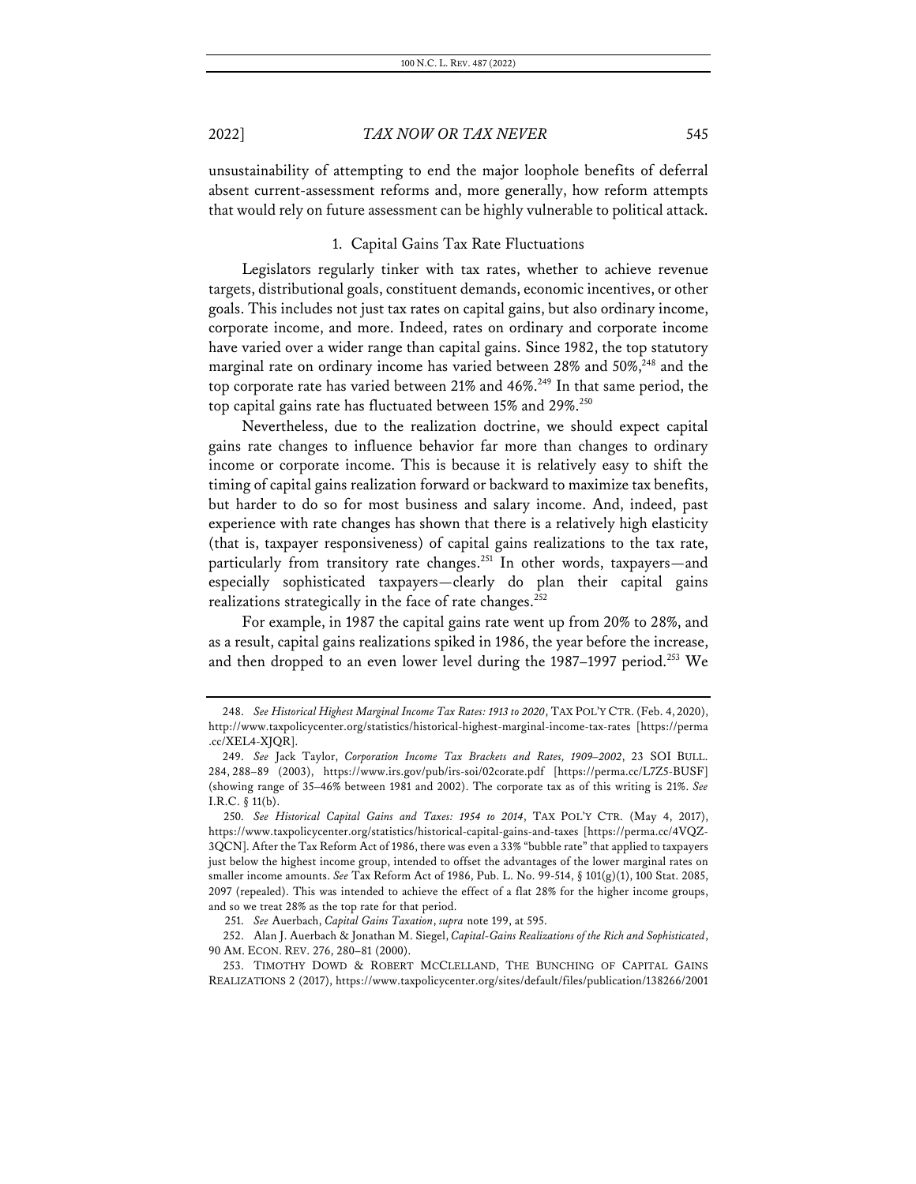unsustainability of attempting to end the major loophole benefits of deferral absent current-assessment reforms and, more generally, how reform attempts that would rely on future assessment can be highly vulnerable to political attack.

### 1. Capital Gains Tax Rate Fluctuations

Legislators regularly tinker with tax rates, whether to achieve revenue targets, distributional goals, constituent demands, economic incentives, or other goals. This includes not just tax rates on capital gains, but also ordinary income, corporate income, and more. Indeed, rates on ordinary and corporate income have varied over a wider range than capital gains. Since 1982, the top statutory marginal rate on ordinary income has varied between 28% and 50%,[248] and the top corporate rate has varied between 21% and 46%.[249] In that same period, the top capital gains rate has fluctuated between 15% and 29%.[250]

Nevertheless, due to the realization doctrine, we should expect capital gains rate changes to influence behavior far more than changes to ordinary income or corporate income. This is because it is relatively easy to shift the timing of capital gains realization forward or backward to maximize tax benefits, but harder to do so for most business and salary income. And, indeed, past experience with rate changes has shown that there is a relatively high elasticity (that is, taxpayer responsiveness) of capital gains realizations to the tax rate, particularly from transitory rate changes.[251] In other words, taxpayers—and especially sophisticated taxpayers—clearly do plan their capital gains realizations strategically in the face of rate changes.[252]

For example, in 1987 the capital gains rate went up from 20% to 28%, and as a result, capital gains realizations spiked in 1986, the year before the increase, and then dropped to an even lower level during the 1987–1997 period.[253] We

---

248. *See Historical Highest Marginal Income Tax Rates: 1913 to 2020*, TAX POL'Y CTR. (Feb. 4, 2020), http://www.taxpolicycenter.org/statistics/historical-highest-marginal-income-tax-rates [https://perma.cc/XEL4-XJQR].

249. *See* Jack Taylor, *Corporation Income Tax Brackets and Rates, 1909–2002*, 23 SOI BULL. 284, 288–89 (2003), https://www.irs.gov/pub/irs-soi/02corate.pdf [https://perma.cc/L7Z5-BUSF] (showing range of 35–46% between 1981 and 2002). The corporate tax as of this writing is 21%. *See* I.R.C. § 11(b).

250. *See Historical Capital Gains and Taxes: 1954 to 2014*, TAX POL'Y CTR. (May 4, 2017), https://www.taxpolicycenter.org/statistics/historical-capital-gains-and-taxes [https://perma.cc/4VQZ-3QCN]. After the Tax Reform Act of 1986, there was even a 33% "bubble rate" that applied to taxpayers just below the highest income group, intended to offset the advantages of the lower marginal rates on smaller income amounts. *See* Tax Reform Act of 1986, Pub. L. No. 99-514, § 101(g)(1), 100 Stat. 2085, 2097 (repealed). This was intended to achieve the effect of a flat 28% for the higher income groups, and so we treat 28% as the top rate for that period.

251. *See* Auerbach, *Capital Gains Taxation*, *supra* note 199, at 595.

252. Alan J. Auerbach & Jonathan M. Siegel, *Capital-Gains Realizations of the Rich and Sophisticated*, 90 AM. ECON. REV. 276, 280–81 (2000).

253. TIMOTHY DOWD & ROBERT MCCLELLAND, THE BUNCHING OF CAPITAL GAINS REALIZATIONS 2 (2017), https://www.taxpolicycenter.org/sites/default/files/publication/138266/2001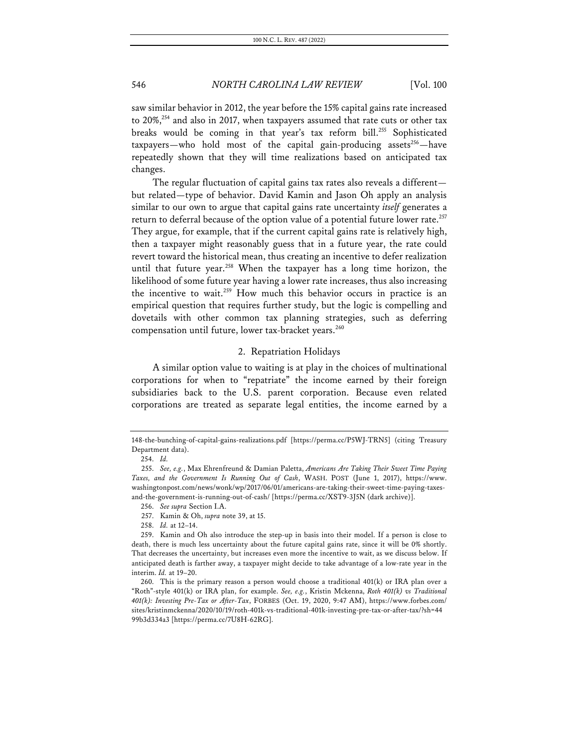saw similar behavior in 2012, the year before the 15% capital gains rate increased to 20%,[254] and also in 2017, when taxpayers assumed that rate cuts or other tax breaks would be coming in that year's tax reform bill.[255] Sophisticated taxpayers—who hold most of the capital gain-producing assets[256]—have repeatedly shown that they will time realizations based on anticipated tax changes.

The regular fluctuation of capital gains tax rates also reveals a different—but related—type of behavior. David Kamin and Jason Oh apply an analysis similar to our own to argue that capital gains rate uncertainty *itself* generates a return to deferral because of the option value of a potential future lower rate.[257] They argue, for example, that if the current capital gains rate is relatively high, then a taxpayer might reasonably guess that in a future year, the rate could revert toward the historical mean, thus creating an incentive to defer realization until that future year.[258] When the taxpayer has a long time horizon, the likelihood of some future year having a lower rate increases, thus also increasing the incentive to wait.[259] How much this behavior occurs in practice is an empirical question that requires further study, but the logic is compelling and dovetails with other common tax planning strategies, such as deferring compensation until future, lower tax-bracket years.[260]

### 2. Repatriation Holidays

A similar option value to waiting is at play in the choices of multinational corporations for when to "repatriate" the income earned by their foreign subsidiaries back to the U.S. parent corporation. Because even related corporations are treated as separate legal entities, the income earned by a

---

148-the-bunching-of-capital-gains-realizations.pdf [https://perma.cc/P5WJ-TRN5] (citing Treasury Department data).

254. *Id.*

255. *See, e.g.*, Max Ehrenfreund & Damian Paletta, *Americans Are Taking Their Sweet Time Paying Taxes, and the Government Is Running Out of Cash*, WASH. POST (June 1, 2017), https://www.washingtonpost.com/news/wonk/wp/2017/06/01/americans-are-taking-their-sweet-time-paying-taxes-and-the-government-is-running-out-of-cash/ [https://perma.cc/XST9-3J5N (dark archive)].

256. *See supra* Section I.A.

257. Kamin & Oh, *supra* note 39, at 15.

258. *Id.* at 12–14.

259. Kamin and Oh also introduce the step-up in basis into their model. If a person is close to death, there is much less uncertainty about the future capital gains rate, since it will be 0% shortly. That decreases the uncertainty, but increases even more the incentive to wait, as we discuss below. If anticipated death is farther away, a taxpayer might decide to take advantage of a low-rate year in the interim. *Id.* at 19–20.

260. This is the primary reason a person would choose a traditional 401(k) or IRA plan over a "Roth"-style 401(k) or IRA plan, for example. *See, e.g.*, Kristin Mckenna, *Roth 401(k) vs Traditional 401(k): Investing Pre-Tax or After-Tax*, FORBES (Oct. 19, 2020, 9:47 AM), https://www.forbes.com/sites/kristinmckenna/2020/10/19/roth-401k-vs-traditional-401k-investing-pre-tax-or-after-tax/?sh=4499b3d334a3 [https://perma.cc/7U8H-62RG].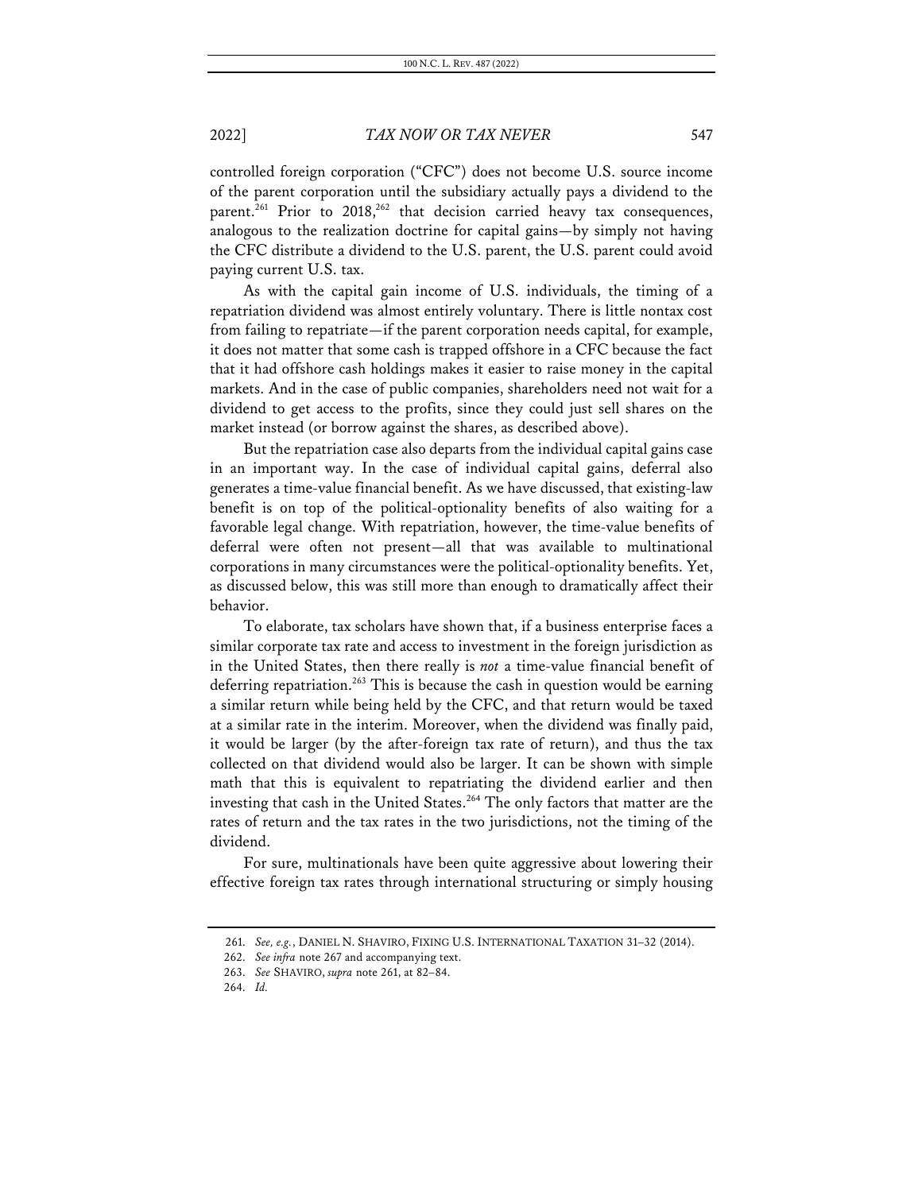controlled foreign corporation ("CFC") does not become U.S. source income of the parent corporation until the subsidiary actually pays a dividend to the parent.[261] Prior to 2018,[262] that decision carried heavy tax consequences, analogous to the realization doctrine for capital gains—by simply not having the CFC distribute a dividend to the U.S. parent, the U.S. parent could avoid paying current U.S. tax.

As with the capital gain income of U.S. individuals, the timing of a repatriation dividend was almost entirely voluntary. There is little nontax cost from failing to repatriate—if the parent corporation needs capital, for example, it does not matter that some cash is trapped offshore in a CFC because the fact that it had offshore cash holdings makes it easier to raise money in the capital markets. And in the case of public companies, shareholders need not wait for a dividend to get access to the profits, since they could just sell shares on the market instead (or borrow against the shares, as described above).

But the repatriation case also departs from the individual capital gains case in an important way. In the case of individual capital gains, deferral also generates a time-value financial benefit. As we have discussed, that existing-law benefit is on top of the political-optionality benefits of also waiting for a favorable legal change. With repatriation, however, the time-value benefits of deferral were often not present—all that was available to multinational corporations in many circumstances were the political-optionality benefits. Yet, as discussed below, this was still more than enough to dramatically affect their behavior.

To elaborate, tax scholars have shown that, if a business enterprise faces a similar corporate tax rate and access to investment in the foreign jurisdiction as in the United States, then there really is *not* a time-value financial benefit of deferring repatriation.[263] This is because the cash in question would be earning a similar return while being held by the CFC, and that return would be taxed at a similar rate in the interim. Moreover, when the dividend was finally paid, it would be larger (by the after-foreign tax rate of return), and thus the tax collected on that dividend would also be larger. It can be shown with simple math that this is equivalent to repatriating the dividend earlier and then investing that cash in the United States.[264] The only factors that matter are the rates of return and the tax rates in the two jurisdictions, not the timing of the dividend.

For sure, multinationals have been quite aggressive about lowering their effective foreign tax rates through international structuring or simply housing

---

261. *See, e.g.*, DANIEL N. SHAVIRO, FIXING U.S. INTERNATIONAL TAXATION 31–32 (2014).

262. *See infra* note 267 and accompanying text.

263. *See* SHAVIRO, *supra* note 261, at 82–84.

264. *Id.*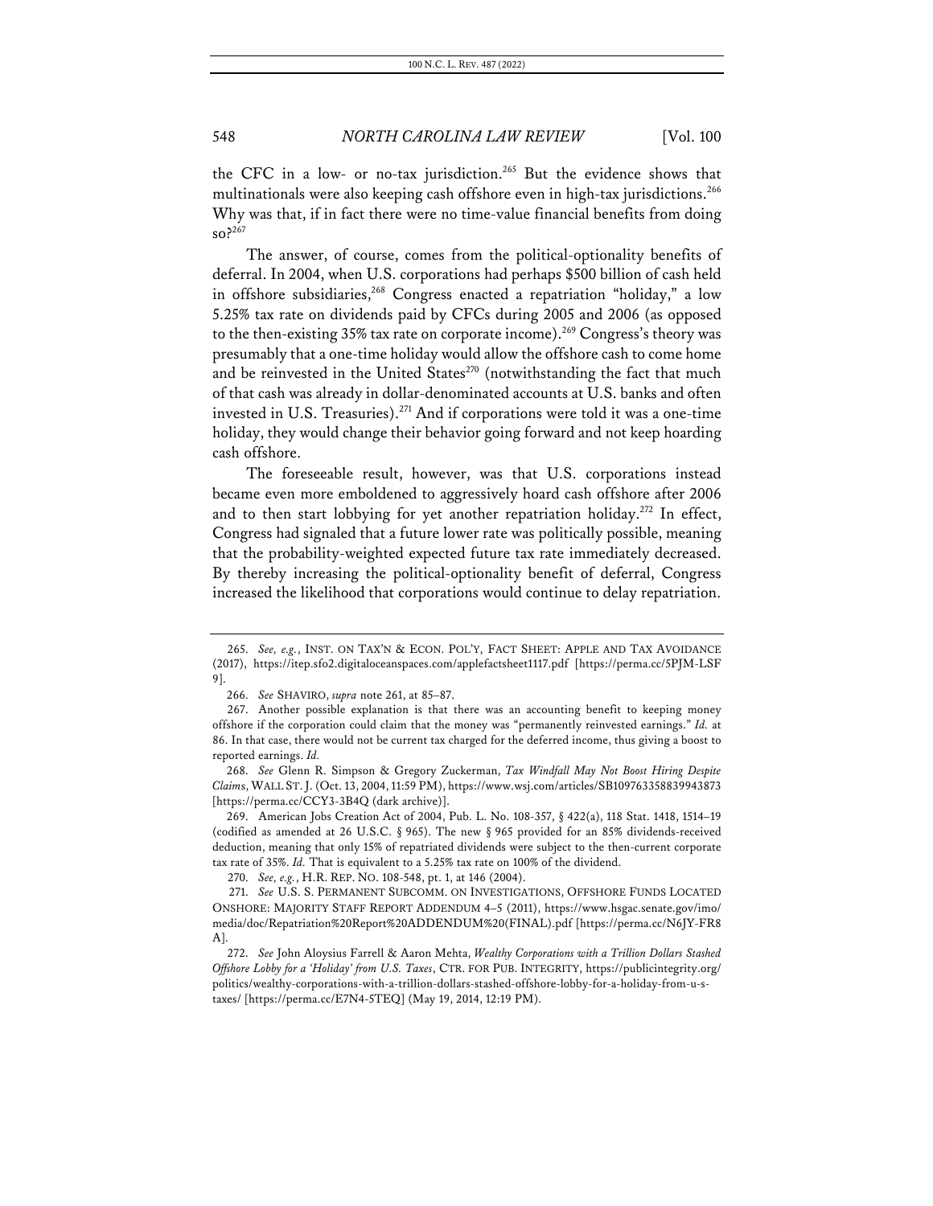the CFC in a low- or no-tax jurisdiction.[265] But the evidence shows that multinationals were also keeping cash offshore even in high-tax jurisdictions.[266] Why was that, if in fact there were no time-value financial benefits from doing so?[267]

The answer, of course, comes from the political-optionality benefits of deferral. In 2004, when U.S. corporations had perhaps $500 billion of cash held in offshore subsidiaries,[268] Congress enacted a repatriation "holiday," a low 5.25% tax rate on dividends paid by CFCs during 2005 and 2006 (as opposed to the then-existing 35% tax rate on corporate income).[269] Congress's theory was presumably that a one-time holiday would allow the offshore cash to come home and be reinvested in the United States[270] (notwithstanding the fact that much of that cash was already in dollar-denominated accounts at U.S. banks and often invested in U.S. Treasuries).[271] And if corporations were told it was a one-time holiday, they would change their behavior going forward and not keep hoarding cash offshore.

The foreseeable result, however, was that U.S. corporations instead became even more emboldened to aggressively hoard cash offshore after 2006 and to then start lobbying for yet another repatriation holiday.[272] In effect, Congress had signaled that a future lower rate was politically possible, meaning that the probability-weighted expected future tax rate immediately decreased. By thereby increasing the political-optionality benefit of deferral, Congress increased the likelihood that corporations would continue to delay repatriation.

---

265. *See, e.g.*, INST. ON TAX'N & ECON. POL'Y, FACT SHEET: APPLE AND TAX AVOIDANCE (2017), https://itep.sfo2.digitaloceanspaces.com/applefactsheet1117.pdf [https://perma.cc/5PJM-LSF9].

266. *See* SHAVIRO, *supra* note 261, at 85–87.

267. Another possible explanation is that there was an accounting benefit to keeping money offshore if the corporation could claim that the money was "permanently reinvested earnings." *Id.* at 86. In that case, there would not be current tax charged for the deferred income, thus giving a boost to reported earnings. *Id.*

268. *See* Glenn R. Simpson & Gregory Zuckerman, *Tax Windfall May Not Boost Hiring Despite Claims*, WALL ST. J. (Oct. 13, 2004, 11:59 PM), https://www.wsj.com/articles/SB109763358839943873 [https://perma.cc/CCY3-3B4Q (dark archive)].

269. American Jobs Creation Act of 2004, Pub. L. No. 108-357, § 422(a), 118 Stat. 1418, 1514–19 (codified as amended at 26 U.S.C. § 965). The new § 965 provided for an 85% dividends-received deduction, meaning that only 15% of repatriated dividends were subject to the then-current corporate tax rate of 35%. *Id.* That is equivalent to a 5.25% tax rate on 100% of the dividend.

270. *See, e.g.*, H.R. REP. NO. 108-548, pt. 1, at 146 (2004).

271. *See* U.S. S. PERMANENT SUBCOMM. ON INVESTIGATIONS, OFFSHORE FUNDS LOCATED ONSHORE: MAJORITY STAFF REPORT ADDENDUM 4–5 (2011), https://www.hsgac.senate.gov/imo/media/doc/Repatriation%20Report%20ADDENDUM%20(FINAL).pdf [https://perma.cc/N6JY-FR8A].

272. *See* John Aloysius Farrell & Aaron Mehta, *Wealthy Corporations with a Trillion Dollars Stashed Offshore Lobby for a 'Holiday' from U.S. Taxes*, CTR. FOR PUB. INTEGRITY, https://publicintegrity.org/politics/wealthy-corporations-with-a-trillion-dollars-stashed-offshore-lobby-for-a-holiday-from-u-s-taxes/ [https://perma.cc/E7N4-5TEQ] (May 19, 2014, 12:19 PM).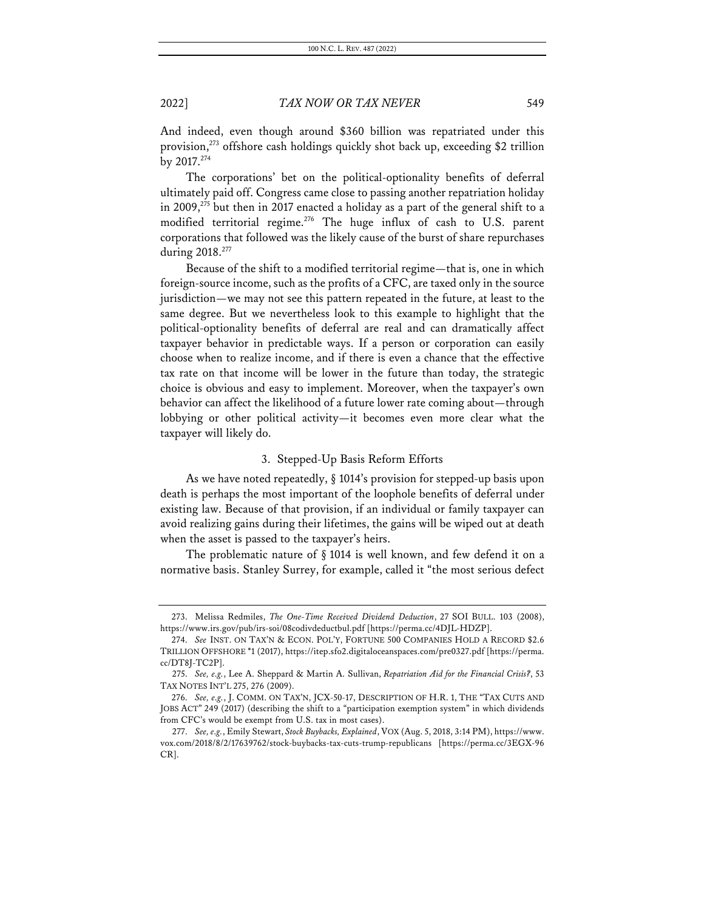And indeed, even though around $360 billion was repatriated under this provision,[273] offshore cash holdings quickly shot back up, exceeding $2 trillion by 2017.[274]

The corporations' bet on the political-optionality benefits of deferral ultimately paid off. Congress came close to passing another repatriation holiday in 2009,[275] but then in 2017 enacted a holiday as a part of the general shift to a modified territorial regime.[276] The huge influx of cash to U.S. parent corporations that followed was the likely cause of the burst of share repurchases during 2018.[277]

Because of the shift to a modified territorial regime—that is, one in which foreign-source income, such as the profits of a CFC, are taxed only in the source jurisdiction—we may not see this pattern repeated in the future, at least to the same degree. But we nevertheless look to this example to highlight that the political-optionality benefits of deferral are real and can dramatically affect taxpayer behavior in predictable ways. If a person or corporation can easily choose when to realize income, and if there is even a chance that the effective tax rate on that income will be lower in the future than today, the strategic choice is obvious and easy to implement. Moreover, when the taxpayer's own behavior can affect the likelihood of a future lower rate coming about—through lobbying or other political activity—it becomes even more clear what the taxpayer will likely do.

### 3. Stepped-Up Basis Reform Efforts

As we have noted repeatedly, § 1014's provision for stepped-up basis upon death is perhaps the most important of the loophole benefits of deferral under existing law. Because of that provision, if an individual or family taxpayer can avoid realizing gains during their lifetimes, the gains will be wiped out at death when the asset is passed to the taxpayer's heirs.

The problematic nature of § 1014 is well known, and few defend it on a normative basis. Stanley Surrey, for example, called it "the most serious defect

---

273. Melissa Redmiles, *The One-Time Received Dividend Deduction*, 27 SOI BULL. 103 (2008), https://www.irs.gov/pub/irs-soi/08codivdeductbul.pdf [https://perma.cc/4DJL-HDZP].

274. *See* INST. ON TAX'N & ECON. POL'Y, FORTUNE 500 COMPANIES HOLD A RECORD $2.6 TRILLION OFFSHORE *1 (2017), https://itep.sfo2.digitaloceanspaces.com/pre0327.pdf [https://perma.cc/DT8J-TC2P].

275. *See, e.g.*, Lee A. Sheppard & Martin A. Sullivan, *Repatriation Aid for the Financial Crisis?*, 53 TAX NOTES INT'L 275, 276 (2009).

276. *See, e.g.*, J. COMM. ON TAX'N, JCX-50-17, DESCRIPTION OF H.R. 1, THE "TAX CUTS AND JOBS ACT" 249 (2017) (describing the shift to a "participation exemption system" in which dividends from CFC's would be exempt from U.S. tax in most cases).

277. *See, e.g.*, Emily Stewart, *Stock Buybacks, Explained*, VOX (Aug. 5, 2018, 3:14 PM), https://www.vox.com/2018/8/2/17639762/stock-buybacks-tax-cuts-trump-republicans [https://perma.cc/3EGX-96CR].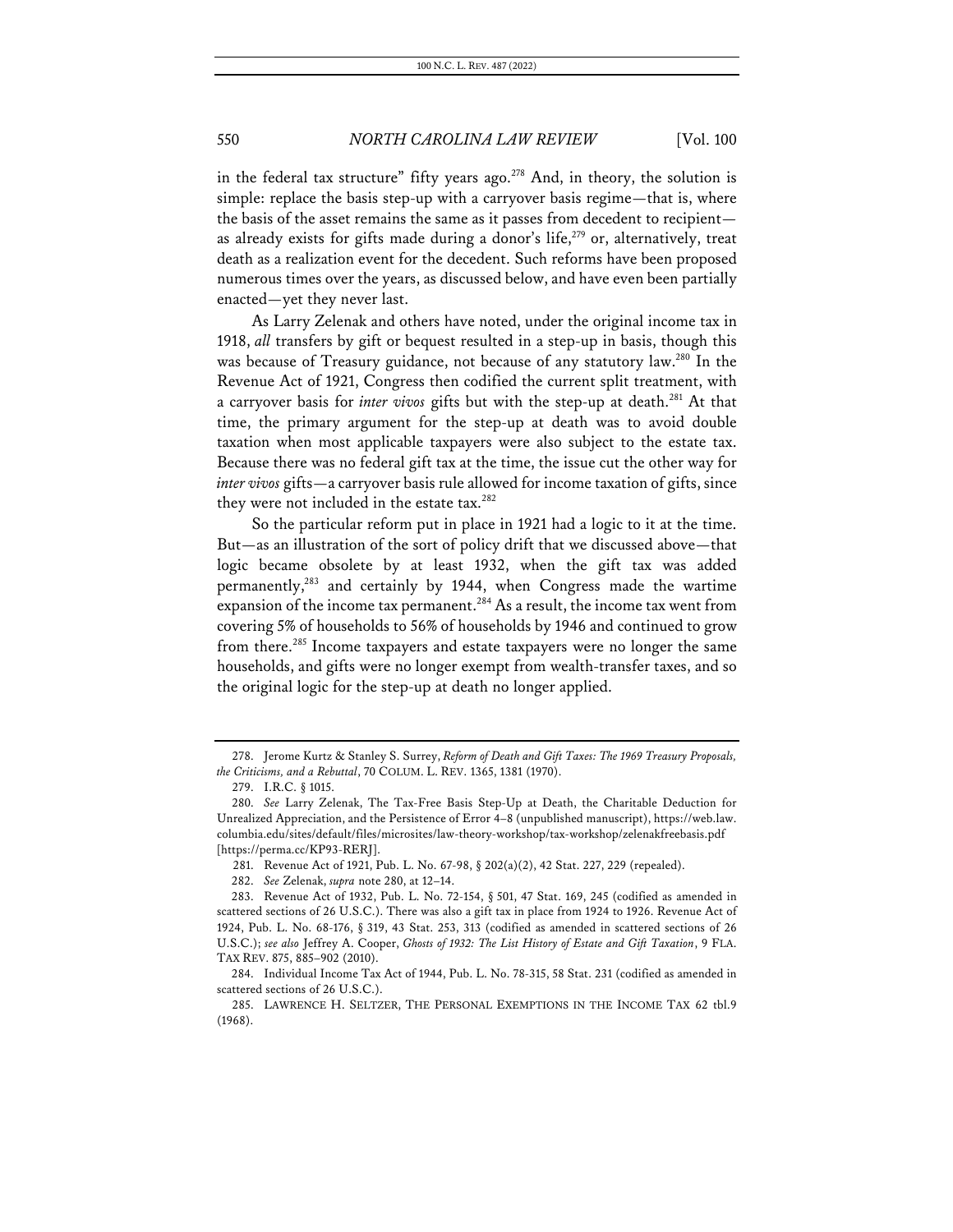in the federal tax structure" fifty years ago.[278] And, in theory, the solution is simple: replace the basis step-up with a carryover basis regime—that is, where the basis of the asset remains the same as it passes from decedent to recipient—as already exists for gifts made during a donor's life,[279] or, alternatively, treat death as a realization event for the decedent. Such reforms have been proposed numerous times over the years, as discussed below, and have even been partially enacted—yet they never last.

As Larry Zelenak and others have noted, under the original income tax in 1918, *all* transfers by gift or bequest resulted in a step-up in basis, though this was because of Treasury guidance, not because of any statutory law.[280] In the Revenue Act of 1921, Congress then codified the current split treatment, with a carryover basis for *inter vivos* gifts but with the step-up at death.[281] At that time, the primary argument for the step-up at death was to avoid double taxation when most applicable taxpayers were also subject to the estate tax. Because there was no federal gift tax at the time, the issue cut the other way for *inter vivos* gifts—a carryover basis rule allowed for income taxation of gifts, since they were not included in the estate tax.[282]

So the particular reform put in place in 1921 had a logic to it at the time. But—as an illustration of the sort of policy drift that we discussed above—that logic became obsolete by at least 1932, when the gift tax was added permanently,[283] and certainly by 1944, when Congress made the wartime expansion of the income tax permanent.[284] As a result, the income tax went from covering 5% of households to 56% of households by 1946 and continued to grow from there.[285] Income taxpayers and estate taxpayers were no longer the same households, and gifts were no longer exempt from wealth-transfer taxes, and so the original logic for the step-up at death no longer applied.

---

278. Jerome Kurtz & Stanley S. Surrey, *Reform of Death and Gift Taxes: The 1969 Treasury Proposals, the Criticisms, and a Rebuttal*, 70 COLUM. L. REV. 1365, 1381 (1970).

279. I.R.C. § 1015.

280. *See* Larry Zelenak, The Tax-Free Basis Step-Up at Death, the Charitable Deduction for Unrealized Appreciation, and the Persistence of Error 4–8 (unpublished manuscript), https://web.law.columbia.edu/sites/default/files/microsites/law-theory-workshop/tax-workshop/zelenakfreebasis.pdf [https://perma.cc/KP93-RERJ].

281. Revenue Act of 1921, Pub. L. No. 67-98, § 202(a)(2), 42 Stat. 227, 229 (repealed).

282. *See* Zelenak, *supra* note 280, at 12–14.

283. Revenue Act of 1932, Pub. L. No. 72-154, § 501, 47 Stat. 169, 245 (codified as amended in scattered sections of 26 U.S.C.). There was also a gift tax in place from 1924 to 1926. Revenue Act of 1924, Pub. L. No. 68-176, § 319, 43 Stat. 253, 313 (codified as amended in scattered sections of 26 U.S.C.); *see also* Jeffrey A. Cooper, *Ghosts of 1932: The List History of Estate and Gift Taxation*, 9 FLA. TAX REV. 875, 885–902 (2010).

284. Individual Income Tax Act of 1944, Pub. L. No. 78-315, 58 Stat. 231 (codified as amended in scattered sections of 26 U.S.C.).

285. LAWRENCE H. SELTZER, THE PERSONAL EXEMPTIONS IN THE INCOME TAX 62 tbl.9 (1968).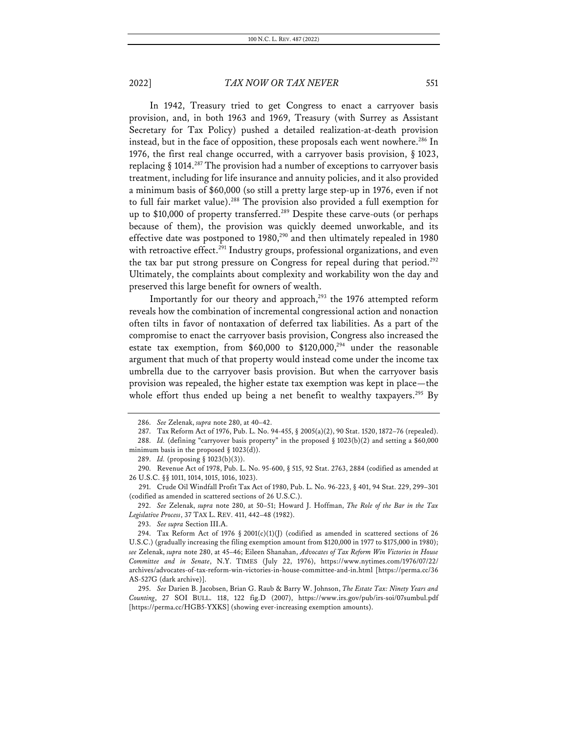In 1942, Treasury tried to get Congress to enact a carryover basis provision, and, in both 1963 and 1969, Treasury (with Surrey as Assistant Secretary for Tax Policy) pushed a detailed realization-at-death provision instead, but in the face of opposition, these proposals each went nowhere.[286] In 1976, the first real change occurred, with a carryover basis provision, § 1023, replacing § 1014.[287] The provision had a number of exceptions to carryover basis treatment, including for life insurance and annuity policies, and it also provided a minimum basis of $60,000 (so still a pretty large step-up in 1976, even if not to full fair market value).[288] The provision also provided a full exemption for up to $10,000 of property transferred.[289] Despite these carve-outs (or perhaps because of them), the provision was quickly deemed unworkable, and its effective date was postponed to 1980,[290] and then ultimately repealed in 1980 with retroactive effect.[291] Industry groups, professional organizations, and even the tax bar put strong pressure on Congress for repeal during that period.[292] Ultimately, the complaints about complexity and workability won the day and preserved this large benefit for owners of wealth.

Importantly for our theory and approach,[293] the 1976 attempted reform reveals how the combination of incremental congressional action and nonaction often tilts in favor of nontaxation of deferred tax liabilities. As a part of the compromise to enact the carryover basis provision, Congress also increased the estate tax exemption, from $60,000 to $120,000,[294] under the reasonable argument that much of that property would instead come under the income tax umbrella due to the carryover basis provision. But when the carryover basis provision was repealed, the higher estate tax exemption was kept in place—the whole effort thus ended up being a net benefit to wealthy taxpayers.[295] By

---

286. *See* Zelenak, *supra* note 280, at 40–42.

287. Tax Reform Act of 1976, Pub. L. No. 94-455, § 2005(a)(2), 90 Stat. 1520, 1872–76 (repealed).

288. *Id.* (defining "carryover basis property" in the proposed § 1023(b)(2) and setting a $60,000 minimum basis in the proposed § 1023(d)).

289. *Id.* (proposing § 1023(b)(3)).

290. Revenue Act of 1978, Pub. L. No. 95-600, § 515, 92 Stat. 2763, 2884 (codified as amended at 26 U.S.C. §§ 1011, 1014, 1015, 1016, 1023).

291. Crude Oil Windfall Profit Tax Act of 1980, Pub. L. No. 96-223, § 401, 94 Stat. 229, 299–301 (codified as amended in scattered sections of 26 U.S.C.).

292. *See* Zelenak, *supra* note 280, at 50–51; Howard J. Hoffman, *The Role of the Bar in the Tax Legislative Process*, 37 TAX L. REV. 411, 442–48 (1982).

293. *See supra* Section III.A.

294. Tax Reform Act of 1976 § 2001(c)(1)(J) (codified as amended in scattered sections of 26 U.S.C.) (gradually increasing the filing exemption amount from $120,000 in 1977 to $175,000 in 1980); *see* Zelenak, *supra* note 280, at 45–46; Eileen Shanahan, *Advocates of Tax Reform Win Victories in House Committee and in Senate*, N.Y. TIMES (July 22, 1976), https://www.nytimes.com/1976/07/22/archives/advocates-of-tax-reform-win-victories-in-house-committee-and-in.html [https://perma.cc/36AS-527G (dark archive)].

295. *See* Darien B. Jacobsen, Brian G. Raub & Barry W. Johnson, *The Estate Tax: Ninety Years and Counting*, 27 SOI BULL. 118, 122 fig.D (2007), https://www.irs.gov/pub/irs-soi/07sumbul.pdf [https://perma.cc/HGB5-YXKS] (showing ever-increasing exemption amounts).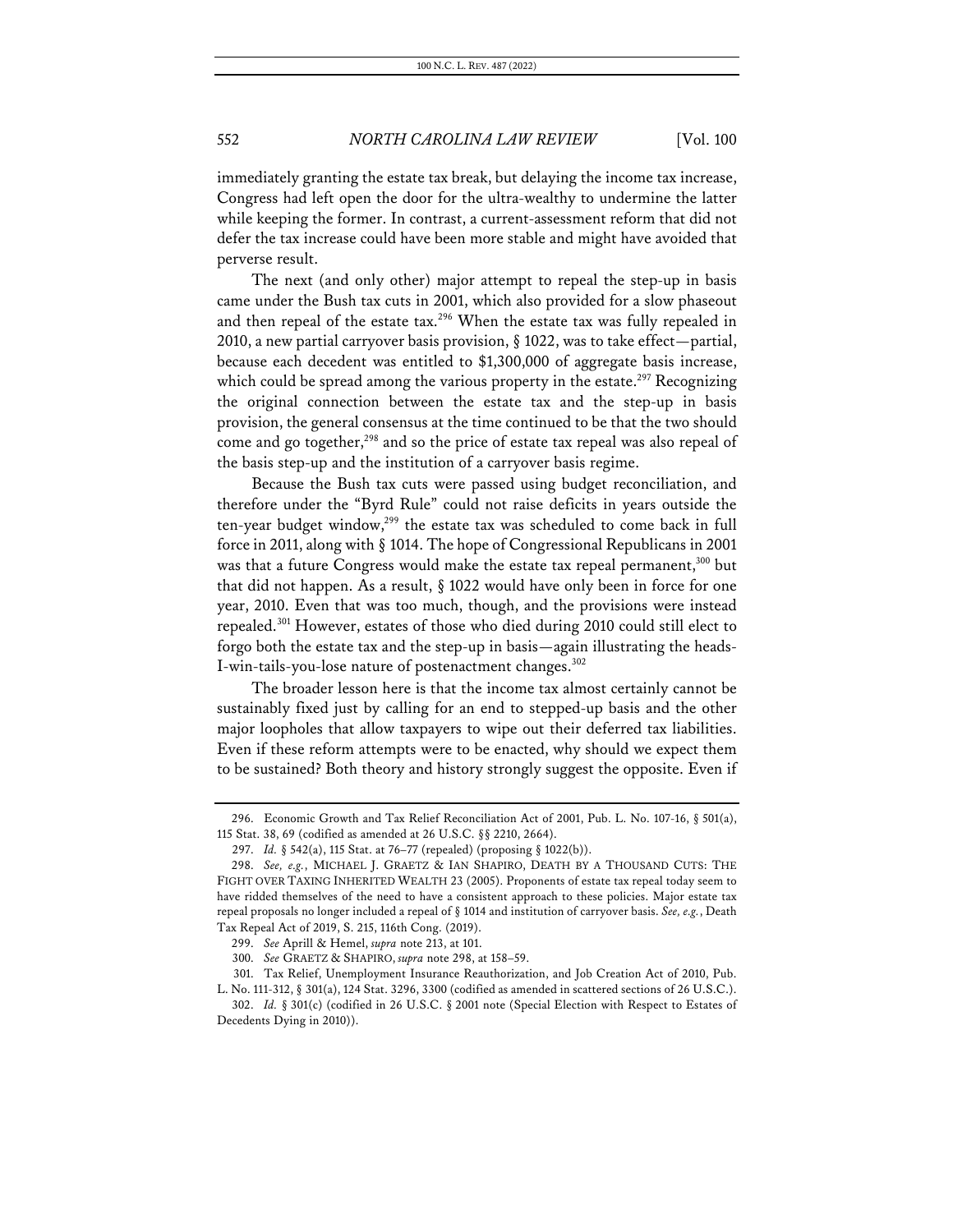immediately granting the estate tax break, but delaying the income tax increase, Congress had left open the door for the ultra-wealthy to undermine the latter while keeping the former. In contrast, a current-assessment reform that did not defer the tax increase could have been more stable and might have avoided that perverse result.

The next (and only other) major attempt to repeal the step-up in basis came under the Bush tax cuts in 2001, which also provided for a slow phaseout and then repeal of the estate tax.[296] When the estate tax was fully repealed in 2010, a new partial carryover basis provision, § 1022, was to take effect—partial, because each decedent was entitled to $1,300,000 of aggregate basis increase, which could be spread among the various property in the estate.[297] Recognizing the original connection between the estate tax and the step-up in basis provision, the general consensus at the time continued to be that the two should come and go together,[298] and so the price of estate tax repeal was also repeal of the basis step-up and the institution of a carryover basis regime.

Because the Bush tax cuts were passed using budget reconciliation, and therefore under the "Byrd Rule" could not raise deficits in years outside the ten-year budget window,[299] the estate tax was scheduled to come back in full force in 2011, along with § 1014. The hope of Congressional Republicans in 2001 was that a future Congress would make the estate tax repeal permanent,[300] but that did not happen. As a result, § 1022 would have only been in force for one year, 2010. Even that was too much, though, and the provisions were instead repealed.[301] However, estates of those who died during 2010 could still elect to forgo both the estate tax and the step-up in basis—again illustrating the heads-I-win-tails-you-lose nature of postenactment changes.[302]

The broader lesson here is that the income tax almost certainly cannot be sustainably fixed just by calling for an end to stepped-up basis and the other major loopholes that allow taxpayers to wipe out their deferred tax liabilities. Even if these reform attempts were to be enacted, why should we expect them to be sustained? Both theory and history strongly suggest the opposite. Even if

---

296. Economic Growth and Tax Relief Reconciliation Act of 2001, Pub. L. No. 107-16, § 501(a), 115 Stat. 38, 69 (codified as amended at 26 U.S.C. §§ 2210, 2664).

297. *Id.* § 542(a), 115 Stat. at 76–77 (repealed) (proposing § 1022(b)).

298. *See, e.g.*, MICHAEL J. GRAETZ & IAN SHAPIRO, DEATH BY A THOUSAND CUTS: THE FIGHT OVER TAXING INHERITED WEALTH 23 (2005). Proponents of estate tax repeal today seem to have ridded themselves of the need to have a consistent approach to these policies. Major estate tax repeal proposals no longer included a repeal of § 1014 and institution of carryover basis. *See, e.g.*, Death Tax Repeal Act of 2019, S. 215, 116th Cong. (2019).

299. *See* Aprill & Hemel, *supra* note 213, at 101.

300. *See* GRAETZ & SHAPIRO, *supra* note 298, at 158–59.

301. Tax Relief, Unemployment Insurance Reauthorization, and Job Creation Act of 2010, Pub. L. No. 111-312, § 301(a), 124 Stat. 3296, 3300 (codified as amended in scattered sections of 26 U.S.C.).

302. *Id.* § 301(c) (codified in 26 U.S.C. § 2001 note (Special Election with Respect to Estates of Decedents Dying in 2010)).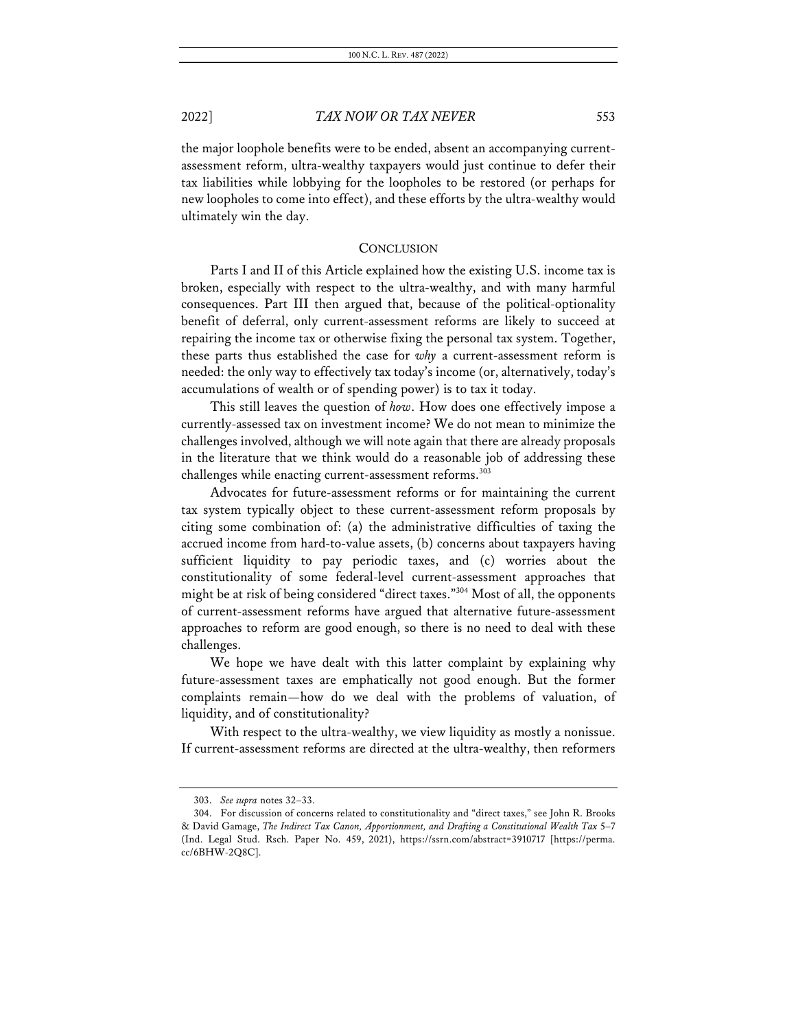the major loophole benefits were to be ended, absent an accompanying current-assessment reform, ultra-wealthy taxpayers would just continue to defer their tax liabilities while lobbying for the loopholes to be restored (or perhaps for new loopholes to come into effect), and these efforts by the ultra-wealthy would ultimately win the day.

## CONCLUSION

Parts I and II of this Article explained how the existing U.S. income tax is broken, especially with respect to the ultra-wealthy, and with many harmful consequences. Part III then argued that, because of the political-optionality benefit of deferral, only current-assessment reforms are likely to succeed at repairing the income tax or otherwise fixing the personal tax system. Together, these parts thus established the case for *why* a current-assessment reform is needed: the only way to effectively tax today's income (or, alternatively, today's accumulations of wealth or of spending power) is to tax it today.

This still leaves the question of *how*. How does one effectively impose a currently-assessed tax on investment income? We do not mean to minimize the challenges involved, although we will note again that there are already proposals in the literature that we think would do a reasonable job of addressing these challenges while enacting current-assessment reforms.[303]

Advocates for future-assessment reforms or for maintaining the current tax system typically object to these current-assessment reform proposals by citing some combination of: (a) the administrative difficulties of taxing the accrued income from hard-to-value assets, (b) concerns about taxpayers having sufficient liquidity to pay periodic taxes, and (c) worries about the constitutionality of some federal-level current-assessment approaches that might be at risk of being considered "direct taxes."[304] Most of all, the opponents of current-assessment reforms have argued that alternative future-assessment approaches to reform are good enough, so there is no need to deal with these challenges.

We hope we have dealt with this latter complaint by explaining why future-assessment taxes are emphatically not good enough. But the former complaints remain—how do we deal with the problems of valuation, of liquidity, and of constitutionality?

With respect to the ultra-wealthy, we view liquidity as mostly a nonissue. If current-assessment reforms are directed at the ultra-wealthy, then reformers

---

303. *See supra* notes 32–33.

304. For discussion of concerns related to constitutionality and "direct taxes," see John R. Brooks & David Gamage, *The Indirect Tax Canon, Apportionment, and Drafting a Constitutional Wealth Tax* 5–7 (Ind. Legal Stud. Rsch. Paper No. 459, 2021), https://ssrn.com/abstract=3910717 [https://perma.cc/6BHW-2Q8C].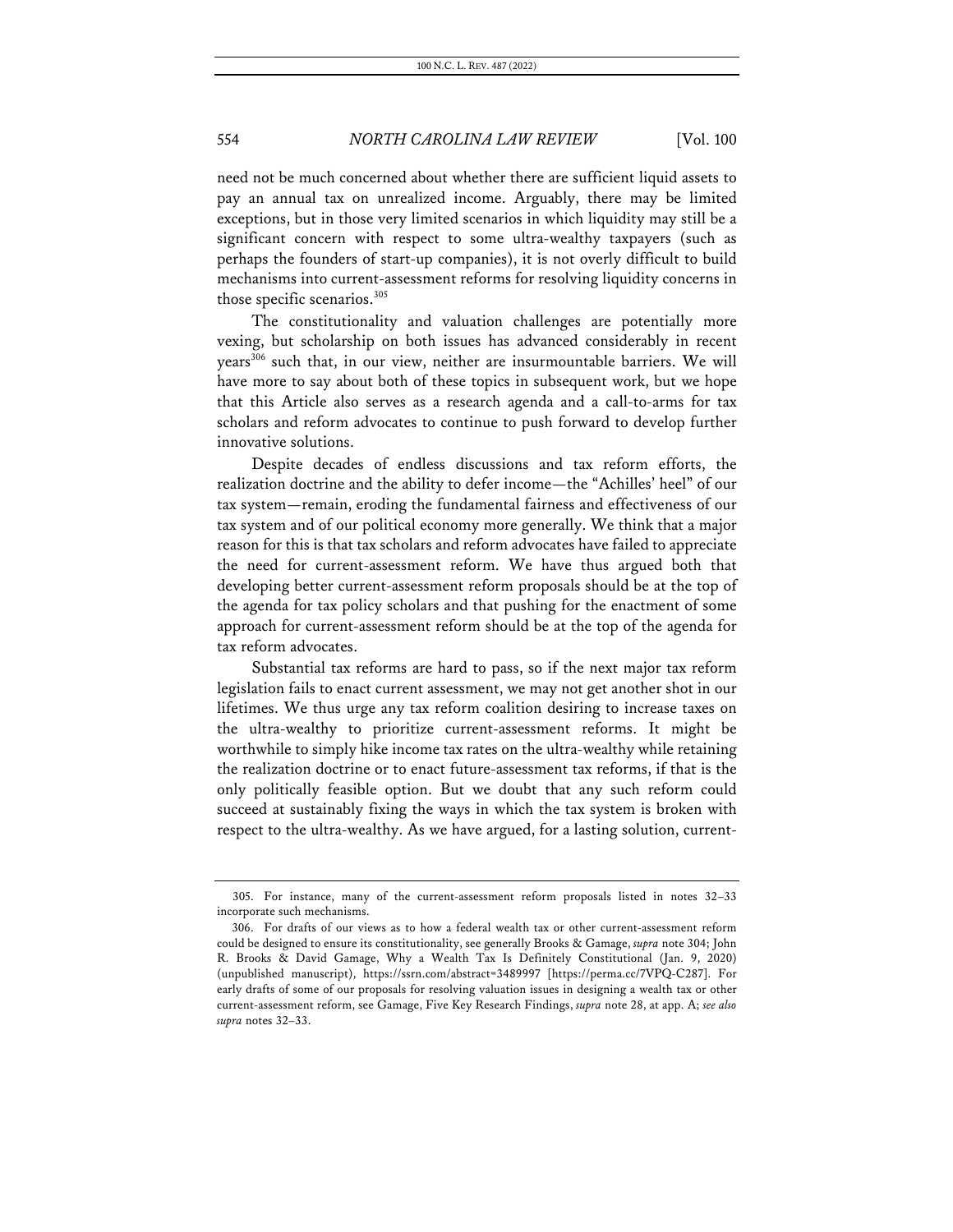need not be much concerned about whether there are sufficient liquid assets to pay an annual tax on unrealized income. Arguably, there may be limited exceptions, but in those very limited scenarios in which liquidity may still be a significant concern with respect to some ultra-wealthy taxpayers (such as perhaps the founders of start-up companies), it is not overly difficult to build mechanisms into current-assessment reforms for resolving liquidity concerns in those specific scenarios.[305]

The constitutionality and valuation challenges are potentially more vexing, but scholarship on both issues has advanced considerably in recent years[306] such that, in our view, neither are insurmountable barriers. We will have more to say about both of these topics in subsequent work, but we hope that this Article also serves as a research agenda and a call-to-arms for tax scholars and reform advocates to continue to push forward to develop further innovative solutions.

Despite decades of endless discussions and tax reform efforts, the realization doctrine and the ability to defer income—the "Achilles' heel" of our tax system—remain, eroding the fundamental fairness and effectiveness of our tax system and of our political economy more generally. We think that a major reason for this is that tax scholars and reform advocates have failed to appreciate the need for current-assessment reform. We have thus argued both that developing better current-assessment reform proposals should be at the top of the agenda for tax policy scholars and that pushing for the enactment of some approach for current-assessment reform should be at the top of the agenda for tax reform advocates.

Substantial tax reforms are hard to pass, so if the next major tax reform legislation fails to enact current assessment, we may not get another shot in our lifetimes. We thus urge any tax reform coalition desiring to increase taxes on the ultra-wealthy to prioritize current-assessment reforms. It might be worthwhile to simply hike income tax rates on the ultra-wealthy while retaining the realization doctrine or to enact future-assessment tax reforms, if that is the only politically feasible option. But we doubt that any such reform could succeed at sustainably fixing the ways in which the tax system is broken with respect to the ultra-wealthy. As we have argued, for a lasting solution, current-

---

305. For instance, many of the current-assessment reform proposals listed in notes 32–33 incorporate such mechanisms.

306. For drafts of our views as to how a federal wealth tax or other current-assessment reform could be designed to ensure its constitutionality, see generally Brooks & Gamage, *supra* note 304; John R. Brooks & David Gamage, Why a Wealth Tax Is Definitely Constitutional (Jan. 9, 2020) (unpublished manuscript), https://ssrn.com/abstract=3489997 [https://perma.cc/7VPQ-C287]. For early drafts of some of our proposals for resolving valuation issues in designing a wealth tax or other current-assessment reform, see Gamage, Five Key Research Findings, *supra* note 28, at app. A; *see also supra* notes 32–33.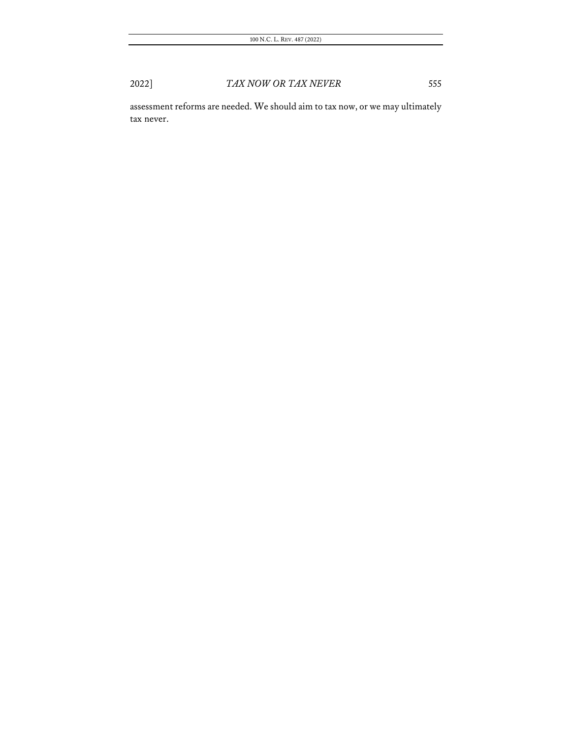assessment reforms are needed. We should aim to tax now, or we may ultimately tax never.